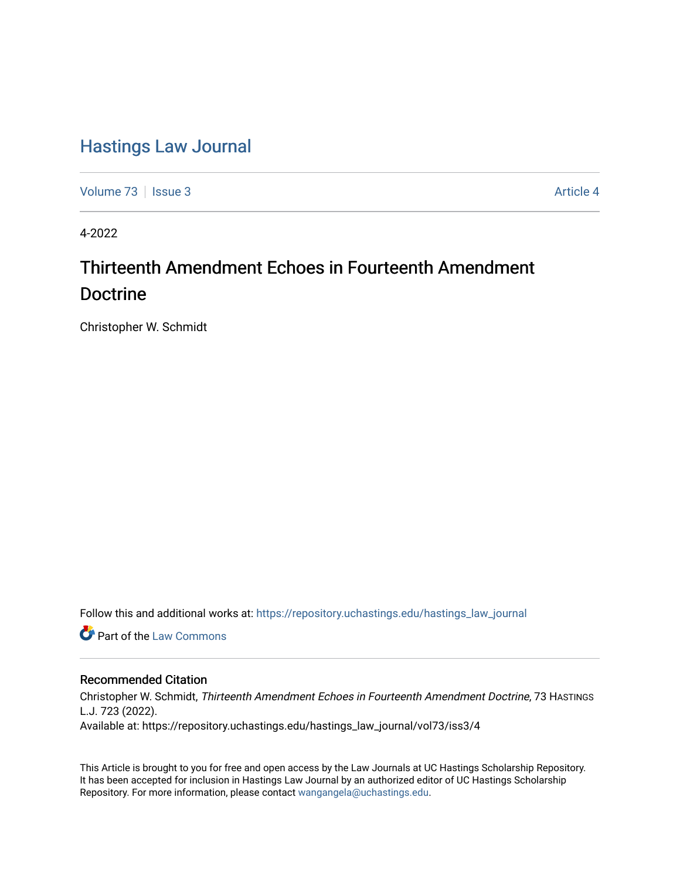# Hastings Law Journal

Volume 73 | Issue 3 | Article 4

4-2022

## Thirteenth Amendment Echoes in Fourteenth Amendment Doctrine

Christopher W. Schmidt

Follow this and additional works at: https://repository.uchastings.edu/hastings_law_journal

Part of the Law Commons

### Recommended Citation

Christopher W. Schmidt, *Thirteenth Amendment Echoes in Fourteenth Amendment Doctrine*, 73 HASTINGS L.J. 723 (2022).

Available at: https://repository.uchastings.edu/hastings_law_journal/vol73/iss3/4

This Article is brought to you for free and open access by the Law Journals at UC Hastings Scholarship Repository. It has been accepted for inclusion in Hastings Law Journal by an authorized editor of UC Hastings Scholarship Repository. For more information, please contact wangangela@uchastings.edu.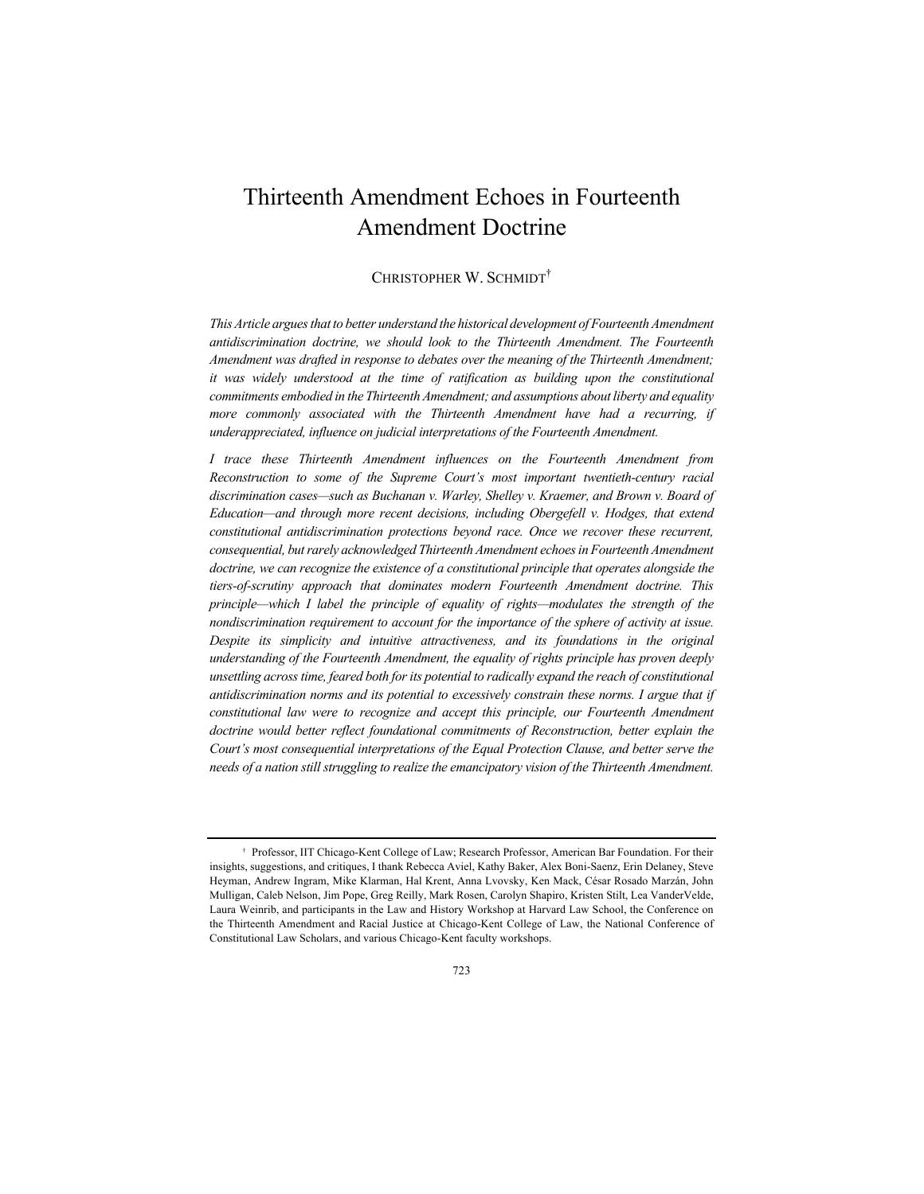# Thirteenth Amendment Echoes in Fourteenth Amendment Doctrine

CHRISTOPHER W. SCHMIDT[†]

*This Article argues that to better understand the historical development of Fourteenth Amendment antidiscrimination doctrine, we should look to the Thirteenth Amendment. The Fourteenth Amendment was drafted in response to debates over the meaning of the Thirteenth Amendment; it was widely understood at the time of ratification as building upon the constitutional commitments embodied in the Thirteenth Amendment; and assumptions about liberty and equality more commonly associated with the Thirteenth Amendment have had a recurring, if underappreciated, influence on judicial interpretations of the Fourteenth Amendment.*

*I trace these Thirteenth Amendment influences on the Fourteenth Amendment from Reconstruction to some of the Supreme Court's most important twentieth-century racial discrimination cases—such as Buchanan v. Warley, Shelley v. Kraemer, and Brown v. Board of Education—and through more recent decisions, including Obergefell v. Hodges, that extend constitutional antidiscrimination protections beyond race. Once we recover these recurrent, consequential, but rarely acknowledged Thirteenth Amendment echoes in Fourteenth Amendment doctrine, we can recognize the existence of a constitutional principle that operates alongside the tiers-of-scrutiny approach that dominates modern Fourteenth Amendment doctrine. This principle—which I label the principle of equality of rights—modulates the strength of the nondiscrimination requirement to account for the importance of the sphere of activity at issue. Despite its simplicity and intuitive attractiveness, and its foundations in the original understanding of the Fourteenth Amendment, the equality of rights principle has proven deeply unsettling across time, feared both for its potential to radically expand the reach of constitutional antidiscrimination norms and its potential to excessively constrain these norms. I argue that if constitutional law were to recognize and accept this principle, our Fourteenth Amendment doctrine would better reflect foundational commitments of Reconstruction, better explain the Court's most consequential interpretations of the Equal Protection Clause, and better serve the needs of a nation still struggling to realize the emancipatory vision of the Thirteenth Amendment.*

---

[†] Professor, IIT Chicago-Kent College of Law; Research Professor, American Bar Foundation. For their insights, suggestions, and critiques, I thank Rebecca Aviel, Kathy Baker, Alex Boni-Saenz, Erin Delaney, Steve Heyman, Andrew Ingram, Mike Klarman, Hal Krent, Anna Lvovsky, Ken Mack, César Rosado Marzán, John Mulligan, Caleb Nelson, Jim Pope, Greg Reilly, Mark Rosen, Carolyn Shapiro, Kristen Stilt, Lea VanderVelde, Laura Weinrib, and participants in the Law and History Workshop at Harvard Law School, the Conference on the Thirteenth Amendment and Racial Justice at Chicago-Kent College of Law, the National Conference of Constitutional Law Scholars, and various Chicago-Kent faculty workshops.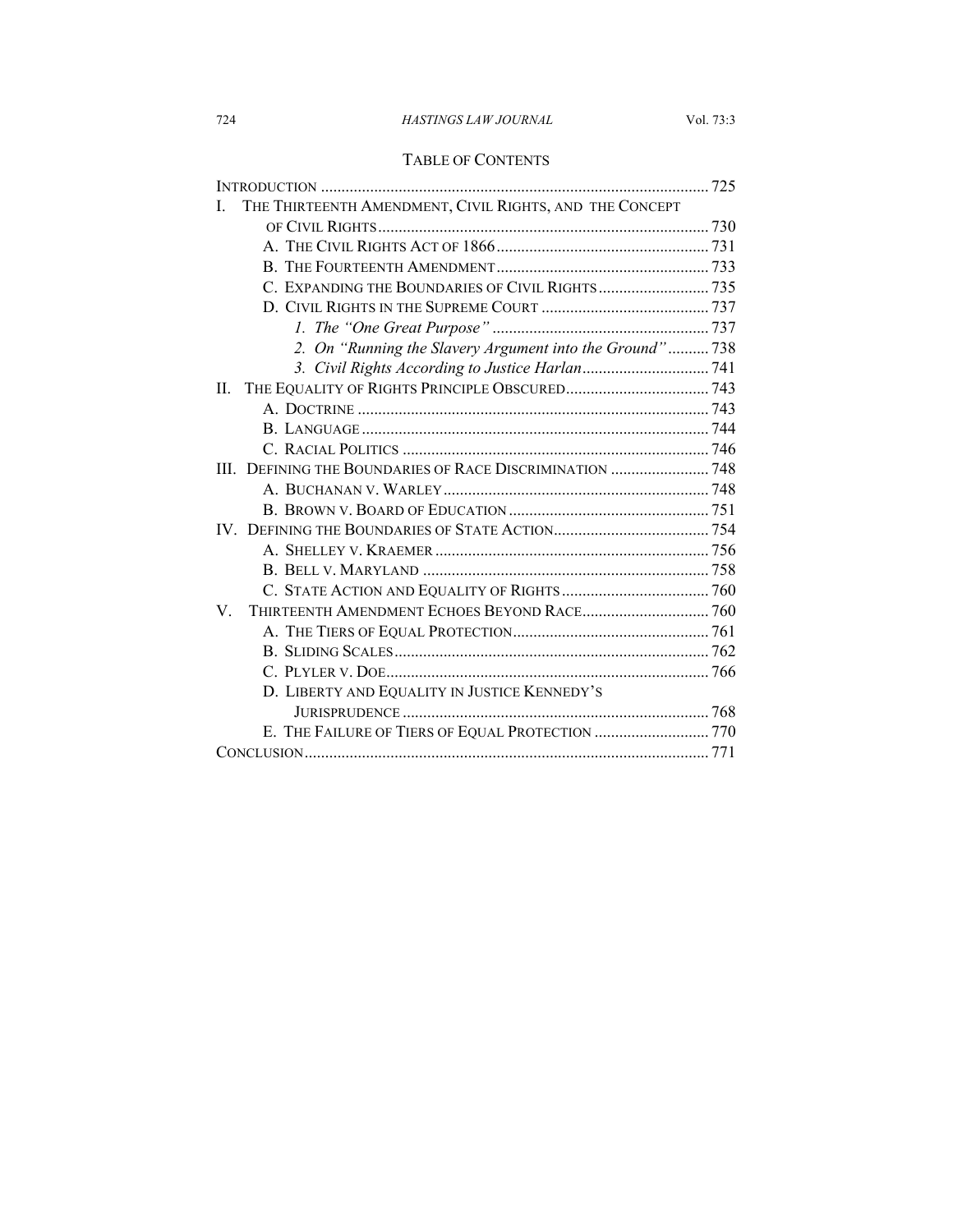## TABLE OF CONTENTS

INTRODUCTION .............................................................................................. 725

I. THE THIRTEENTH AMENDMENT, CIVIL RIGHTS, AND THE CONCEPT OF CIVIL RIGHTS ................................................................................. 730

- A. THE CIVIL RIGHTS ACT OF 1866 .................................................... 731
- B. THE FOURTEENTH AMENDMENT .................................................... 733
- C. EXPANDING THE BOUNDARIES OF CIVIL RIGHTS ........................... 735
- D. CIVIL RIGHTS IN THE SUPREME COURT ......................................... 737
  - *1. The "One Great Purpose"* ..................................................... 737
  - *2. On "Running the Slavery Argument into the Ground"* .......... 738
  - *3. Civil Rights According to Justice Harlan* ............................... 741

II. THE EQUALITY OF RIGHTS PRINCIPLE OBSCURED ................................... 743

- A. DOCTRINE ..................................................................................... 743
- B. LANGUAGE .................................................................................... 744
- C. RACIAL POLITICS .......................................................................... 746

III. DEFINING THE BOUNDARIES OF RACE DISCRIMINATION ........................ 748

- A. BUCHANAN V. WARLEY ................................................................. 748
- B. BROWN V. BOARD OF EDUCATION ................................................. 751

IV. DEFINING THE BOUNDARIES OF STATE ACTION ...................................... 754

- A. SHELLEY V. KRAEMER ................................................................... 756
- B. BELL V. MARYLAND ...................................................................... 758
- C. STATE ACTION AND EQUALITY OF RIGHTS .................................... 760

V. THIRTEENTH AMENDMENT ECHOES BEYOND RACE ............................... 760

- A. THE TIERS OF EQUAL PROTECTION ................................................ 761
- B. SLIDING SCALES ............................................................................ 762
- C. PLYLER V. DOE .............................................................................. 766
- D. LIBERTY AND EQUALITY IN JUSTICE KENNEDY'S JURISPRUDENCE .......................................................................... 768
- E. THE FAILURE OF TIERS OF EQUAL PROTECTION ............................ 770

CONCLUSION .................................................................................................. 771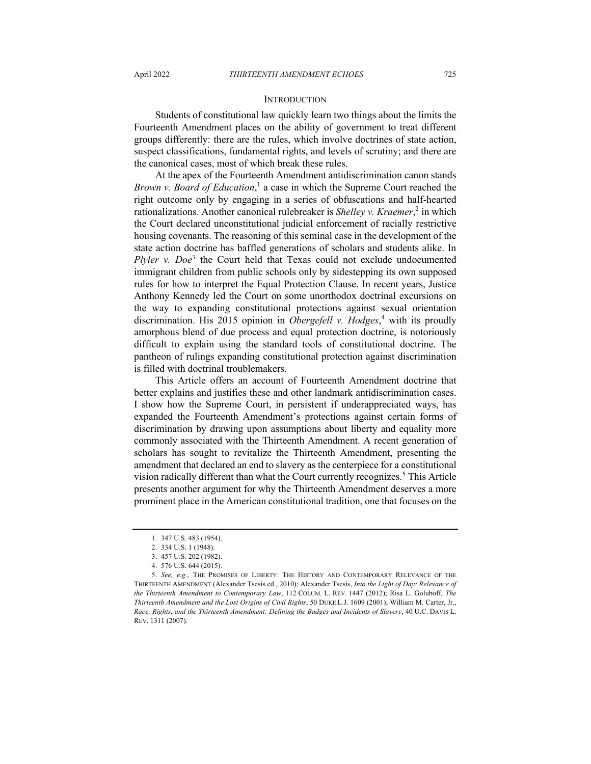## INTRODUCTION

Students of constitutional law quickly learn two things about the limits the Fourteenth Amendment places on the ability of government to treat different groups differently: there are the rules, which involve doctrines of state action, suspect classifications, fundamental rights, and levels of scrutiny; and there are the canonical cases, most of which break these rules.

At the apex of the Fourteenth Amendment antidiscrimination canon stands *Brown v. Board of Education*,[1] a case in which the Supreme Court reached the right outcome only by engaging in a series of obfuscations and half-hearted rationalizations. Another canonical rulebreaker is *Shelley v. Kraemer*,[2] in which the Court declared unconstitutional judicial enforcement of racially restrictive housing covenants. The reasoning of this seminal case in the development of the state action doctrine has baffled generations of scholars and students alike. In *Plyler v. Doe*[3] the Court held that Texas could not exclude undocumented immigrant children from public schools only by sidestepping its own supposed rules for how to interpret the Equal Protection Clause. In recent years, Justice Anthony Kennedy led the Court on some unorthodox doctrinal excursions on the way to expanding constitutional protections against sexual orientation discrimination. His 2015 opinion in *Obergefell v. Hodges*,[4] with its proudly amorphous blend of due process and equal protection doctrine, is notoriously difficult to explain using the standard tools of constitutional doctrine. The pantheon of rulings expanding constitutional protection against discrimination is filled with doctrinal troublemakers.

This Article offers an account of Fourteenth Amendment doctrine that better explains and justifies these and other landmark antidiscrimination cases. I show how the Supreme Court, in persistent if underappreciated ways, has expanded the Fourteenth Amendment's protections against certain forms of discrimination by drawing upon assumptions about liberty and equality more commonly associated with the Thirteenth Amendment. A recent generation of scholars has sought to revitalize the Thirteenth Amendment, presenting the amendment that declared an end to slavery as the centerpiece for a constitutional vision radically different than what the Court currently recognizes.[5] This Article presents another argument for why the Thirteenth Amendment deserves a more prominent place in the American constitutional tradition, one that focuses on the

---

1. 347 U.S. 483 (1954).

2. 334 U.S. 1 (1948).

3. 457 U.S. 202 (1982).

4. 576 U.S. 644 (2015).

5. *See, e.g.*, THE PROMISES OF LIBERTY: THE HISTORY AND CONTEMPORARY RELEVANCE OF THE THIRTEENTH AMENDMENT (Alexander Tsesis ed., 2010); Alexander Tsesis, *Into the Light of Day: Relevance of the Thirteenth Amendment to Contemporary Law*, 112 COLUM. L. REV. 1447 (2012); Risa L. Goluboff, *The Thirteenth Amendment and the Lost Origins of Civil Rights*, 50 DUKE L.J. 1609 (2001); William M. Carter, Jr., *Race, Rights, and the Thirteenth Amendment: Defining the Badges and Incidents of Slavery*, 40 U.C. DAVIS L. REV. 1311 (2007).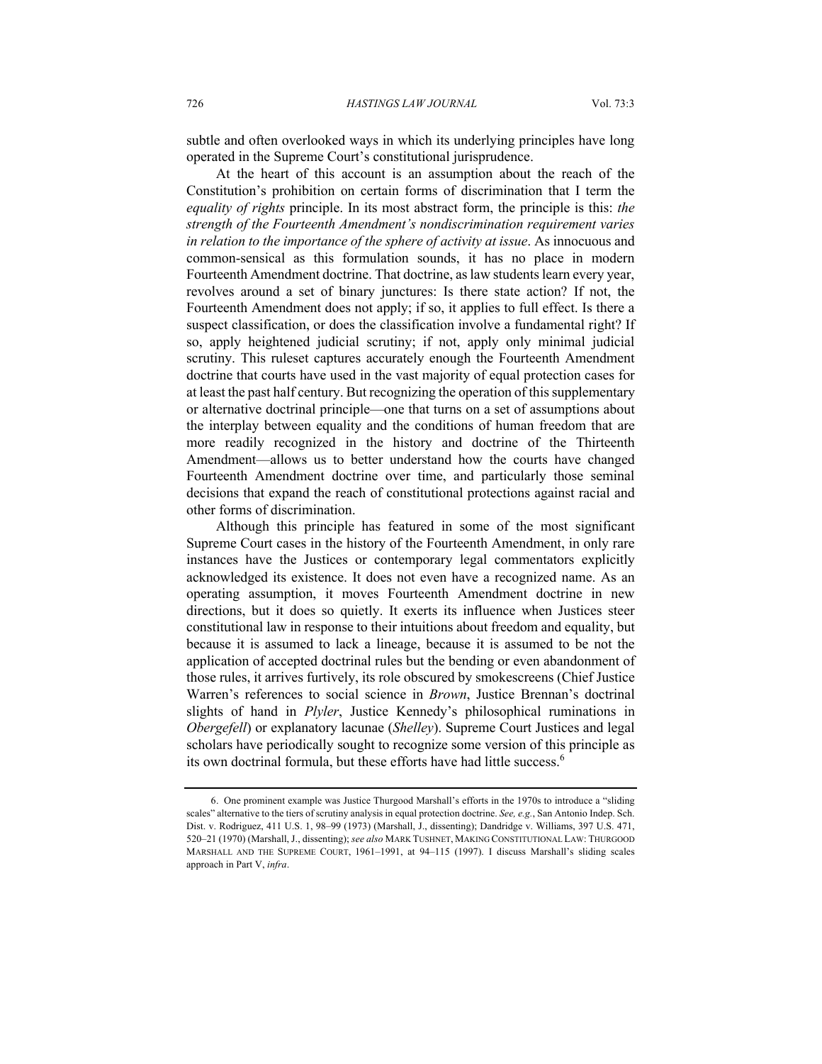subtle and often overlooked ways in which its underlying principles have long operated in the Supreme Court's constitutional jurisprudence.

At the heart of this account is an assumption about the reach of the Constitution's prohibition on certain forms of discrimination that I term the *equality of rights* principle. In its most abstract form, the principle is this: *the strength of the Fourteenth Amendment's nondiscrimination requirement varies in relation to the importance of the sphere of activity at issue*. As innocuous and common-sensical as this formulation sounds, it has no place in modern Fourteenth Amendment doctrine. That doctrine, as law students learn every year, revolves around a set of binary junctures: Is there state action? If not, the Fourteenth Amendment does not apply; if so, it applies to full effect. Is there a suspect classification, or does the classification involve a fundamental right? If so, apply heightened judicial scrutiny; if not, apply only minimal judicial scrutiny. This ruleset captures accurately enough the Fourteenth Amendment doctrine that courts have used in the vast majority of equal protection cases for at least the past half century. But recognizing the operation of this supplementary or alternative doctrinal principle—one that turns on a set of assumptions about the interplay between equality and the conditions of human freedom that are more readily recognized in the history and doctrine of the Thirteenth Amendment—allows us to better understand how the courts have changed Fourteenth Amendment doctrine over time, and particularly those seminal decisions that expand the reach of constitutional protections against racial and other forms of discrimination.

Although this principle has featured in some of the most significant Supreme Court cases in the history of the Fourteenth Amendment, in only rare instances have the Justices or contemporary legal commentators explicitly acknowledged its existence. It does not even have a recognized name. As an operating assumption, it moves Fourteenth Amendment doctrine in new directions, but it does so quietly. It exerts its influence when Justices steer constitutional law in response to their intuitions about freedom and equality, but because it is assumed to lack a lineage, because it is assumed to be not the application of accepted doctrinal rules but the bending or even abandonment of those rules, it arrives furtively, its role obscured by smokescreens (Chief Justice Warren's references to social science in *Brown*, Justice Brennan's doctrinal slights of hand in *Plyler*, Justice Kennedy's philosophical ruminations in *Obergefell*) or explanatory lacunae (*Shelley*). Supreme Court Justices and legal scholars have periodically sought to recognize some version of this principle as its own doctrinal formula, but these efforts have had little success.[6]

---

6. One prominent example was Justice Thurgood Marshall's efforts in the 1970s to introduce a "sliding scales" alternative to the tiers of scrutiny analysis in equal protection doctrine. *See, e.g.*, San Antonio Indep. Sch. Dist. v. Rodriguez, 411 U.S. 1, 98–99 (1973) (Marshall, J., dissenting); Dandridge v. Williams, 397 U.S. 471, 520–21 (1970) (Marshall, J., dissenting); *see also* MARK TUSHNET, MAKING CONSTITUTIONAL LAW: THURGOOD MARSHALL AND THE SUPREME COURT, 1961–1991, at 94–115 (1997). I discuss Marshall's sliding scales approach in Part V, *infra*.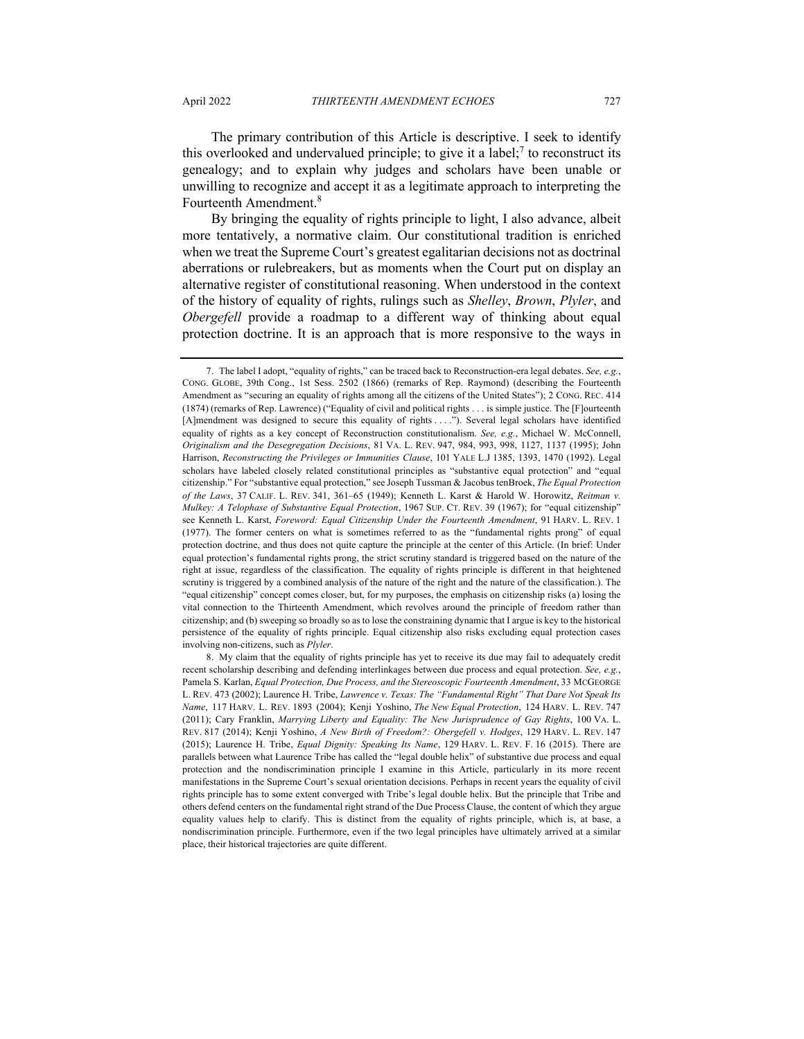The primary contribution of this Article is descriptive. I seek to identify this overlooked and undervalued principle; to give it a label;[7] to reconstruct its genealogy; and to explain why judges and scholars have been unable or unwilling to recognize and accept it as a legitimate approach to interpreting the Fourteenth Amendment.[8]

By bringing the equality of rights principle to light, I also advance, albeit more tentatively, a normative claim. Our constitutional tradition is enriched when we treat the Supreme Court's greatest egalitarian decisions not as doctrinal aberrations or rulebreakers, but as moments when the Court put on display an alternative register of constitutional reasoning. When understood in the context of the history of equality of rights, rulings such as *Shelley*, *Brown*, *Plyler*, and *Obergefell* provide a roadmap to a different way of thinking about equal protection doctrine. It is an approach that is more responsive to the ways in

---

7. The label I adopt, "equality of rights," can be traced back to Reconstruction-era legal debates. *See, e.g.*, CONG. GLOBE, 39th Cong., 1st Sess. 2502 (1866) (remarks of Rep. Raymond) (describing the Fourteenth Amendment as "securing an equality of rights among all the citizens of the United States"); 2 CONG. REC. 414 (1874) (remarks of Rep. Lawrence) ("Equality of civil and political rights . . . is simple justice. The [F]ourteenth [A]mendment was designed to secure this equality of rights . . . ."). Several legal scholars have identified equality of rights as a key concept of Reconstruction constitutionalism. *See, e.g.*, Michael W. McConnell, *Originalism and the Desegregation Decisions*, 81 VA. L. REV. 947, 984, 993, 998, 1127, 1137 (1995); John Harrison, *Reconstructing the Privileges or Immunities Clause*, 101 YALE L.J 1385, 1393, 1470 (1992). Legal scholars have labeled closely related constitutional principles as "substantive equal protection" and "equal citizenship." For "substantive equal protection," see Joseph Tussman & Jacobus tenBroek, *The Equal Protection of the Laws*, 37 CALIF. L. REV. 341, 361–65 (1949); Kenneth L. Karst & Harold W. Horowitz, *Reitman v. Mulkey: A Telophase of Substantive Equal Protection*, 1967 SUP. CT. REV. 39 (1967); for "equal citizenship" see Kenneth L. Karst, *Foreword: Equal Citizenship Under the Fourteenth Amendment*, 91 HARV. L. REV. 1 (1977). The former centers on what is sometimes referred to as the "fundamental rights prong" of equal protection doctrine, and thus does not quite capture the principle at the center of this Article. (In brief: Under equal protection's fundamental rights prong, the strict scrutiny standard is triggered based on the nature of the right at issue, regardless of the classification. The equality of rights principle is different in that heightened scrutiny is triggered by a combined analysis of the nature of the right and the nature of the classification.). The "equal citizenship" concept comes closer, but, for my purposes, the emphasis on citizenship risks (a) losing the vital connection to the Thirteenth Amendment, which revolves around the principle of freedom rather than citizenship; and (b) sweeping so broadly so as to lose the constraining dynamic that I argue is key to the historical persistence of the equality of rights principle. Equal citizenship also risks excluding equal protection cases involving non-citizens, such as *Plyler*.

8. My claim that the equality of rights principle has yet to receive its due may fail to adequately credit recent scholarship describing and defending interlinkages between due process and equal protection. *See, e.g.*, Pamela S. Karlan, *Equal Protection, Due Process, and the Stereoscopic Fourteenth Amendment*, 33 MCGEORGE L. REV. 473 (2002); Laurence H. Tribe, *Lawrence v. Texas: The "Fundamental Right" That Dare Not Speak Its Name*, 117 HARV. L. REV. 1893 (2004); Kenji Yoshino, *The New Equal Protection*, 124 HARV. L. REV. 747 (2011); Cary Franklin, *Marrying Liberty and Equality: The New Jurisprudence of Gay Rights*, 100 VA. L. REV. 817 (2014); Kenji Yoshino, *A New Birth of Freedom?: Obergefell v. Hodges*, 129 HARV. L. REV. 147 (2015); Laurence H. Tribe, *Equal Dignity: Speaking Its Name*, 129 HARV. L. REV. F. 16 (2015). There are parallels between what Laurence Tribe has called the "legal double helix" of substantive due process and equal protection and the nondiscrimination principle I examine in this Article, particularly in its more recent manifestations in the Supreme Court's sexual orientation decisions. Perhaps in recent years the equality of civil rights principle has to some extent converged with Tribe's legal double helix. But the principle that Tribe and others defend centers on the fundamental right strand of the Due Process Clause, the content of which they argue equality values help to clarify. This is distinct from the equality of rights principle, which is, at base, a nondiscrimination principle. Furthermore, even if the two legal principles have ultimately arrived at a similar place, their historical trajectories are quite different.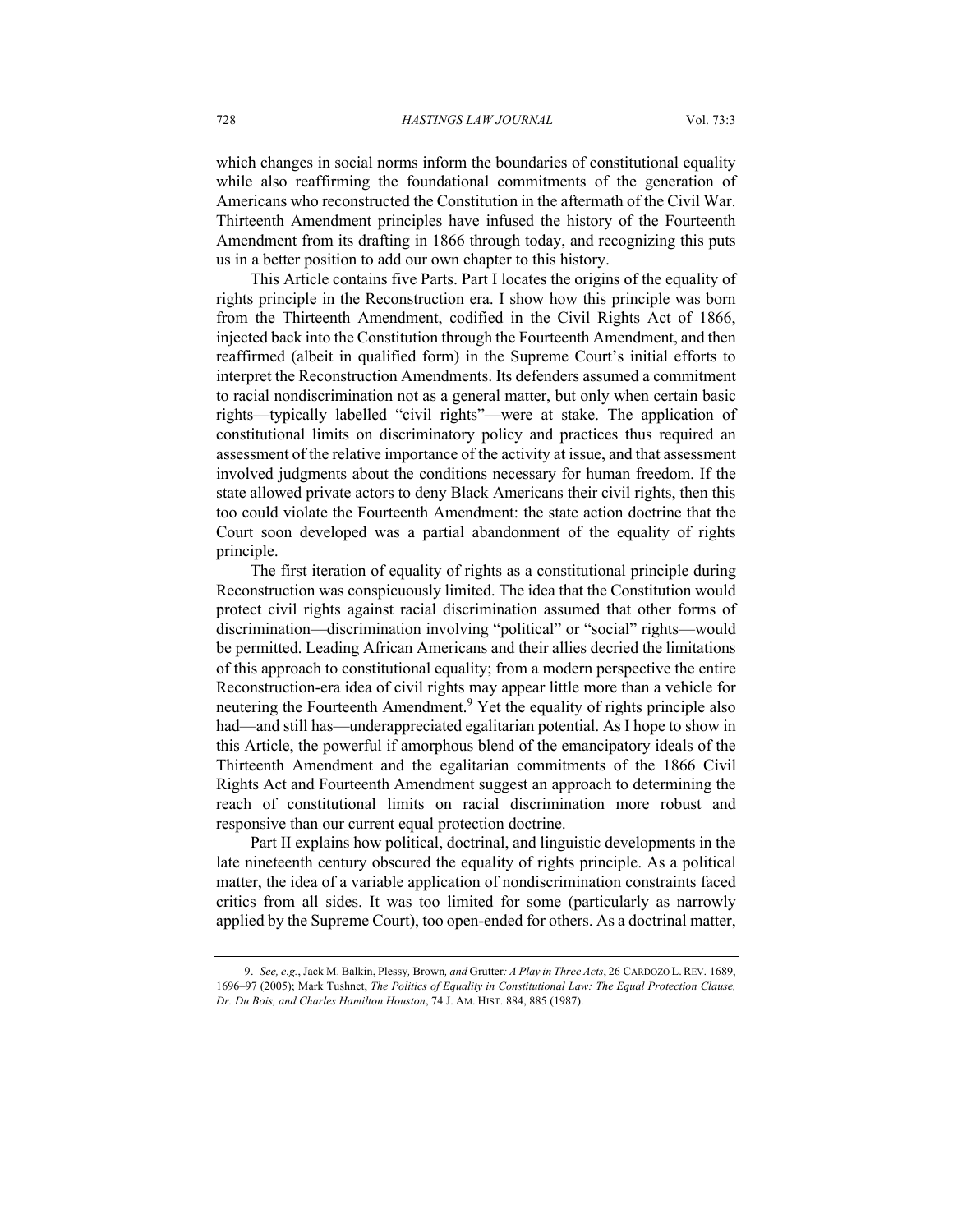which changes in social norms inform the boundaries of constitutional equality while also reaffirming the foundational commitments of the generation of Americans who reconstructed the Constitution in the aftermath of the Civil War. Thirteenth Amendment principles have infused the history of the Fourteenth Amendment from its drafting in 1866 through today, and recognizing this puts us in a better position to add our own chapter to this history.

This Article contains five Parts. Part I locates the origins of the equality of rights principle in the Reconstruction era. I show how this principle was born from the Thirteenth Amendment, codified in the Civil Rights Act of 1866, injected back into the Constitution through the Fourteenth Amendment, and then reaffirmed (albeit in qualified form) in the Supreme Court's initial efforts to interpret the Reconstruction Amendments. Its defenders assumed a commitment to racial nondiscrimination not as a general matter, but only when certain basic rights—typically labelled "civil rights"—were at stake. The application of constitutional limits on discriminatory policy and practices thus required an assessment of the relative importance of the activity at issue, and that assessment involved judgments about the conditions necessary for human freedom. If the state allowed private actors to deny Black Americans their civil rights, then this too could violate the Fourteenth Amendment: the state action doctrine that the Court soon developed was a partial abandonment of the equality of rights principle.

The first iteration of equality of rights as a constitutional principle during Reconstruction was conspicuously limited. The idea that the Constitution would protect civil rights against racial discrimination assumed that other forms of discrimination—discrimination involving "political" or "social" rights—would be permitted. Leading African Americans and their allies decried the limitations of this approach to constitutional equality; from a modern perspective the entire Reconstruction-era idea of civil rights may appear little more than a vehicle for neutering the Fourteenth Amendment.[9] Yet the equality of rights principle also had—and still has—underappreciated egalitarian potential. As I hope to show in this Article, the powerful if amorphous blend of the emancipatory ideals of the Thirteenth Amendment and the egalitarian commitments of the 1866 Civil Rights Act and Fourteenth Amendment suggest an approach to determining the reach of constitutional limits on racial discrimination more robust and responsive than our current equal protection doctrine.

Part II explains how political, doctrinal, and linguistic developments in the late nineteenth century obscured the equality of rights principle. As a political matter, the idea of a variable application of nondiscrimination constraints faced critics from all sides. It was too limited for some (particularly as narrowly applied by the Supreme Court), too open-ended for others. As a doctrinal matter,

---

9. *See, e.g.*, Jack M. Balkin, *Plessy, Brown, and Grutter: A Play in Three Acts*, 26 CARDOZO L. REV. 1689, 1696–97 (2005); Mark Tushnet, *The Politics of Equality in Constitutional Law: The Equal Protection Clause, Dr. Du Bois, and Charles Hamilton Houston*, 74 J. AM. HIST. 884, 885 (1987).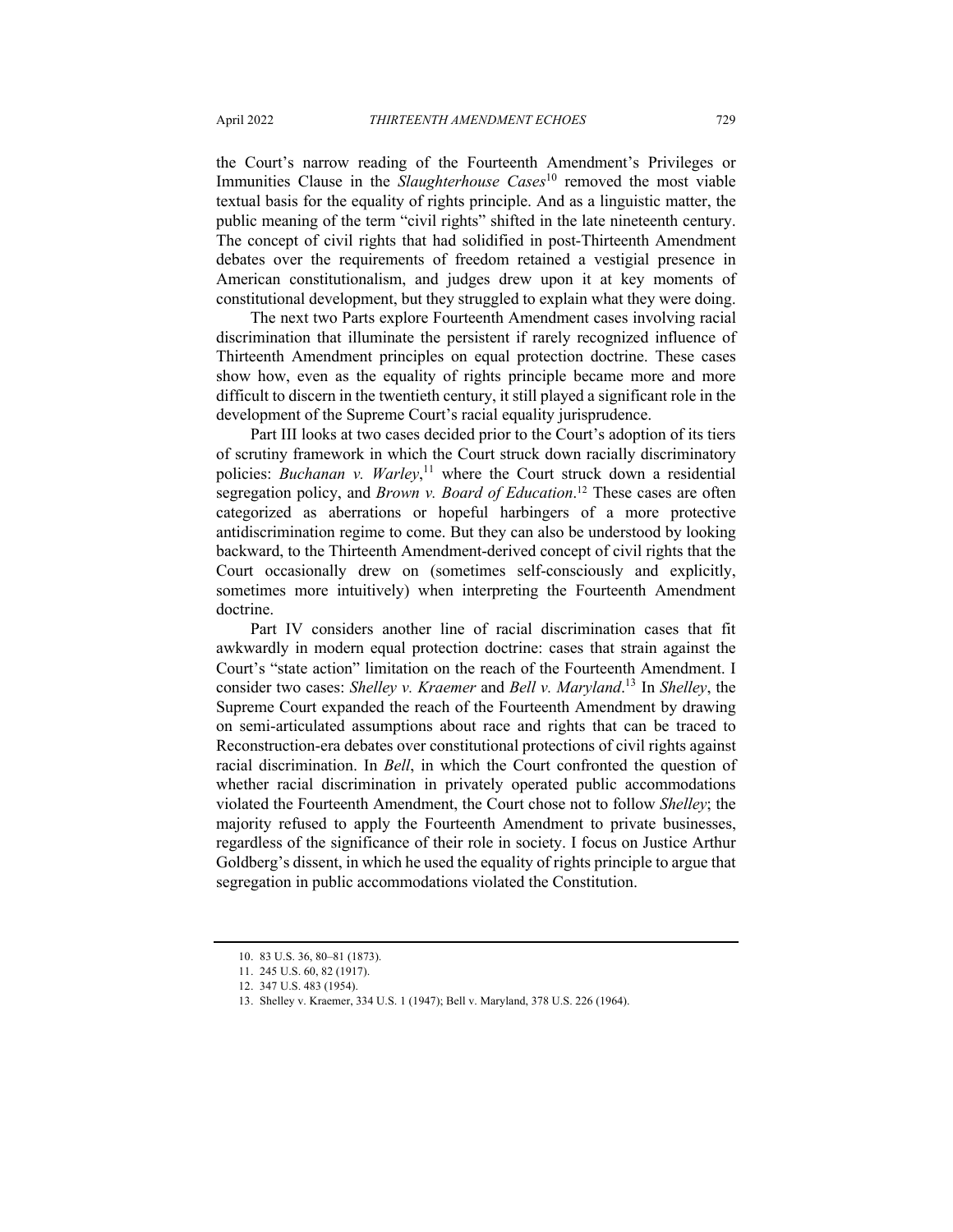the Court's narrow reading of the Fourteenth Amendment's Privileges or Immunities Clause in the *Slaughterhouse Cases*[10] removed the most viable textual basis for the equality of rights principle. And as a linguistic matter, the public meaning of the term "civil rights" shifted in the late nineteenth century. The concept of civil rights that had solidified in post-Thirteenth Amendment debates over the requirements of freedom retained a vestigial presence in American constitutionalism, and judges drew upon it at key moments of constitutional development, but they struggled to explain what they were doing.

The next two Parts explore Fourteenth Amendment cases involving racial discrimination that illuminate the persistent if rarely recognized influence of Thirteenth Amendment principles on equal protection doctrine. These cases show how, even as the equality of rights principle became more and more difficult to discern in the twentieth century, it still played a significant role in the development of the Supreme Court's racial equality jurisprudence.

Part III looks at two cases decided prior to the Court's adoption of its tiers of scrutiny framework in which the Court struck down racially discriminatory policies: *Buchanan v. Warley*,[11] where the Court struck down a residential segregation policy, and *Brown v. Board of Education*.[12] These cases are often categorized as aberrations or hopeful harbingers of a more protective antidiscrimination regime to come. But they can also be understood by looking backward, to the Thirteenth Amendment-derived concept of civil rights that the Court occasionally drew on (sometimes self-consciously and explicitly, sometimes more intuitively) when interpreting the Fourteenth Amendment doctrine.

Part IV considers another line of racial discrimination cases that fit awkwardly in modern equal protection doctrine: cases that strain against the Court's "state action" limitation on the reach of the Fourteenth Amendment. I consider two cases: *Shelley v. Kraemer* and *Bell v. Maryland*.[13] In *Shelley*, the Supreme Court expanded the reach of the Fourteenth Amendment by drawing on semi-articulated assumptions about race and rights that can be traced to Reconstruction-era debates over constitutional protections of civil rights against racial discrimination. In *Bell*, in which the Court confronted the question of whether racial discrimination in privately operated public accommodations violated the Fourteenth Amendment, the Court chose not to follow *Shelley*; the majority refused to apply the Fourteenth Amendment to private businesses, regardless of the significance of their role in society. I focus on Justice Arthur Goldberg's dissent, in which he used the equality of rights principle to argue that segregation in public accommodations violated the Constitution.

---

10. 83 U.S. 36, 80–81 (1873).
11. 245 U.S. 60, 82 (1917).
12. 347 U.S. 483 (1954).
13. Shelley v. Kraemer, 334 U.S. 1 (1947); Bell v. Maryland, 378 U.S. 226 (1964).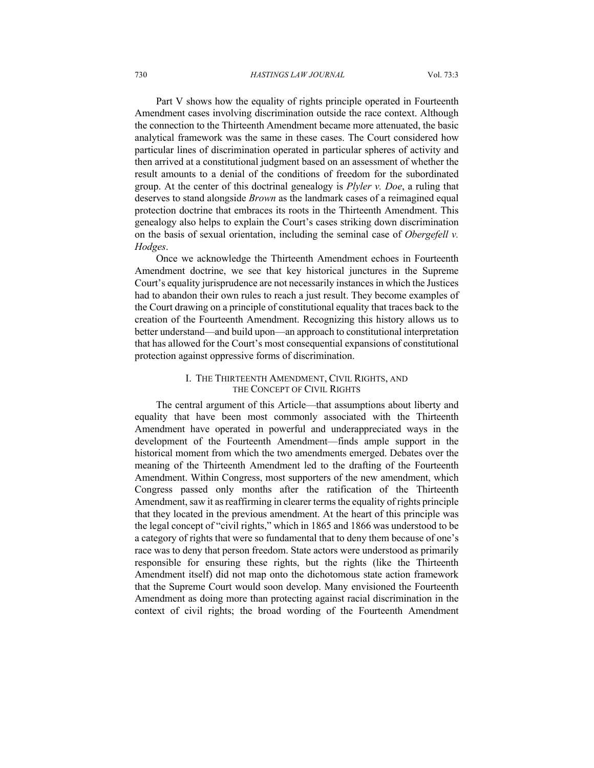Part V shows how the equality of rights principle operated in Fourteenth Amendment cases involving discrimination outside the race context. Although the connection to the Thirteenth Amendment became more attenuated, the basic analytical framework was the same in these cases. The Court considered how particular lines of discrimination operated in particular spheres of activity and then arrived at a constitutional judgment based on an assessment of whether the result amounts to a denial of the conditions of freedom for the subordinated group. At the center of this doctrinal genealogy is *Plyler v. Doe*, a ruling that deserves to stand alongside *Brown* as the landmark cases of a reimagined equal protection doctrine that embraces its roots in the Thirteenth Amendment. This genealogy also helps to explain the Court's cases striking down discrimination on the basis of sexual orientation, including the seminal case of *Obergefell v. Hodges*.

Once we acknowledge the Thirteenth Amendment echoes in Fourteenth Amendment doctrine, we see that key historical junctures in the Supreme Court's equality jurisprudence are not necessarily instances in which the Justices had to abandon their own rules to reach a just result. They become examples of the Court drawing on a principle of constitutional equality that traces back to the creation of the Fourteenth Amendment. Recognizing this history allows us to better understand—and build upon—an approach to constitutional interpretation that has allowed for the Court's most consequential expansions of constitutional protection against oppressive forms of discrimination.

## I. The Thirteenth Amendment, Civil Rights, and the Concept of Civil Rights

The central argument of this Article—that assumptions about liberty and equality that have been most commonly associated with the Thirteenth Amendment have operated in powerful and underappreciated ways in the development of the Fourteenth Amendment—finds ample support in the historical moment from which the two amendments emerged. Debates over the meaning of the Thirteenth Amendment led to the drafting of the Fourteenth Amendment. Within Congress, most supporters of the new amendment, which Congress passed only months after the ratification of the Thirteenth Amendment, saw it as reaffirming in clearer terms the equality of rights principle that they located in the previous amendment. At the heart of this principle was the legal concept of "civil rights," which in 1865 and 1866 was understood to be a category of rights that were so fundamental that to deny them because of one's race was to deny that person freedom. State actors were understood as primarily responsible for ensuring these rights, but the rights (like the Thirteenth Amendment itself) did not map onto the dichotomous state action framework that the Supreme Court would soon develop. Many envisioned the Fourteenth Amendment as doing more than protecting against racial discrimination in the context of civil rights; the broad wording of the Fourteenth Amendment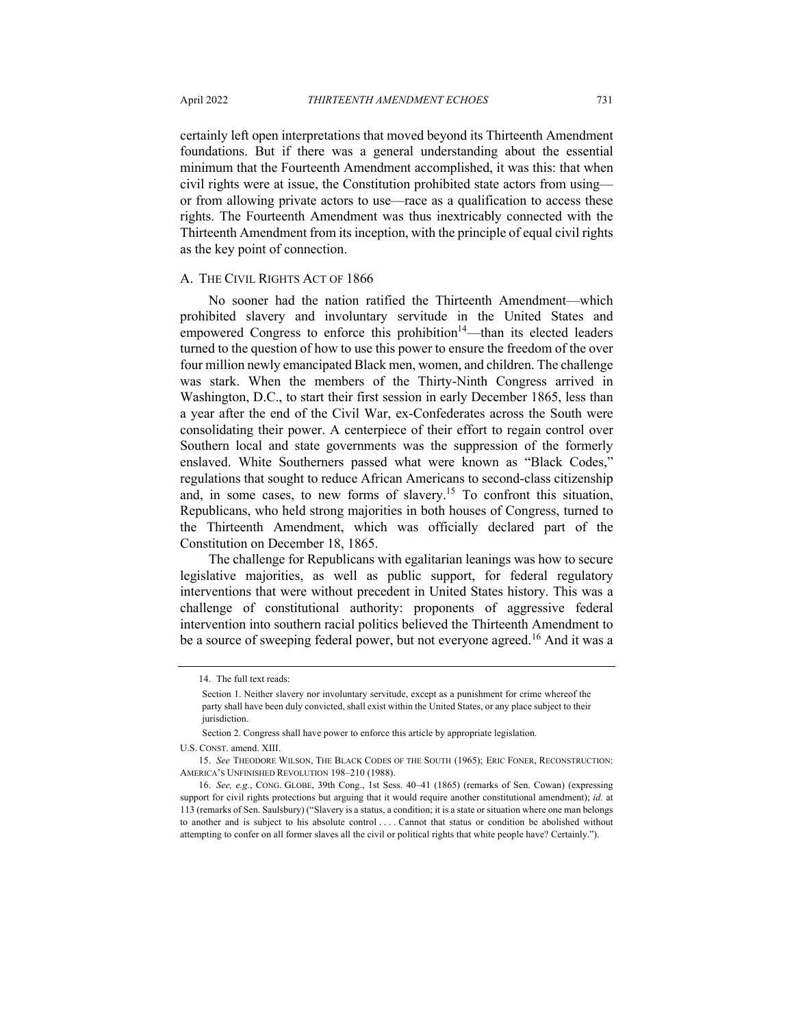certainly left open interpretations that moved beyond its Thirteenth Amendment foundations. But if there was a general understanding about the essential minimum that the Fourteenth Amendment accomplished, it was this: that when civil rights were at issue, the Constitution prohibited state actors from using—or from allowing private actors to use—race as a qualification to access these rights. The Fourteenth Amendment was thus inextricably connected with the Thirteenth Amendment from its inception, with the principle of equal civil rights as the key point of connection.

### A. The Civil Rights Act of 1866

No sooner had the nation ratified the Thirteenth Amendment—which prohibited slavery and involuntary servitude in the United States and empowered Congress to enforce this prohibition[14]—than its elected leaders turned to the question of how to use this power to ensure the freedom of the over four million newly emancipated Black men, women, and children. The challenge was stark. When the members of the Thirty-Ninth Congress arrived in Washington, D.C., to start their first session in early December 1865, less than a year after the end of the Civil War, ex-Confederates across the South were consolidating their power. A centerpiece of their effort to regain control over Southern local and state governments was the suppression of the formerly enslaved. White Southerners passed what were known as "Black Codes," regulations that sought to reduce African Americans to second-class citizenship and, in some cases, to new forms of slavery.[15] To confront this situation, Republicans, who held strong majorities in both houses of Congress, turned to the Thirteenth Amendment, which was officially declared part of the Constitution on December 18, 1865.

The challenge for Republicans with egalitarian leanings was how to secure legislative majorities, as well as public support, for federal regulatory interventions that were without precedent in United States history. This was a challenge of constitutional authority: proponents of aggressive federal intervention into southern racial politics believed the Thirteenth Amendment to be a source of sweeping federal power, but not everyone agreed.[16] And it was a

---

14. The full text reads:

> Section 1. Neither slavery nor involuntary servitude, except as a punishment for crime whereof the party shall have been duly convicted, shall exist within the United States, or any place subject to their jurisdiction.
>
> Section 2. Congress shall have power to enforce this article by appropriate legislation.

U.S. Const. amend. XIII.

15. *See* Theodore Wilson, The Black Codes of the South (1965); Eric Foner, Reconstruction: America's Unfinished Revolution 198–210 (1988).

16. *See, e.g.*, Cong. Globe, 39th Cong., 1st Sess. 40–41 (1865) (remarks of Sen. Cowan) (expressing support for civil rights protections but arguing that it would require another constitutional amendment); *id.* at 113 (remarks of Sen. Saulsbury) ("Slavery is a status, a condition; it is a state or situation where one man belongs to another and is subject to his absolute control . . . . Cannot that status or condition be abolished without attempting to confer on all former slaves all the civil or political rights that white people have? Certainly.").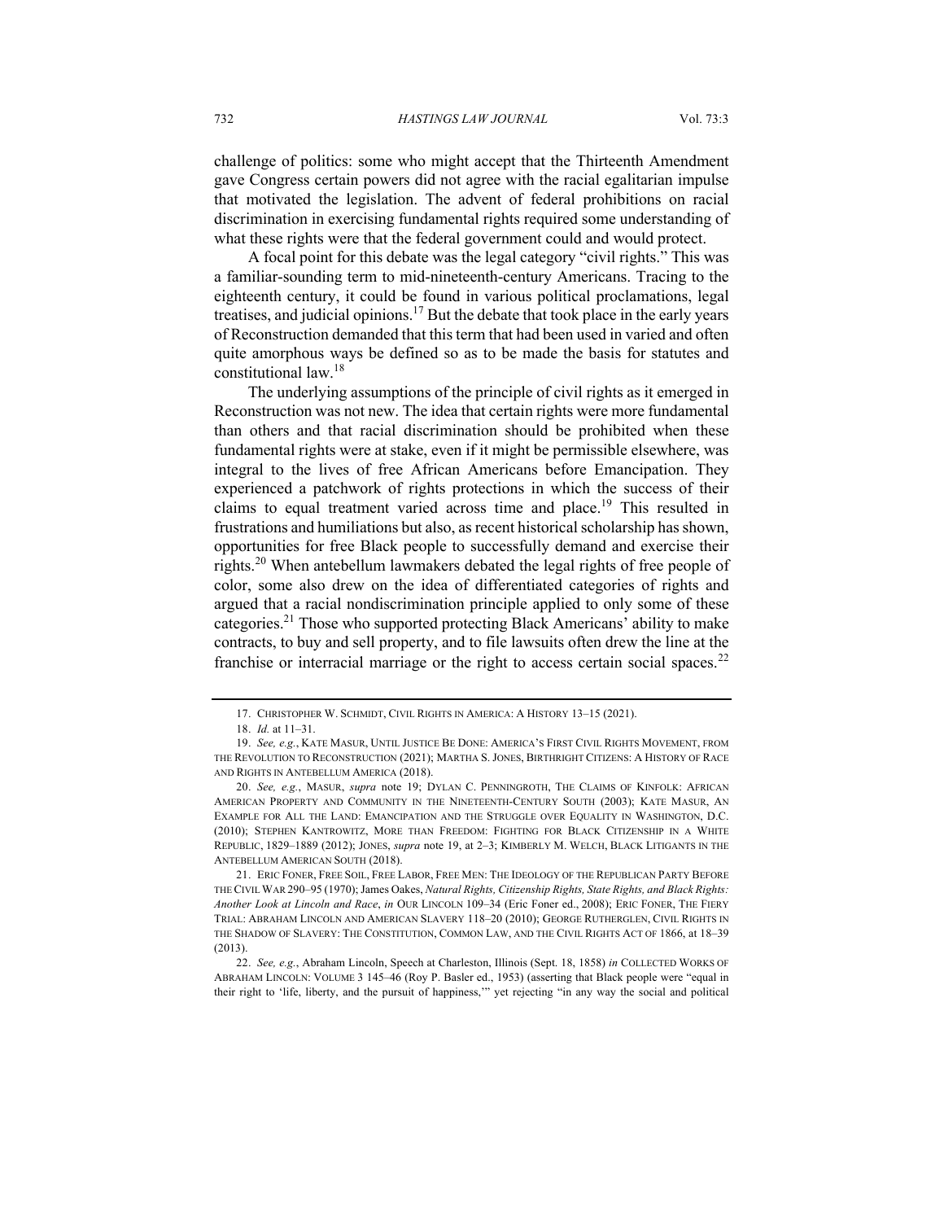challenge of politics: some who might accept that the Thirteenth Amendment gave Congress certain powers did not agree with the racial egalitarian impulse that motivated the legislation. The advent of federal prohibitions on racial discrimination in exercising fundamental rights required some understanding of what these rights were that the federal government could and would protect.

A focal point for this debate was the legal category "civil rights." This was a familiar-sounding term to mid-nineteenth-century Americans. Tracing to the eighteenth century, it could be found in various political proclamations, legal treatises, and judicial opinions.[17] But the debate that took place in the early years of Reconstruction demanded that this term that had been used in varied and often quite amorphous ways be defined so as to be made the basis for statutes and constitutional law.[18]

The underlying assumptions of the principle of civil rights as it emerged in Reconstruction was not new. The idea that certain rights were more fundamental than others and that racial discrimination should be prohibited when these fundamental rights were at stake, even if it might be permissible elsewhere, was integral to the lives of free African Americans before Emancipation. They experienced a patchwork of rights protections in which the success of their claims to equal treatment varied across time and place.[19] This resulted in frustrations and humiliations but also, as recent historical scholarship has shown, opportunities for free Black people to successfully demand and exercise their rights.[20] When antebellum lawmakers debated the legal rights of free people of color, some also drew on the idea of differentiated categories of rights and argued that a racial nondiscrimination principle applied to only some of these categories.[21] Those who supported protecting Black Americans' ability to make contracts, to buy and sell property, and to file lawsuits often drew the line at the franchise or interracial marriage or the right to access certain social spaces.[22]

---

17. CHRISTOPHER W. SCHMIDT, CIVIL RIGHTS IN AMERICA: A HISTORY 13–15 (2021).

18. *Id.* at 11–31.

19. *See, e.g.*, KATE MASUR, UNTIL JUSTICE BE DONE: AMERICA'S FIRST CIVIL RIGHTS MOVEMENT, FROM THE REVOLUTION TO RECONSTRUCTION (2021); MARTHA S. JONES, BIRTHRIGHT CITIZENS: A HISTORY OF RACE AND RIGHTS IN ANTEBELLUM AMERICA (2018).

20. *See, e.g.*, MASUR, *supra* note 19; DYLAN C. PENNINGROTH, THE CLAIMS OF KINFOLK: AFRICAN AMERICAN PROPERTY AND COMMUNITY IN THE NINETEENTH-CENTURY SOUTH (2003); KATE MASUR, AN EXAMPLE FOR ALL THE LAND: EMANCIPATION AND THE STRUGGLE OVER EQUALITY IN WASHINGTON, D.C. (2010); STEPHEN KANTROWITZ, MORE THAN FREEDOM: FIGHTING FOR BLACK CITIZENSHIP IN A WHITE REPUBLIC, 1829–1889 (2012); JONES, *supra* note 19, at 2–3; KIMBERLY M. WELCH, BLACK LITIGANTS IN THE ANTEBELLUM AMERICAN SOUTH (2018).

21. ERIC FONER, FREE SOIL, FREE LABOR, FREE MEN: THE IDEOLOGY OF THE REPUBLICAN PARTY BEFORE THE CIVIL WAR 290–95 (1970); James Oakes, *Natural Rights, Citizenship Rights, State Rights, and Black Rights: Another Look at Lincoln and Race*, *in* OUR LINCOLN 109–34 (Eric Foner ed., 2008); ERIC FONER, THE FIERY TRIAL: ABRAHAM LINCOLN AND AMERICAN SLAVERY 118–20 (2010); GEORGE RUTHERGLEN, CIVIL RIGHTS IN THE SHADOW OF SLAVERY: THE CONSTITUTION, COMMON LAW, AND THE CIVIL RIGHTS ACT OF 1866, at 18–39 (2013).

22. *See, e.g.*, Abraham Lincoln, Speech at Charleston, Illinois (Sept. 18, 1858) *in* COLLECTED WORKS OF ABRAHAM LINCOLN: VOLUME 3 145–46 (Roy P. Basler ed., 1953) (asserting that Black people were "equal in their right to 'life, liberty, and the pursuit of happiness,'" yet rejecting "in any way the social and political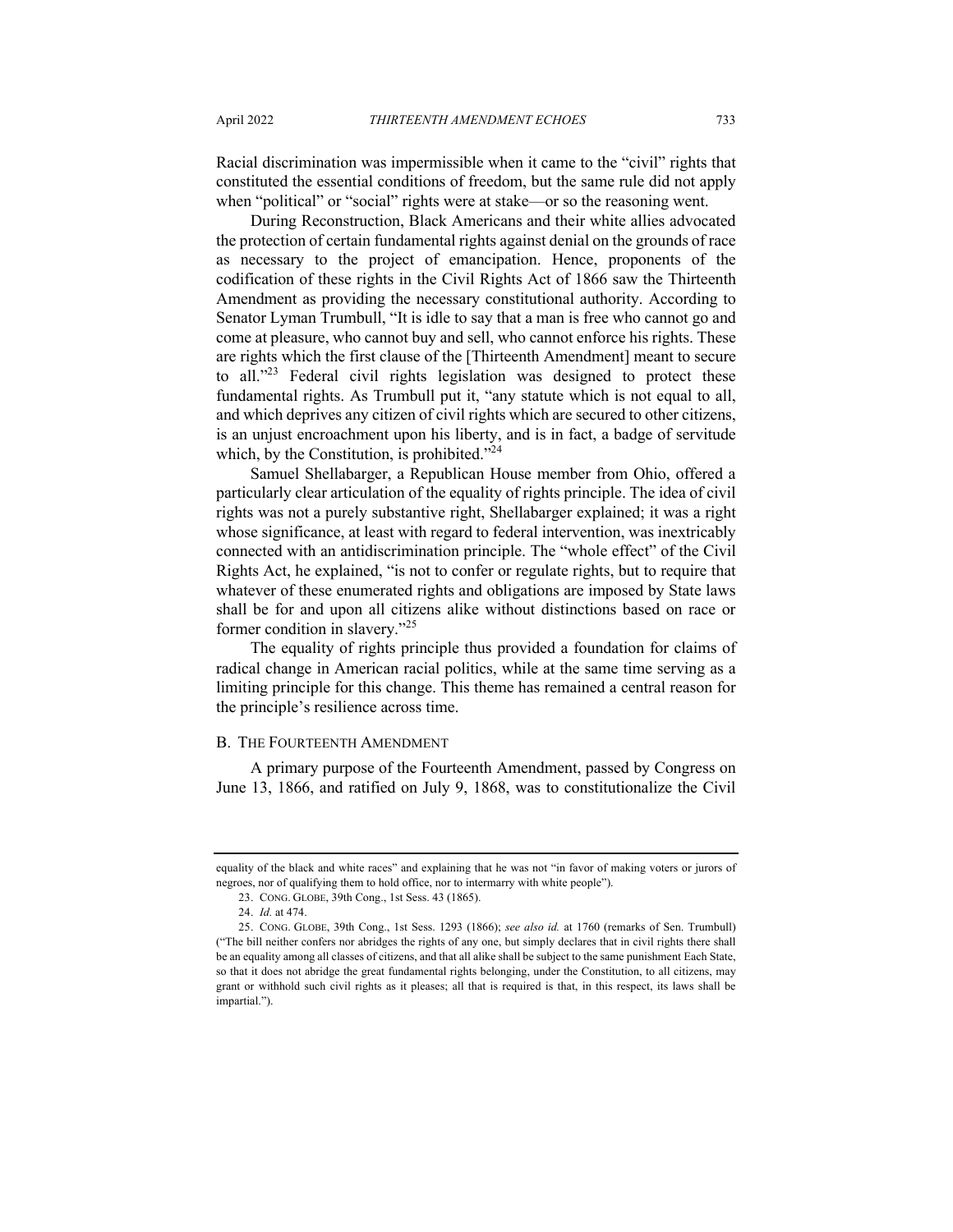Racial discrimination was impermissible when it came to the "civil" rights that constituted the essential conditions of freedom, but the same rule did not apply when "political" or "social" rights were at stake—or so the reasoning went.

During Reconstruction, Black Americans and their white allies advocated the protection of certain fundamental rights against denial on the grounds of race as necessary to the project of emancipation. Hence, proponents of the codification of these rights in the Civil Rights Act of 1866 saw the Thirteenth Amendment as providing the necessary constitutional authority. According to Senator Lyman Trumbull, "It is idle to say that a man is free who cannot go and come at pleasure, who cannot buy and sell, who cannot enforce his rights. These are rights which the first clause of the [Thirteenth Amendment] meant to secure to all."[23] Federal civil rights legislation was designed to protect these fundamental rights. As Trumbull put it, "any statute which is not equal to all, and which deprives any citizen of civil rights which are secured to other citizens, is an unjust encroachment upon his liberty, and is in fact, a badge of servitude which, by the Constitution, is prohibited."[24]

Samuel Shellabarger, a Republican House member from Ohio, offered a particularly clear articulation of the equality of rights principle. The idea of civil rights was not a purely substantive right, Shellabarger explained; it was a right whose significance, at least with regard to federal intervention, was inextricably connected with an antidiscrimination principle. The "whole effect" of the Civil Rights Act, he explained, "is not to confer or regulate rights, but to require that whatever of these enumerated rights and obligations are imposed by State laws shall be for and upon all citizens alike without distinctions based on race or former condition in slavery."[25]

The equality of rights principle thus provided a foundation for claims of radical change in American racial politics, while at the same time serving as a limiting principle for this change. This theme has remained a central reason for the principle's resilience across time.

### B. The Fourteenth Amendment

A primary purpose of the Fourteenth Amendment, passed by Congress on June 13, 1866, and ratified on July 9, 1868, was to constitutionalize the Civil

---

equality of the black and white races" and explaining that he was not "in favor of making voters or jurors of negroes, nor of qualifying them to hold office, nor to intermarry with white people").

23. Cong. Globe, 39th Cong., 1st Sess. 43 (1865).

24. *Id.* at 474.

25. Cong. Globe, 39th Cong., 1st Sess. 1293 (1866); *see also id.* at 1760 (remarks of Sen. Trumbull) ("The bill neither confers nor abridges the rights of any one, but simply declares that in civil rights there shall be an equality among all classes of citizens, and that all alike shall be subject to the same punishment Each State, so that it does not abridge the great fundamental rights belonging, under the Constitution, to all citizens, may grant or withhold such civil rights as it pleases; all that is required is that, in this respect, its laws shall be impartial.").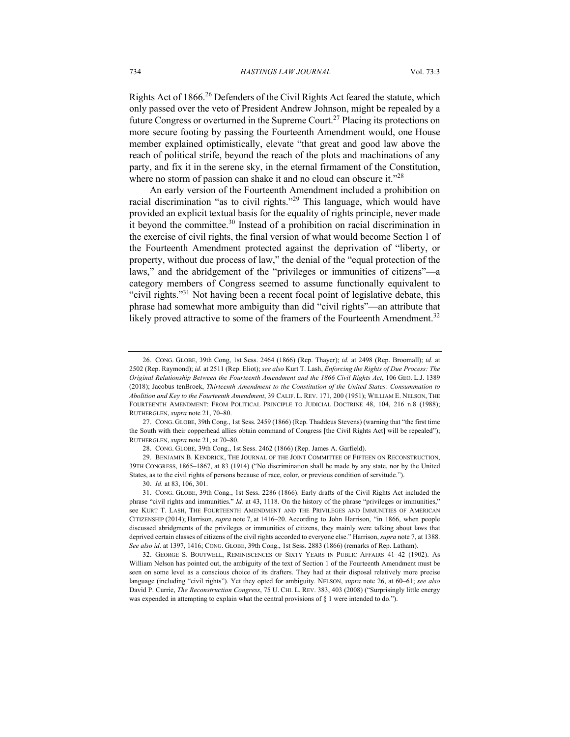Rights Act of 1866.[26] Defenders of the Civil Rights Act feared the statute, which only passed over the veto of President Andrew Johnson, might be repealed by a future Congress or overturned in the Supreme Court.[27] Placing its protections on more secure footing by passing the Fourteenth Amendment would, one House member explained optimistically, elevate "that great and good law above the reach of political strife, beyond the reach of the plots and machinations of any party, and fix it in the serene sky, in the eternal firmament of the Constitution, where no storm of passion can shake it and no cloud can obscure it."[28]

An early version of the Fourteenth Amendment included a prohibition on racial discrimination "as to civil rights."[29] This language, which would have provided an explicit textual basis for the equality of rights principle, never made it beyond the committee.[30] Instead of a prohibition on racial discrimination in the exercise of civil rights, the final version of what would become Section 1 of the Fourteenth Amendment protected against the deprivation of "liberty, or property, without due process of law," the denial of the "equal protection of the laws," and the abridgement of the "privileges or immunities of citizens"—a category members of Congress seemed to assume functionally equivalent to "civil rights."[31] Not having been a recent focal point of legislative debate, this phrase had somewhat more ambiguity than did "civil rights"—an attribute that likely proved attractive to some of the framers of the Fourteenth Amendment.[32]

---

26. CONG. GLOBE, 39th Cong, 1st Sess. 2464 (1866) (Rep. Thayer); *id.* at 2498 (Rep. Broomall); *id.* at 2502 (Rep. Raymond); *id.* at 2511 (Rep. Eliot); *see also* Kurt T. Lash, *Enforcing the Rights of Due Process: The Original Relationship Between the Fourteenth Amendment and the 1866 Civil Rights Act*, 106 GEO. L.J. 1389 (2018); Jacobus tenBroek, *Thirteenth Amendment to the Constitution of the United States: Consummation to Abolition and Key to the Fourteenth Amendment*, 39 CALIF. L. REV. 171, 200 (1951); WILLIAM E. NELSON, THE FOURTEENTH AMENDMENT: FROM POLITICAL PRINCIPLE TO JUDICIAL DOCTRINE 48, 104, 216 n.8 (1988); RUTHERGLEN, *supra* note 21, 70–80.

27. CONG. GLOBE, 39th Cong., 1st Sess. 2459 (1866) (Rep. Thaddeus Stevens) (warning that "the first time the South with their copperhead allies obtain command of Congress [the Civil Rights Act] will be repealed"); RUTHERGLEN, *supra* note 21, at 70–80.

28. CONG. GLOBE, 39th Cong., 1st Sess. 2462 (1866) (Rep. James A. Garfield).

29. BENJAMIN B. KENDRICK, THE JOURNAL OF THE JOINT COMMITTEE OF FIFTEEN ON RECONSTRUCTION, 39TH CONGRESS, 1865–1867, at 83 (1914) ("No discrimination shall be made by any state, nor by the United States, as to the civil rights of persons because of race, color, or previous condition of servitude.").

30. *Id.* at 83, 106, 301.

31. CONG. GLOBE, 39th Cong., 1st Sess. 2286 (1866). Early drafts of the Civil Rights Act included the phrase "civil rights and immunities." *Id.* at 43, 1118. On the history of the phrase "privileges or immunities," see KURT T. LASH, THE FOURTEENTH AMENDMENT AND THE PRIVILEGES AND IMMUNITIES OF AMERICAN CITIZENSHIP (2014); Harrison, *supra* note 7, at 1416–20. According to John Harrison, "in 1866, when people discussed abridgments of the privileges or immunities of citizens, they mainly were talking about laws that deprived certain classes of citizens of the civil rights accorded to everyone else." Harrison, *supra* note 7, at 1388. *See also id*. at 1397, 1416; CONG. GLOBE, 39th Cong., 1st Sess. 2883 (1866) (remarks of Rep. Latham).

32. GEORGE S. BOUTWELL, REMINISCENCES OF SIXTY YEARS IN PUBLIC AFFAIRS 41–42 (1902). As William Nelson has pointed out, the ambiguity of the text of Section 1 of the Fourteenth Amendment must be seen on some level as a conscious choice of its drafters. They had at their disposal relatively more precise language (including "civil rights"). Yet they opted for ambiguity. NELSON, *supra* note 26, at 60–61; *see also* David P. Currie, *The Reconstruction Congress*, 75 U. CHI. L. REV. 383, 403 (2008) ("Surprisingly little energy was expended in attempting to explain what the central provisions of § 1 were intended to do.").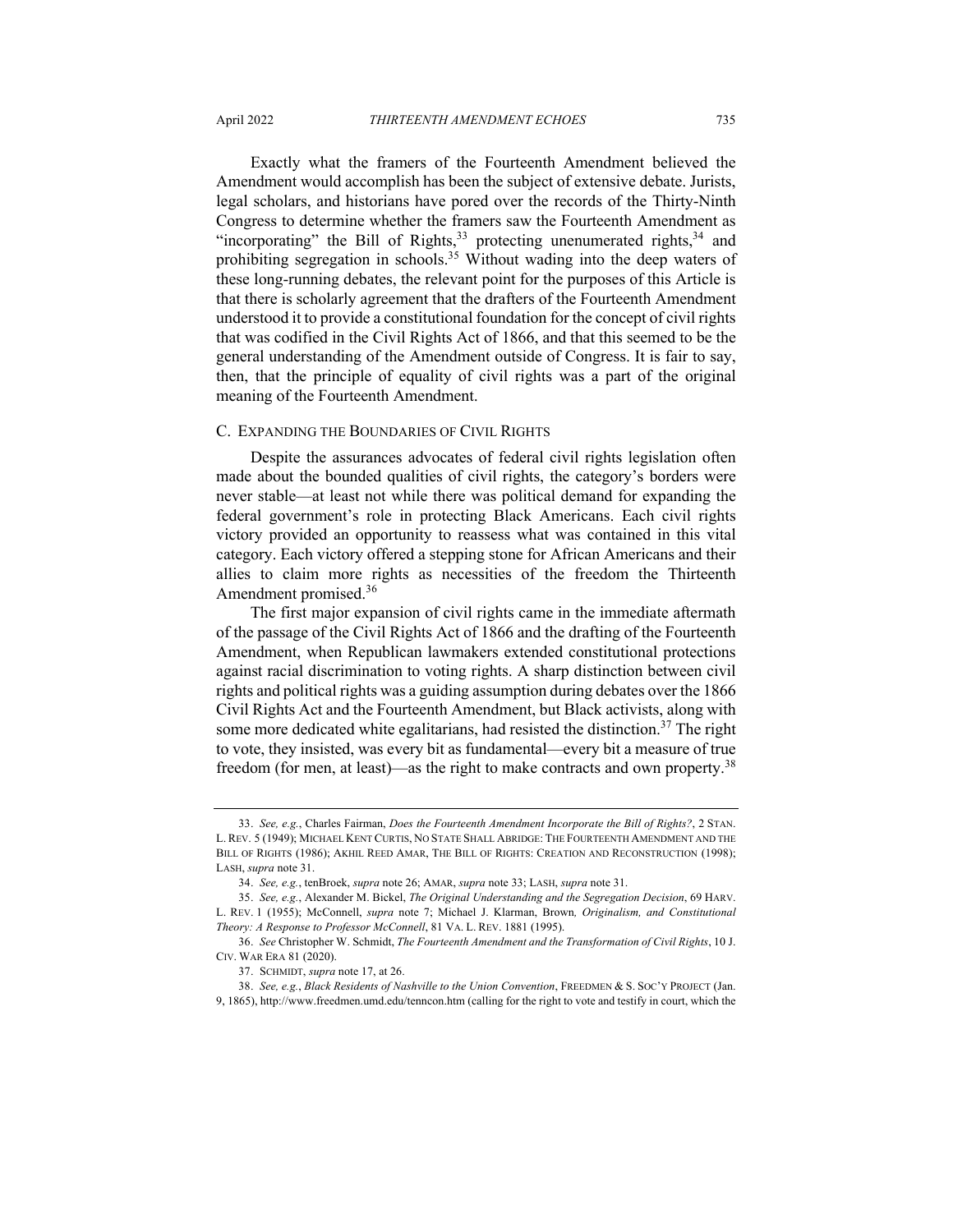Exactly what the framers of the Fourteenth Amendment believed the Amendment would accomplish has been the subject of extensive debate. Jurists, legal scholars, and historians have pored over the records of the Thirty-Ninth Congress to determine whether the framers saw the Fourteenth Amendment as "incorporating" the Bill of Rights,[33] protecting unenumerated rights,[34] and prohibiting segregation in schools.[35] Without wading into the deep waters of these long-running debates, the relevant point for the purposes of this Article is that there is scholarly agreement that the drafters of the Fourteenth Amendment understood it to provide a constitutional foundation for the concept of civil rights that was codified in the Civil Rights Act of 1866, and that this seemed to be the general understanding of the Amendment outside of Congress. It is fair to say, then, that the principle of equality of civil rights was a part of the original meaning of the Fourteenth Amendment.

### C. EXPANDING THE BOUNDARIES OF CIVIL RIGHTS

Despite the assurances advocates of federal civil rights legislation often made about the bounded qualities of civil rights, the category's borders were never stable—at least not while there was political demand for expanding the federal government's role in protecting Black Americans. Each civil rights victory provided an opportunity to reassess what was contained in this vital category. Each victory offered a stepping stone for African Americans and their allies to claim more rights as necessities of the freedom the Thirteenth Amendment promised.[36]

The first major expansion of civil rights came in the immediate aftermath of the passage of the Civil Rights Act of 1866 and the drafting of the Fourteenth Amendment, when Republican lawmakers extended constitutional protections against racial discrimination to voting rights. A sharp distinction between civil rights and political rights was a guiding assumption during debates over the 1866 Civil Rights Act and the Fourteenth Amendment, but Black activists, along with some more dedicated white egalitarians, had resisted the distinction.[37] The right to vote, they insisted, was every bit as fundamental—every bit a measure of true freedom (for men, at least)—as the right to make contracts and own property.[38]

---

33. *See, e.g.*, Charles Fairman, *Does the Fourteenth Amendment Incorporate the Bill of Rights?*, 2 STAN. L. REV. 5 (1949); MICHAEL KENT CURTIS, NO STATE SHALL ABRIDGE: THE FOURTEENTH AMENDMENT AND THE BILL OF RIGHTS (1986); AKHIL REED AMAR, THE BILL OF RIGHTS: CREATION AND RECONSTRUCTION (1998); LASH, *supra* note 31.

34. *See, e.g.*, tenBroek, *supra* note 26; AMAR, *supra* note 33; LASH, *supra* note 31.

35. *See, e.g.*, Alexander M. Bickel, *The Original Understanding and the Segregation Decision*, 69 HARV. L. REV. 1 (1955); McConnell, *supra* note 7; Michael J. Klarman, *Brown, Originalism, and Constitutional Theory: A Response to Professor McConnell*, 81 VA. L. REV. 1881 (1995).

36. *See* Christopher W. Schmidt, *The Fourteenth Amendment and the Transformation of Civil Rights*, 10 J. CIV. WAR ERA 81 (2020).

37. SCHMIDT, *supra* note 17, at 26.

38. *See, e.g.*, *Black Residents of Nashville to the Union Convention*, FREEDMEN & S. SOC'Y PROJECT (Jan. 9, 1865), http://www.freedmen.umd.edu/tenncon.htm (calling for the right to vote and testify in court, which the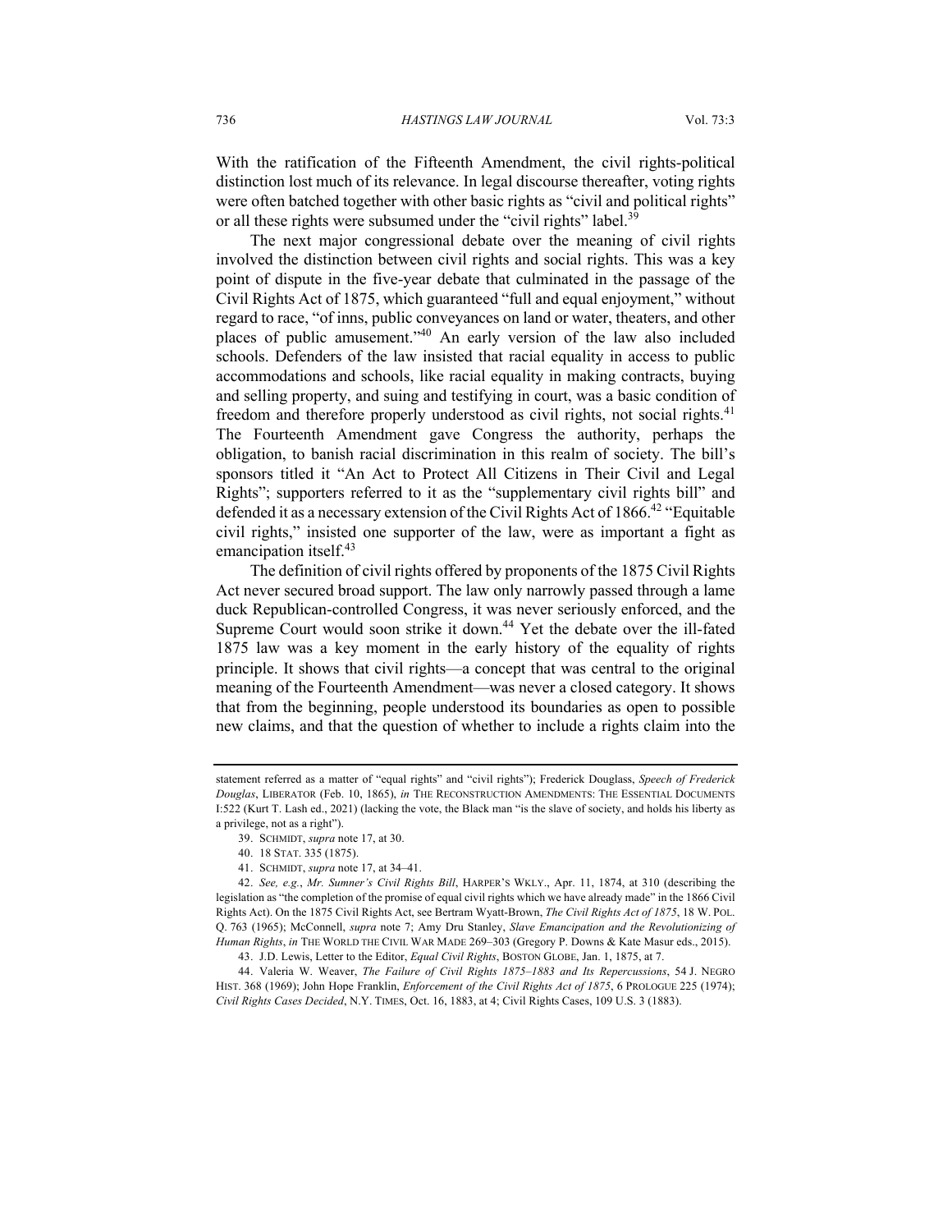With the ratification of the Fifteenth Amendment, the civil rights-political distinction lost much of its relevance. In legal discourse thereafter, voting rights were often batched together with other basic rights as "civil and political rights" or all these rights were subsumed under the "civil rights" label.[39]

The next major congressional debate over the meaning of civil rights involved the distinction between civil rights and social rights. This was a key point of dispute in the five-year debate that culminated in the passage of the Civil Rights Act of 1875, which guaranteed "full and equal enjoyment," without regard to race, "of inns, public conveyances on land or water, theaters, and other places of public amusement."[40] An early version of the law also included schools. Defenders of the law insisted that racial equality in access to public accommodations and schools, like racial equality in making contracts, buying and selling property, and suing and testifying in court, was a basic condition of freedom and therefore properly understood as civil rights, not social rights.[41] The Fourteenth Amendment gave Congress the authority, perhaps the obligation, to banish racial discrimination in this realm of society. The bill's sponsors titled it "An Act to Protect All Citizens in Their Civil and Legal Rights"; supporters referred to it as the "supplementary civil rights bill" and defended it as a necessary extension of the Civil Rights Act of 1866.[42] "Equitable civil rights," insisted one supporter of the law, were as important a fight as emancipation itself.[43]

The definition of civil rights offered by proponents of the 1875 Civil Rights Act never secured broad support. The law only narrowly passed through a lame duck Republican-controlled Congress, it was never seriously enforced, and the Supreme Court would soon strike it down.[44] Yet the debate over the ill-fated 1875 law was a key moment in the early history of the equality of rights principle. It shows that civil rights—a concept that was central to the original meaning of the Fourteenth Amendment—was never a closed category. It shows that from the beginning, people understood its boundaries as open to possible new claims, and that the question of whether to include a rights claim into the

---

statement referred as a matter of "equal rights" and "civil rights"); Frederick Douglass, *Speech of Frederick Douglas*, LIBERATOR (Feb. 10, 1865), *in* THE RECONSTRUCTION AMENDMENTS: THE ESSENTIAL DOCUMENTS I:522 (Kurt T. Lash ed., 2021) (lacking the vote, the Black man "is the slave of society, and holds his liberty as a privilege, not as a right").

39. SCHMIDT, *supra* note 17, at 30.

40. 18 STAT. 335 (1875).

41. SCHMIDT, *supra* note 17, at 34–41.

42. *See, e.g.*, *Mr. Sumner's Civil Rights Bill*, HARPER'S WKLY., Apr. 11, 1874, at 310 (describing the legislation as "the completion of the promise of equal civil rights which we have already made" in the 1866 Civil Rights Act). On the 1875 Civil Rights Act, see Bertram Wyatt-Brown, *The Civil Rights Act of 1875*, 18 W. POL. Q. 763 (1965); McConnell, *supra* note 7; Amy Dru Stanley, *Slave Emancipation and the Revolutionizing of Human Rights*, *in* THE WORLD THE CIVIL WAR MADE 269–303 (Gregory P. Downs & Kate Masur eds., 2015).

43. J.D. Lewis, Letter to the Editor, *Equal Civil Rights*, BOSTON GLOBE, Jan. 1, 1875, at 7.

44. Valeria W. Weaver, *The Failure of Civil Rights 1875–1883 and Its Repercussions*, 54 J. NEGRO HIST. 368 (1969); John Hope Franklin, *Enforcement of the Civil Rights Act of 1875*, 6 PROLOGUE 225 (1974); *Civil Rights Cases Decided*, N.Y. TIMES, Oct. 16, 1883, at 4; Civil Rights Cases, 109 U.S. 3 (1883).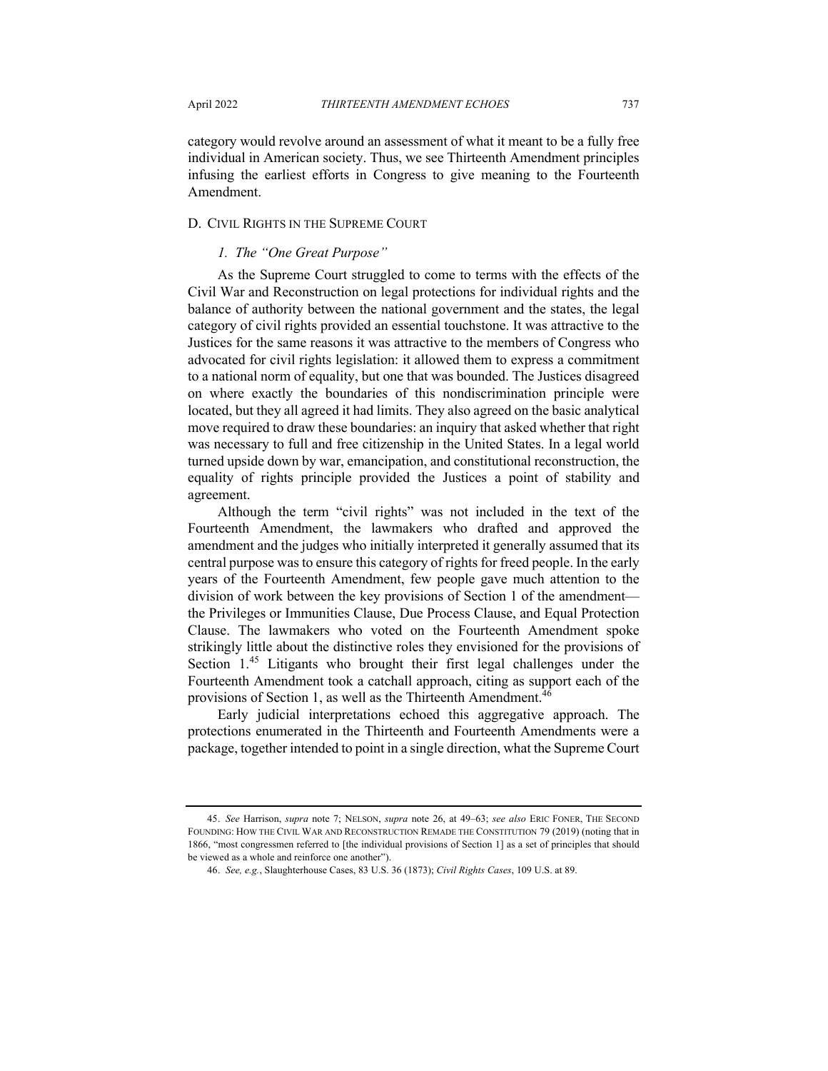category would revolve around an assessment of what it meant to be a fully free individual in American society. Thus, we see Thirteenth Amendment principles infusing the earliest efforts in Congress to give meaning to the Fourteenth Amendment.

### D. Civil Rights in the Supreme Court

#### 1. *The "One Great Purpose"*

As the Supreme Court struggled to come to terms with the effects of the Civil War and Reconstruction on legal protections for individual rights and the balance of authority between the national government and the states, the legal category of civil rights provided an essential touchstone. It was attractive to the Justices for the same reasons it was attractive to the members of Congress who advocated for civil rights legislation: it allowed them to express a commitment to a national norm of equality, but one that was bounded. The Justices disagreed on where exactly the boundaries of this nondiscrimination principle were located, but they all agreed it had limits. They also agreed on the basic analytical move required to draw these boundaries: an inquiry that asked whether that right was necessary to full and free citizenship in the United States. In a legal world turned upside down by war, emancipation, and constitutional reconstruction, the equality of rights principle provided the Justices a point of stability and agreement.

Although the term "civil rights" was not included in the text of the Fourteenth Amendment, the lawmakers who drafted and approved the amendment and the judges who initially interpreted it generally assumed that its central purpose was to ensure this category of rights for freed people. In the early years of the Fourteenth Amendment, few people gave much attention to the division of work between the key provisions of Section 1 of the amendment—the Privileges or Immunities Clause, Due Process Clause, and Equal Protection Clause. The lawmakers who voted on the Fourteenth Amendment spoke strikingly little about the distinctive roles they envisioned for the provisions of Section 1.[45] Litigants who brought their first legal challenges under the Fourteenth Amendment took a catchall approach, citing as support each of the provisions of Section 1, as well as the Thirteenth Amendment.[46]

Early judicial interpretations echoed this aggregative approach. The protections enumerated in the Thirteenth and Fourteenth Amendments were a package, together intended to point in a single direction, what the Supreme Court

---

45. *See* Harrison, *supra* note 7; Nelson, *supra* note 26, at 49–63; *see also* Eric Foner, The Second Founding: How the Civil War and Reconstruction Remade the Constitution 79 (2019) (noting that in 1866, "most congressmen referred to [the individual provisions of Section 1] as a set of principles that should be viewed as a whole and reinforce one another").

46. *See, e.g.*, Slaughterhouse Cases, 83 U.S. 36 (1873); *Civil Rights Cases*, 109 U.S. at 89.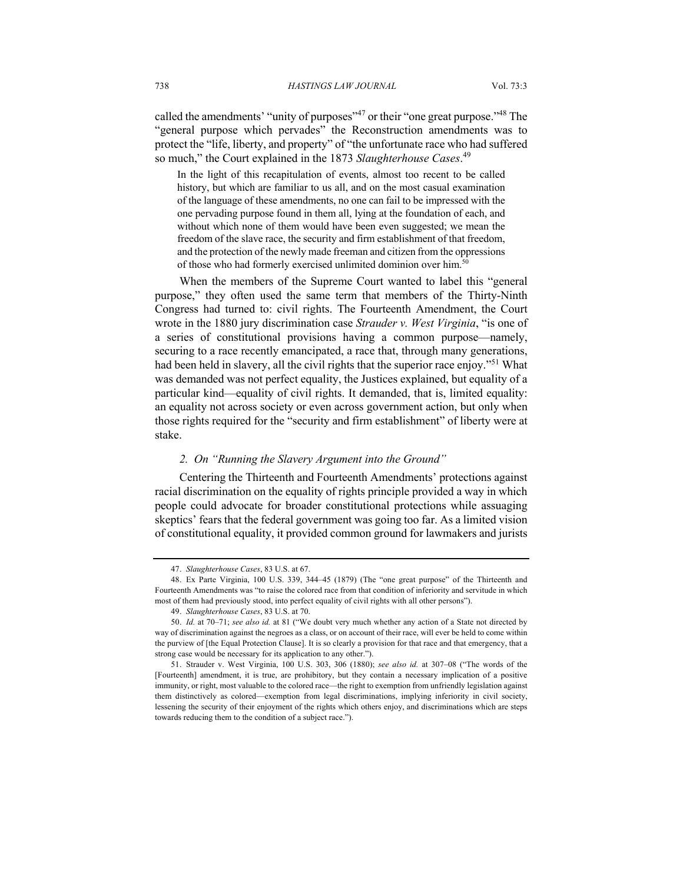called the amendments' "unity of purposes"[47] or their "one great purpose."[48] The "general purpose which pervades" the Reconstruction amendments was to protect the "life, liberty, and property" of "the unfortunate race who had suffered so much," the Court explained in the 1873 *Slaughterhouse Cases*.[49]

> In the light of this recapitulation of events, almost too recent to be called history, but which are familiar to us all, and on the most casual examination of the language of these amendments, no one can fail to be impressed with the one pervading purpose found in them all, lying at the foundation of each, and without which none of them would have been even suggested; we mean the freedom of the slave race, the security and firm establishment of that freedom, and the protection of the newly made freeman and citizen from the oppressions of those who had formerly exercised unlimited dominion over him.[50]

When the members of the Supreme Court wanted to label this "general purpose," they often used the same term that members of the Thirty-Ninth Congress had turned to: civil rights. The Fourteenth Amendment, the Court wrote in the 1880 jury discrimination case *Strauder v. West Virginia*, "is one of a series of constitutional provisions having a common purpose—namely, securing to a race recently emancipated, a race that, through many generations, had been held in slavery, all the civil rights that the superior race enjoy."[51] What was demanded was not perfect equality, the Justices explained, but equality of a particular kind—equality of civil rights. It demanded, that is, limited equality: an equality not across society or even across government action, but only when those rights required for the "security and firm establishment" of liberty were at stake.

### *2. On "Running the Slavery Argument into the Ground"*

Centering the Thirteenth and Fourteenth Amendments' protections against racial discrimination on the equality of rights principle provided a way in which people could advocate for broader constitutional protections while assuaging skeptics' fears that the federal government was going too far. As a limited vision of constitutional equality, it provided common ground for lawmakers and jurists

---

47. *Slaughterhouse Cases*, 83 U.S. at 67.

48. Ex Parte Virginia, 100 U.S. 339, 344–45 (1879) (The "one great purpose" of the Thirteenth and Fourteenth Amendments was "to raise the colored race from that condition of inferiority and servitude in which most of them had previously stood, into perfect equality of civil rights with all other persons").

49. *Slaughterhouse Cases*, 83 U.S. at 70.

50. *Id.* at 70–71; *see also id.* at 81 ("We doubt very much whether any action of a State not directed by way of discrimination against the negroes as a class, or on account of their race, will ever be held to come within the purview of [the Equal Protection Clause]. It is so clearly a provision for that race and that emergency, that a strong case would be necessary for its application to any other.").

51. Strauder v. West Virginia, 100 U.S. 303, 306 (1880); *see also id.* at 307–08 ("The words of the [Fourteenth] amendment, it is true, are prohibitory, but they contain a necessary implication of a positive immunity, or right, most valuable to the colored race—the right to exemption from unfriendly legislation against them distinctively as colored—exemption from legal discriminations, implying inferiority in civil society, lessening the security of their enjoyment of the rights which others enjoy, and discriminations which are steps towards reducing them to the condition of a subject race.").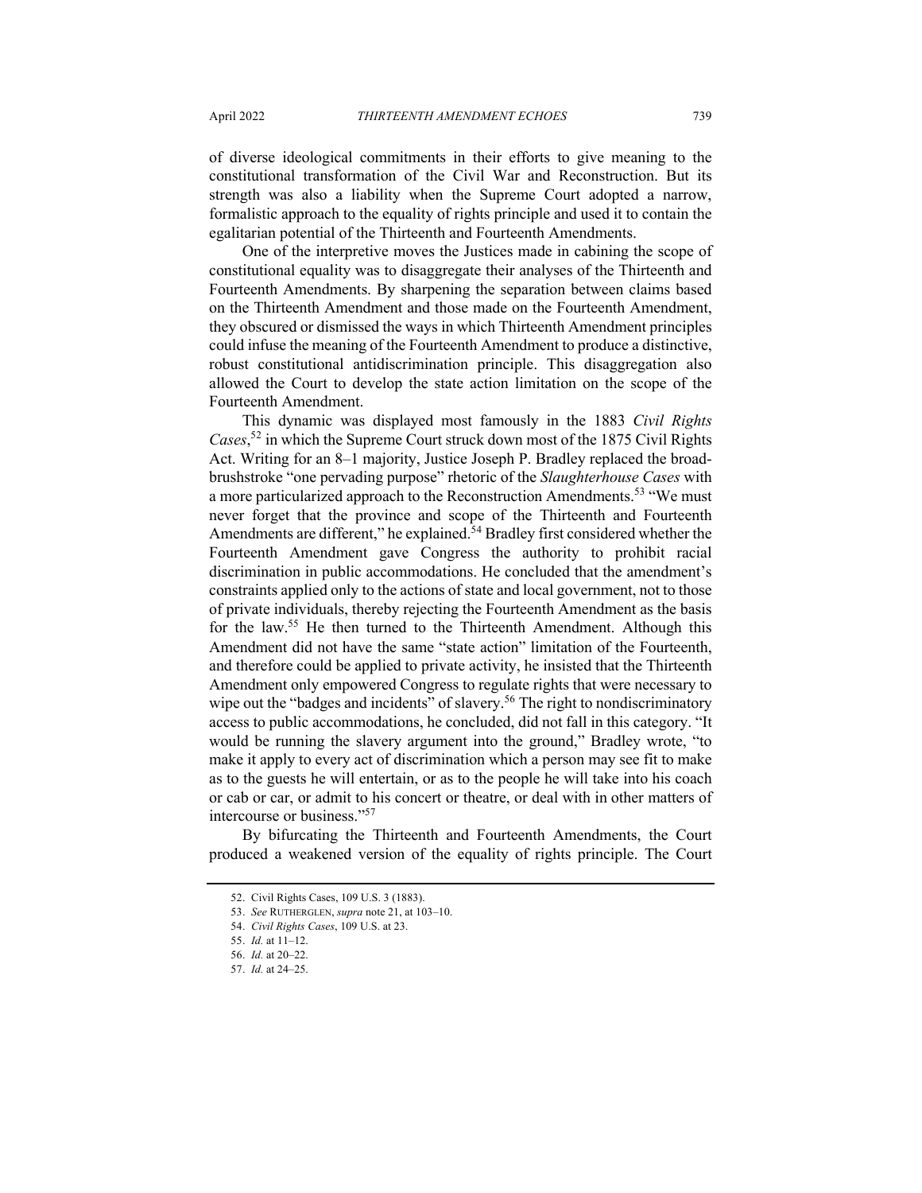of diverse ideological commitments in their efforts to give meaning to the constitutional transformation of the Civil War and Reconstruction. But its strength was also a liability when the Supreme Court adopted a narrow, formalistic approach to the equality of rights principle and used it to contain the egalitarian potential of the Thirteenth and Fourteenth Amendments.

One of the interpretive moves the Justices made in cabining the scope of constitutional equality was to disaggregate their analyses of the Thirteenth and Fourteenth Amendments. By sharpening the separation between claims based on the Thirteenth Amendment and those made on the Fourteenth Amendment, they obscured or dismissed the ways in which Thirteenth Amendment principles could infuse the meaning of the Fourteenth Amendment to produce a distinctive, robust constitutional antidiscrimination principle. This disaggregation also allowed the Court to develop the state action limitation on the scope of the Fourteenth Amendment.

This dynamic was displayed most famously in the 1883 *Civil Rights Cases*,[52] in which the Supreme Court struck down most of the 1875 Civil Rights Act. Writing for an 8–1 majority, Justice Joseph P. Bradley replaced the broad-brushstroke "one pervading purpose" rhetoric of the *Slaughterhouse Cases* with a more particularized approach to the Reconstruction Amendments.[53] "We must never forget that the province and scope of the Thirteenth and Fourteenth Amendments are different," he explained.[54] Bradley first considered whether the Fourteenth Amendment gave Congress the authority to prohibit racial discrimination in public accommodations. He concluded that the amendment's constraints applied only to the actions of state and local government, not to those of private individuals, thereby rejecting the Fourteenth Amendment as the basis for the law.[55] He then turned to the Thirteenth Amendment. Although this Amendment did not have the same "state action" limitation of the Fourteenth, and therefore could be applied to private activity, he insisted that the Thirteenth Amendment only empowered Congress to regulate rights that were necessary to wipe out the "badges and incidents" of slavery.[56] The right to nondiscriminatory access to public accommodations, he concluded, did not fall in this category. "It would be running the slavery argument into the ground," Bradley wrote, "to make it apply to every act of discrimination which a person may see fit to make as to the guests he will entertain, or as to the people he will take into his coach or cab or car, or admit to his concert or theatre, or deal with in other matters of intercourse or business."[57]

By bifurcating the Thirteenth and Fourteenth Amendments, the Court produced a weakened version of the equality of rights principle. The Court

52. Civil Rights Cases, 109 U.S. 3 (1883).

53. *See* RUTHERGLEN, *supra* note 21, at 103–10.

54. *Civil Rights Cases*, 109 U.S. at 23.

55. *Id.* at 11–12.

56. *Id.* at 20–22.

57. *Id.* at 24–25.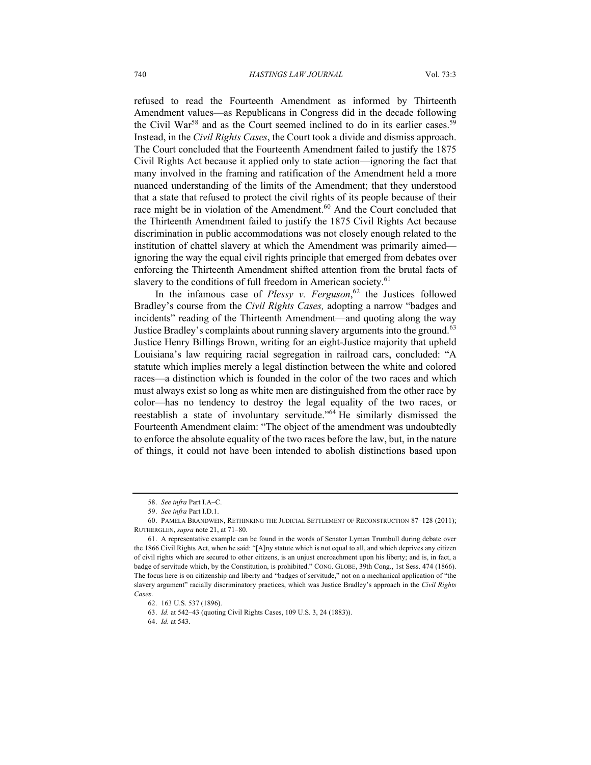refused to read the Fourteenth Amendment as informed by Thirteenth Amendment values—as Republicans in Congress did in the decade following the Civil War[58] and as the Court seemed inclined to do in its earlier cases.[59] Instead, in the *Civil Rights Cases*, the Court took a divide and dismiss approach. The Court concluded that the Fourteenth Amendment failed to justify the 1875 Civil Rights Act because it applied only to state action—ignoring the fact that many involved in the framing and ratification of the Amendment held a more nuanced understanding of the limits of the Amendment; that they understood that a state that refused to protect the civil rights of its people because of their race might be in violation of the Amendment.[60] And the Court concluded that the Thirteenth Amendment failed to justify the 1875 Civil Rights Act because discrimination in public accommodations was not closely enough related to the institution of chattel slavery at which the Amendment was primarily aimed—ignoring the way the equal civil rights principle that emerged from debates over enforcing the Thirteenth Amendment shifted attention from the brutal facts of slavery to the conditions of full freedom in American society.[61]

In the infamous case of *Plessy v. Ferguson*,[62] the Justices followed Bradley's course from the *Civil Rights Cases,* adopting a narrow "badges and incidents" reading of the Thirteenth Amendment—and quoting along the way Justice Bradley's complaints about running slavery arguments into the ground.[63] Justice Henry Billings Brown, writing for an eight-Justice majority that upheld Louisiana's law requiring racial segregation in railroad cars, concluded: "A statute which implies merely a legal distinction between the white and colored races—a distinction which is founded in the color of the two races and which must always exist so long as white men are distinguished from the other race by color—has no tendency to destroy the legal equality of the two races, or reestablish a state of involuntary servitude."[64] He similarly dismissed the Fourteenth Amendment claim: "The object of the amendment was undoubtedly to enforce the absolute equality of the two races before the law, but, in the nature of things, it could not have been intended to abolish distinctions based upon

---

58. *See infra* Part I.A–C.

59. *See infra* Part I.D.1.

60. PAMELA BRANDWEIN, RETHINKING THE JUDICIAL SETTLEMENT OF RECONSTRUCTION 87–128 (2011); RUTHERGLEN, *supra* note 21, at 71–80.

61. A representative example can be found in the words of Senator Lyman Trumbull during debate over the 1866 Civil Rights Act, when he said: "[A]ny statute which is not equal to all, and which deprives any citizen of civil rights which are secured to other citizens, is an unjust encroachment upon his liberty; and is, in fact, a badge of servitude which, by the Constitution, is prohibited." CONG. GLOBE, 39th Cong., 1st Sess. 474 (1866). The focus here is on citizenship and liberty and "badges of servitude," not on a mechanical application of "the slavery argument" racially discriminatory practices, which was Justice Bradley's approach in the *Civil Rights Cases*.

62. 163 U.S. 537 (1896).

63. *Id.* at 542–43 (quoting Civil Rights Cases, 109 U.S. 3, 24 (1883)).

64. *Id.* at 543.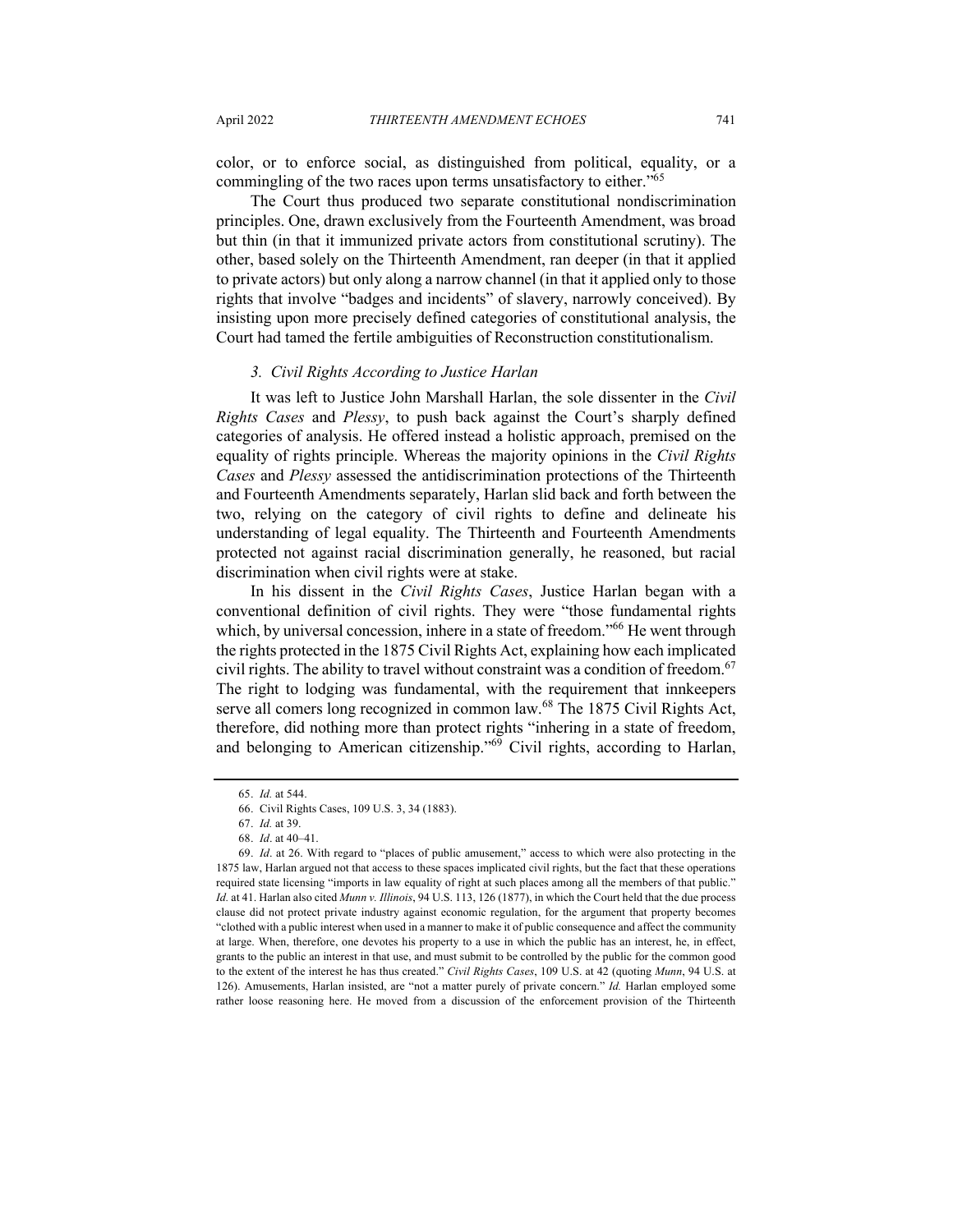color, or to enforce social, as distinguished from political, equality, or a commingling of the two races upon terms unsatisfactory to either."[65]

The Court thus produced two separate constitutional nondiscrimination principles. One, drawn exclusively from the Fourteenth Amendment, was broad but thin (in that it immunized private actors from constitutional scrutiny). The other, based solely on the Thirteenth Amendment, ran deeper (in that it applied to private actors) but only along a narrow channel (in that it applied only to those rights that involve "badges and incidents" of slavery, narrowly conceived). By insisting upon more precisely defined categories of constitutional analysis, the Court had tamed the fertile ambiguities of Reconstruction constitutionalism.

### *3. Civil Rights According to Justice Harlan*

It was left to Justice John Marshall Harlan, the sole dissenter in the *Civil Rights Cases* and *Plessy*, to push back against the Court's sharply defined categories of analysis. He offered instead a holistic approach, premised on the equality of rights principle. Whereas the majority opinions in the *Civil Rights Cases* and *Plessy* assessed the antidiscrimination protections of the Thirteenth and Fourteenth Amendments separately, Harlan slid back and forth between the two, relying on the category of civil rights to define and delineate his understanding of legal equality. The Thirteenth and Fourteenth Amendments protected not against racial discrimination generally, he reasoned, but racial discrimination when civil rights were at stake.

In his dissent in the *Civil Rights Cases*, Justice Harlan began with a conventional definition of civil rights. They were "those fundamental rights which, by universal concession, inhere in a state of freedom."[66] He went through the rights protected in the 1875 Civil Rights Act, explaining how each implicated civil rights. The ability to travel without constraint was a condition of freedom.[67] The right to lodging was fundamental, with the requirement that innkeepers serve all comers long recognized in common law.[68] The 1875 Civil Rights Act, therefore, did nothing more than protect rights "inhering in a state of freedom, and belonging to American citizenship."[69] Civil rights, according to Harlan,

---

65. *Id.* at 544.

66. Civil Rights Cases, 109 U.S. 3, 34 (1883).

67. *Id.* at 39.

68. *Id*. at 40–41.

69. *Id*. at 26. With regard to "places of public amusement," access to which were also protecting in the 1875 law, Harlan argued not that access to these spaces implicated civil rights, but the fact that these operations required state licensing "imports in law equality of right at such places among all the members of that public." *Id.* at 41. Harlan also cited *Munn v. Illinois*, 94 U.S. 113, 126 (1877), in which the Court held that the due process clause did not protect private industry against economic regulation, for the argument that property becomes "clothed with a public interest when used in a manner to make it of public consequence and affect the community at large. When, therefore, one devotes his property to a use in which the public has an interest, he, in effect, grants to the public an interest in that use, and must submit to be controlled by the public for the common good to the extent of the interest he has thus created." *Civil Rights Cases*, 109 U.S. at 42 (quoting *Munn*, 94 U.S. at 126). Amusements, Harlan insisted, are "not a matter purely of private concern." *Id.* Harlan employed some rather loose reasoning here. He moved from a discussion of the enforcement provision of the Thirteenth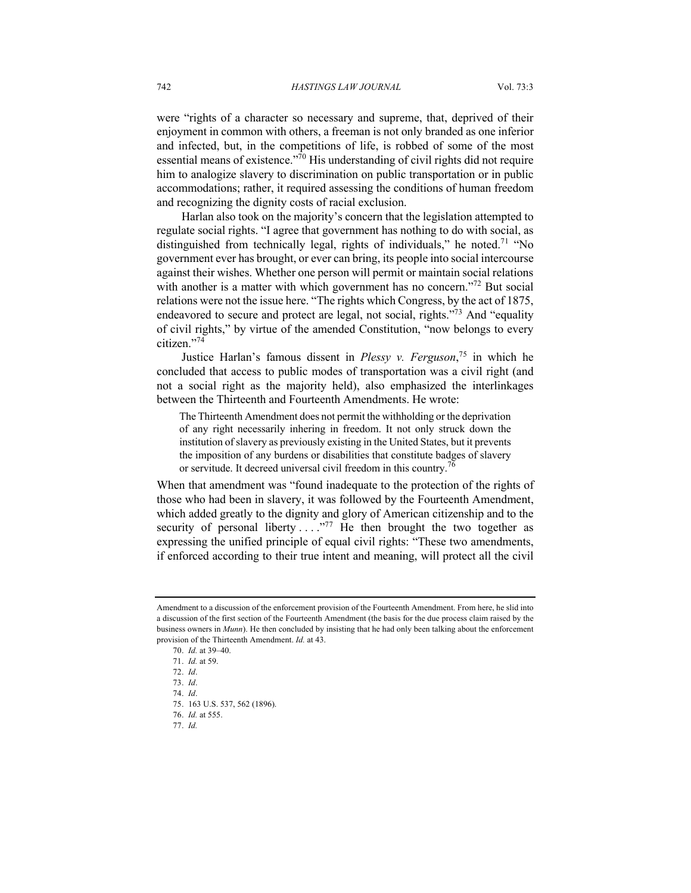were "rights of a character so necessary and supreme, that, deprived of their enjoyment in common with others, a freeman is not only branded as one inferior and infected, but, in the competitions of life, is robbed of some of the most essential means of existence."[70] His understanding of civil rights did not require him to analogize slavery to discrimination on public transportation or in public accommodations; rather, it required assessing the conditions of human freedom and recognizing the dignity costs of racial exclusion.

Harlan also took on the majority's concern that the legislation attempted to regulate social rights. "I agree that government has nothing to do with social, as distinguished from technically legal, rights of individuals," he noted.[71] "No government ever has brought, or ever can bring, its people into social intercourse against their wishes. Whether one person will permit or maintain social relations with another is a matter with which government has no concern."[72] But social relations were not the issue here. "The rights which Congress, by the act of 1875, endeavored to secure and protect are legal, not social, rights."[73] And "equality of civil rights," by virtue of the amended Constitution, "now belongs to every citizen."[74]

Justice Harlan's famous dissent in *Plessy v. Ferguson*,[75] in which he concluded that access to public modes of transportation was a civil right (and not a social right as the majority held), also emphasized the interlinkages between the Thirteenth and Fourteenth Amendments. He wrote:

> The Thirteenth Amendment does not permit the withholding or the deprivation of any right necessarily inhering in freedom. It not only struck down the institution of slavery as previously existing in the United States, but it prevents the imposition of any burdens or disabilities that constitute badges of slavery or servitude. It decreed universal civil freedom in this country.[76]

When that amendment was "found inadequate to the protection of the rights of those who had been in slavery, it was followed by the Fourteenth Amendment, which added greatly to the dignity and glory of American citizenship and to the security of personal liberty . . . ."[77] He then brought the two together as expressing the unified principle of equal civil rights: "These two amendments, if enforced according to their true intent and meaning, will protect all the civil

---

Amendment to a discussion of the enforcement provision of the Fourteenth Amendment. From here, he slid into a discussion of the first section of the Fourteenth Amendment (the basis for the due process claim raised by the business owners in *Munn*). He then concluded by insisting that he had only been talking about the enforcement provision of the Thirteenth Amendment. *Id.* at 43.

70. *Id.* at 39–40.

71. *Id.* at 59.

72. *Id*.

73. *Id*.

74. *Id*.

75. 163 U.S. 537, 562 (1896).

76. *Id.* at 555.

77. *Id.*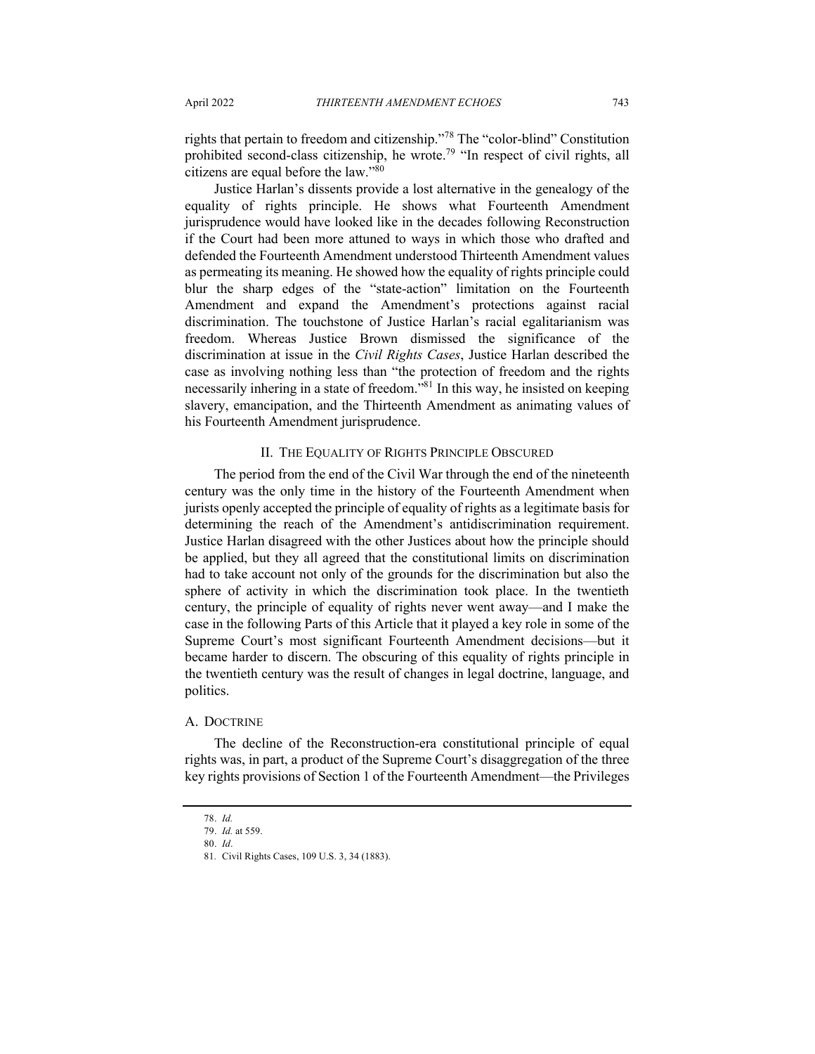rights that pertain to freedom and citizenship."[78] The "color-blind" Constitution prohibited second-class citizenship, he wrote.[79] "In respect of civil rights, all citizens are equal before the law."[80]

Justice Harlan's dissents provide a lost alternative in the genealogy of the equality of rights principle. He shows what Fourteenth Amendment jurisprudence would have looked like in the decades following Reconstruction if the Court had been more attuned to ways in which those who drafted and defended the Fourteenth Amendment understood Thirteenth Amendment values as permeating its meaning. He showed how the equality of rights principle could blur the sharp edges of the "state-action" limitation on the Fourteenth Amendment and expand the Amendment's protections against racial discrimination. The touchstone of Justice Harlan's racial egalitarianism was freedom. Whereas Justice Brown dismissed the significance of the discrimination at issue in the *Civil Rights Cases*, Justice Harlan described the case as involving nothing less than "the protection of freedom and the rights necessarily inhering in a state of freedom."[81] In this way, he insisted on keeping slavery, emancipation, and the Thirteenth Amendment as animating values of his Fourteenth Amendment jurisprudence.

## II. THE EQUALITY OF RIGHTS PRINCIPLE OBSCURED

The period from the end of the Civil War through the end of the nineteenth century was the only time in the history of the Fourteenth Amendment when jurists openly accepted the principle of equality of rights as a legitimate basis for determining the reach of the Amendment's antidiscrimination requirement. Justice Harlan disagreed with the other Justices about how the principle should be applied, but they all agreed that the constitutional limits on discrimination had to take account not only of the grounds for the discrimination but also the sphere of activity in which the discrimination took place. In the twentieth century, the principle of equality of rights never went away—and I make the case in the following Parts of this Article that it played a key role in some of the Supreme Court's most significant Fourteenth Amendment decisions—but it became harder to discern. The obscuring of this equality of rights principle in the twentieth century was the result of changes in legal doctrine, language, and politics.

### A. DOCTRINE

The decline of the Reconstruction-era constitutional principle of equal rights was, in part, a product of the Supreme Court's disaggregation of the three key rights provisions of Section 1 of the Fourteenth Amendment—the Privileges

78. *Id.*

79. *Id.* at 559.

80. *Id*.

81. Civil Rights Cases, 109 U.S. 3, 34 (1883).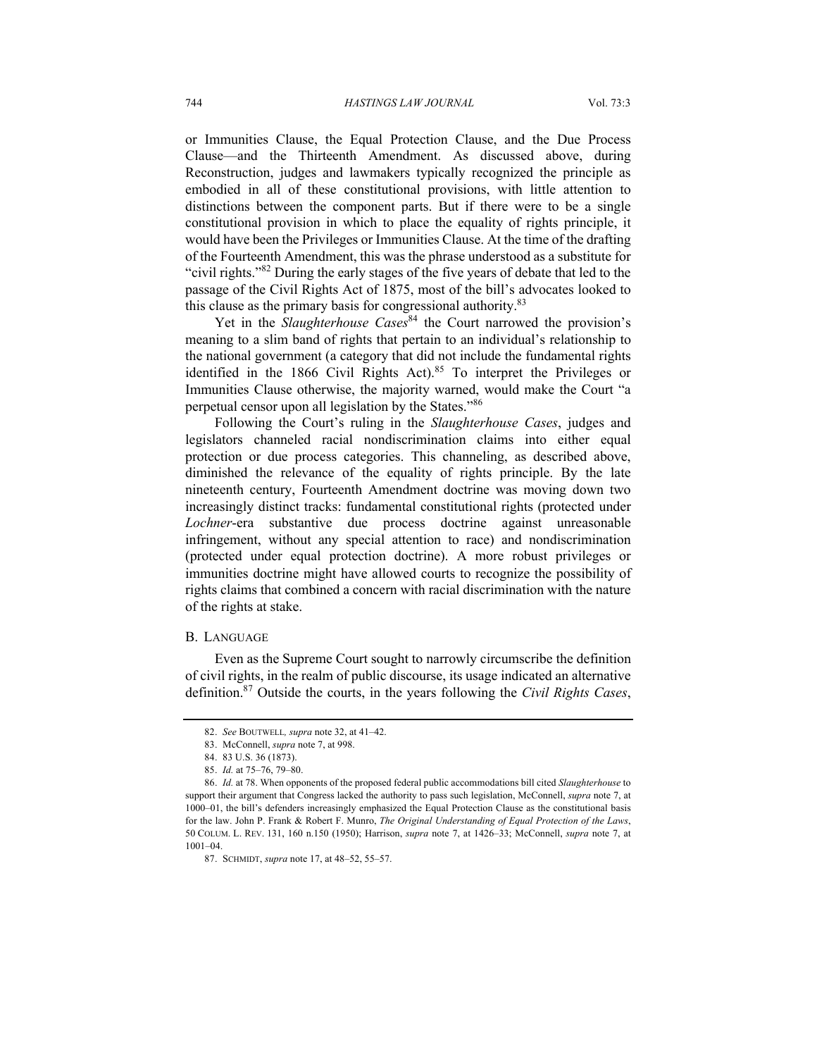or Immunities Clause, the Equal Protection Clause, and the Due Process Clause—and the Thirteenth Amendment. As discussed above, during Reconstruction, judges and lawmakers typically recognized the principle as embodied in all of these constitutional provisions, with little attention to distinctions between the component parts. But if there were to be a single constitutional provision in which to place the equality of rights principle, it would have been the Privileges or Immunities Clause. At the time of the drafting of the Fourteenth Amendment, this was the phrase understood as a substitute for "civil rights."[82] During the early stages of the five years of debate that led to the passage of the Civil Rights Act of 1875, most of the bill's advocates looked to this clause as the primary basis for congressional authority.[83]

Yet in the *Slaughterhouse Cases*[84] the Court narrowed the provision's meaning to a slim band of rights that pertain to an individual's relationship to the national government (a category that did not include the fundamental rights identified in the 1866 Civil Rights Act).[85] To interpret the Privileges or Immunities Clause otherwise, the majority warned, would make the Court "a perpetual censor upon all legislation by the States."[86]

Following the Court's ruling in the *Slaughterhouse Cases*, judges and legislators channeled racial nondiscrimination claims into either equal protection or due process categories. This channeling, as described above, diminished the relevance of the equality of rights principle. By the late nineteenth century, Fourteenth Amendment doctrine was moving down two increasingly distinct tracks: fundamental constitutional rights (protected under *Lochner*-era substantive due process doctrine against unreasonable infringement, without any special attention to race) and nondiscrimination (protected under equal protection doctrine). A more robust privileges or immunities doctrine might have allowed courts to recognize the possibility of rights claims that combined a concern with racial discrimination with the nature of the rights at stake.

### B. Language

Even as the Supreme Court sought to narrowly circumscribe the definition of civil rights, in the realm of public discourse, its usage indicated an alternative definition.[87] Outside the courts, in the years following the *Civil Rights Cases*,

---

82. *See* BOUTWELL, *supra* note 32, at 41–42.

83. McConnell, *supra* note 7, at 998.

84. 83 U.S. 36 (1873).

85. *Id.* at 75–76, 79–80.

86. *Id.* at 78. When opponents of the proposed federal public accommodations bill cited *Slaughterhouse* to support their argument that Congress lacked the authority to pass such legislation, McConnell, *supra* note 7, at 1000–01, the bill's defenders increasingly emphasized the Equal Protection Clause as the constitutional basis for the law. John P. Frank & Robert F. Munro, *The Original Understanding of Equal Protection of the Laws*, 50 COLUM. L. REV. 131, 160 n.150 (1950); Harrison, *supra* note 7, at 1426–33; McConnell, *supra* note 7, at 1001–04.

87. SCHMIDT, *supra* note 17, at 48–52, 55–57.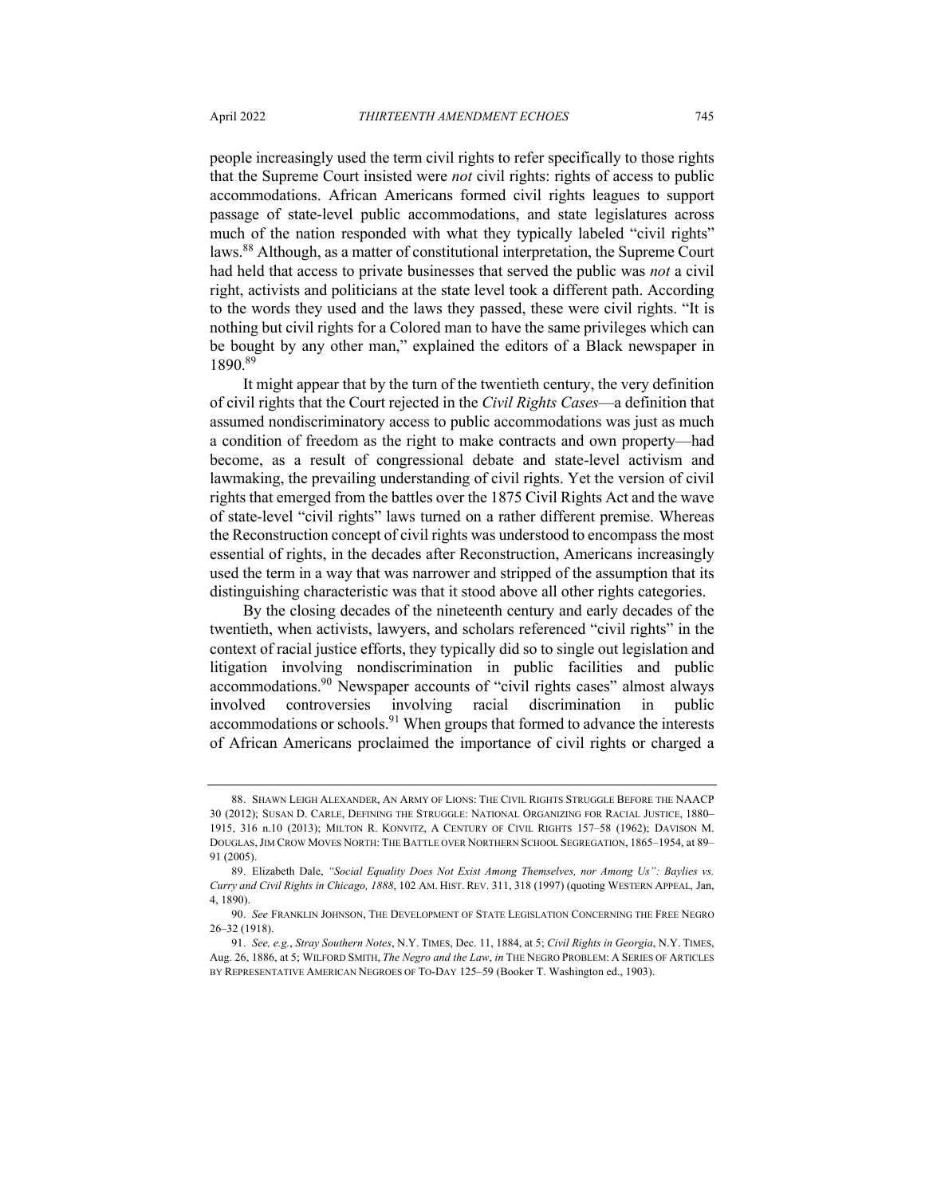people increasingly used the term civil rights to refer specifically to those rights that the Supreme Court insisted were *not* civil rights: rights of access to public accommodations. African Americans formed civil rights leagues to support passage of state-level public accommodations, and state legislatures across much of the nation responded with what they typically labeled "civil rights" laws.[88] Although, as a matter of constitutional interpretation, the Supreme Court had held that access to private businesses that served the public was *not* a civil right, activists and politicians at the state level took a different path. According to the words they used and the laws they passed, these were civil rights. "It is nothing but civil rights for a Colored man to have the same privileges which can be bought by any other man," explained the editors of a Black newspaper in 1890.[89]

It might appear that by the turn of the twentieth century, the very definition of civil rights that the Court rejected in the *Civil Rights Cases*—a definition that assumed nondiscriminatory access to public accommodations was just as much a condition of freedom as the right to make contracts and own property—had become, as a result of congressional debate and state-level activism and lawmaking, the prevailing understanding of civil rights. Yet the version of civil rights that emerged from the battles over the 1875 Civil Rights Act and the wave of state-level "civil rights" laws turned on a rather different premise. Whereas the Reconstruction concept of civil rights was understood to encompass the most essential of rights, in the decades after Reconstruction, Americans increasingly used the term in a way that was narrower and stripped of the assumption that its distinguishing characteristic was that it stood above all other rights categories.

By the closing decades of the nineteenth century and early decades of the twentieth, when activists, lawyers, and scholars referenced "civil rights" in the context of racial justice efforts, they typically did so to single out legislation and litigation involving nondiscrimination in public facilities and public accommodations.[90] Newspaper accounts of "civil rights cases" almost always involved controversies involving racial discrimination in public accommodations or schools.[91] When groups that formed to advance the interests of African Americans proclaimed the importance of civil rights or charged a

---

88. SHAWN LEIGH ALEXANDER, AN ARMY OF LIONS: THE CIVIL RIGHTS STRUGGLE BEFORE THE NAACP 30 (2012); SUSAN D. CARLE, DEFINING THE STRUGGLE: NATIONAL ORGANIZING FOR RACIAL JUSTICE, 1880–1915, 316 n.10 (2013); MILTON R. KONVITZ, A CENTURY OF CIVIL RIGHTS 157–58 (1962); DAVISON M. DOUGLAS, JIM CROW MOVES NORTH: THE BATTLE OVER NORTHERN SCHOOL SEGREGATION, 1865–1954, at 89–91 (2005).

89. Elizabeth Dale, *"Social Equality Does Not Exist Among Themselves, nor Among Us": Baylies vs. Curry and Civil Rights in Chicago, 1888*, 102 AM. HIST. REV. 311, 318 (1997) (quoting WESTERN APPEAL, Jan, 4, 1890).

90. *See* FRANKLIN JOHNSON, THE DEVELOPMENT OF STATE LEGISLATION CONCERNING THE FREE NEGRO 26–32 (1918).

91. *See, e.g.*, *Stray Southern Notes*, N.Y. TIMES, Dec. 11, 1884, at 5; *Civil Rights in Georgia*, N.Y. TIMES, Aug. 26, 1886, at 5; WILFORD SMITH, *The Negro and the Law*, *in* THE NEGRO PROBLEM: A SERIES OF ARTICLES BY REPRESENTATIVE AMERICAN NEGROES OF TO-DAY 125–59 (Booker T. Washington ed., 1903).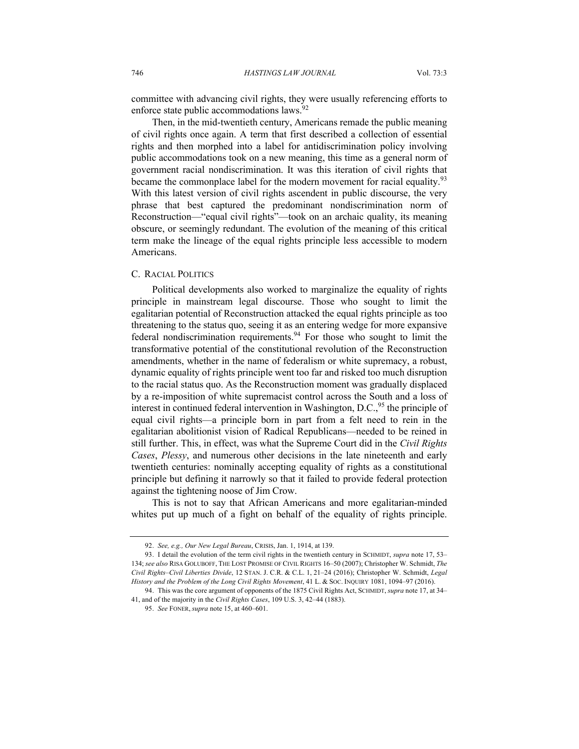committee with advancing civil rights, they were usually referencing efforts to enforce state public accommodations laws.[92]

Then, in the mid-twentieth century, Americans remade the public meaning of civil rights once again. A term that first described a collection of essential rights and then morphed into a label for antidiscrimination policy involving public accommodations took on a new meaning, this time as a general norm of government racial nondiscrimination. It was this iteration of civil rights that became the commonplace label for the modern movement for racial equality.[93] With this latest version of civil rights ascendent in public discourse, the very phrase that best captured the predominant nondiscrimination norm of Reconstruction—"equal civil rights"—took on an archaic quality, its meaning obscure, or seemingly redundant. The evolution of the meaning of this critical term make the lineage of the equal rights principle less accessible to modern Americans.

### C. Racial Politics

Political developments also worked to marginalize the equality of rights principle in mainstream legal discourse. Those who sought to limit the egalitarian potential of Reconstruction attacked the equal rights principle as too threatening to the status quo, seeing it as an entering wedge for more expansive federal nondiscrimination requirements.[94] For those who sought to limit the transformative potential of the constitutional revolution of the Reconstruction amendments, whether in the name of federalism or white supremacy, a robust, dynamic equality of rights principle went too far and risked too much disruption to the racial status quo. As the Reconstruction moment was gradually displaced by a re-imposition of white supremacist control across the South and a loss of interest in continued federal intervention in Washington, D.C.,[95] the principle of equal civil rights—a principle born in part from a felt need to rein in the egalitarian abolitionist vision of Radical Republicans—needed to be reined in still further. This, in effect, was what the Supreme Court did in the *Civil Rights Cases*, *Plessy*, and numerous other decisions in the late nineteenth and early twentieth centuries: nominally accepting equality of rights as a constitutional principle but defining it narrowly so that it failed to provide federal protection against the tightening noose of Jim Crow.

This is not to say that African Americans and more egalitarian-minded whites put up much of a fight on behalf of the equality of rights principle.

---

92. *See, e.g., Our New Legal Bureau*, CRISIS, Jan. 1, 1914, at 139.

93. I detail the evolution of the term civil rights in the twentieth century in SCHMIDT, *supra* note 17, 53–134; *see also* RISA GOLUBOFF, THE LOST PROMISE OF CIVIL RIGHTS 16–50 (2007); Christopher W. Schmidt, *The Civil Rights–Civil Liberties Divide*, 12 STAN. J. C.R. & C.L. 1, 21–24 (2016); Christopher W. Schmidt, *Legal History and the Problem of the Long Civil Rights Movement*, 41 L. & SOC. INQUIRY 1081, 1094–97 (2016).

94. This was the core argument of opponents of the 1875 Civil Rights Act, SCHMIDT, *supra* note 17, at 34–41, and of the majority in the *Civil Rights Cases*, 109 U.S. 3, 42–44 (1883).

95. *See* FONER, *supra* note 15, at 460–601.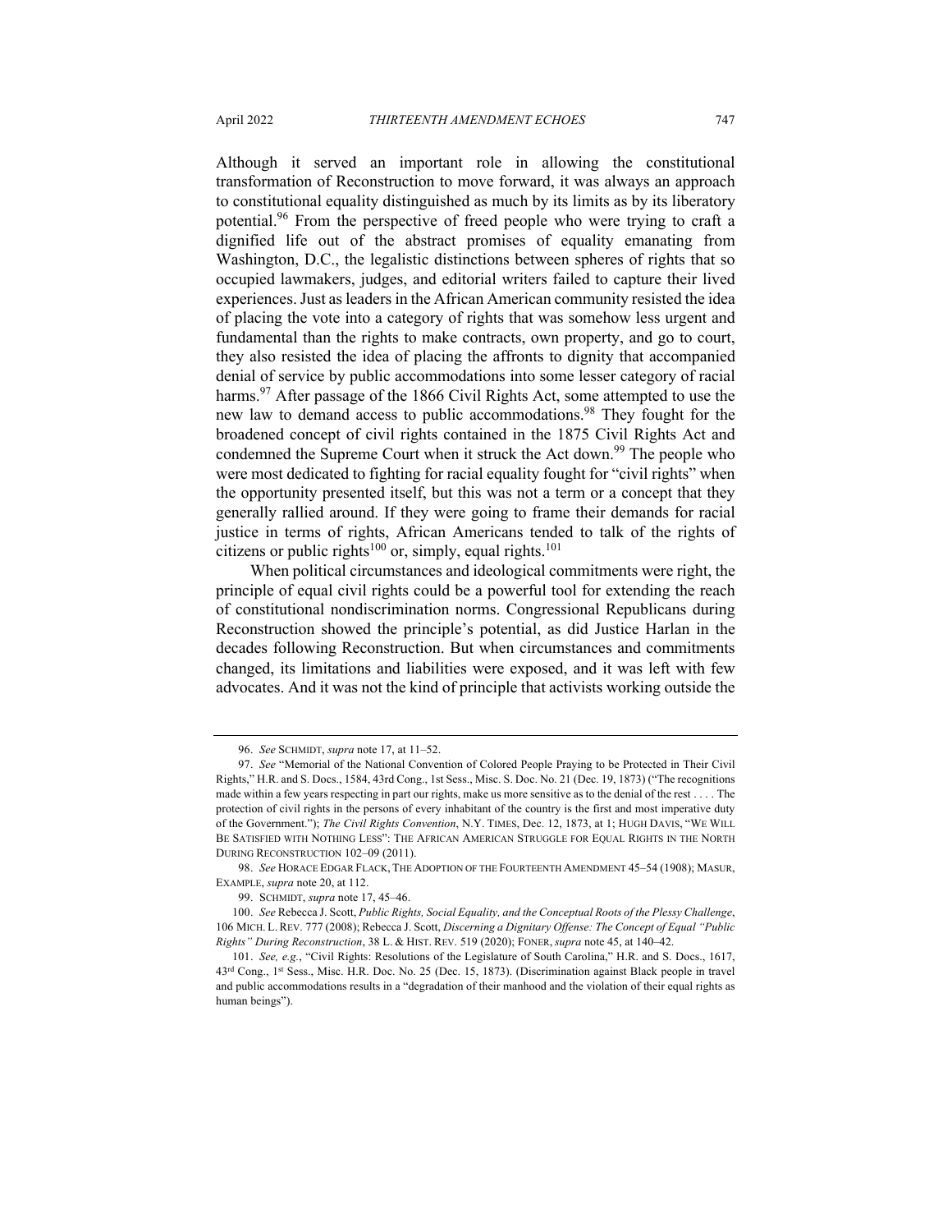Although it served an important role in allowing the constitutional transformation of Reconstruction to move forward, it was always an approach to constitutional equality distinguished as much by its limits as by its liberatory potential.[96] From the perspective of freed people who were trying to craft a dignified life out of the abstract promises of equality emanating from Washington, D.C., the legalistic distinctions between spheres of rights that so occupied lawmakers, judges, and editorial writers failed to capture their lived experiences. Just as leaders in the African American community resisted the idea of placing the vote into a category of rights that was somehow less urgent and fundamental than the rights to make contracts, own property, and go to court, they also resisted the idea of placing the affronts to dignity that accompanied denial of service by public accommodations into some lesser category of racial harms.[97] After passage of the 1866 Civil Rights Act, some attempted to use the new law to demand access to public accommodations.[98] They fought for the broadened concept of civil rights contained in the 1875 Civil Rights Act and condemned the Supreme Court when it struck the Act down.[99] The people who were most dedicated to fighting for racial equality fought for "civil rights" when the opportunity presented itself, but this was not a term or a concept that they generally rallied around. If they were going to frame their demands for racial justice in terms of rights, African Americans tended to talk of the rights of citizens or public rights[100] or, simply, equal rights.[101]

When political circumstances and ideological commitments were right, the principle of equal civil rights could be a powerful tool for extending the reach of constitutional nondiscrimination norms. Congressional Republicans during Reconstruction showed the principle's potential, as did Justice Harlan in the decades following Reconstruction. But when circumstances and commitments changed, its limitations and liabilities were exposed, and it was left with few advocates. And it was not the kind of principle that activists working outside the

---

96. *See* SCHMIDT, *supra* note 17, at 11–52.

97. *See* "Memorial of the National Convention of Colored People Praying to be Protected in Their Civil Rights," H.R. and S. Docs., 1584, 43rd Cong., 1st Sess., Misc. S. Doc. No. 21 (Dec. 19, 1873) ("The recognitions made within a few years respecting in part our rights, make us more sensitive as to the denial of the rest . . . . The protection of civil rights in the persons of every inhabitant of the country is the first and most imperative duty of the Government."); *The Civil Rights Convention*, N.Y. TIMES, Dec. 12, 1873, at 1; HUGH DAVIS, "WE WILL BE SATISFIED WITH NOTHING LESS": THE AFRICAN AMERICAN STRUGGLE FOR EQUAL RIGHTS IN THE NORTH DURING RECONSTRUCTION 102–09 (2011).

98. *See* HORACE EDGAR FLACK, THE ADOPTION OF THE FOURTEENTH AMENDMENT 45–54 (1908); MASUR, EXAMPLE, *supra* note 20, at 112.

99. SCHMIDT, *supra* note 17, 45–46.

100. *See* Rebecca J. Scott, *Public Rights, Social Equality, and the Conceptual Roots of the Plessy Challenge*, 106 MICH. L. REV. 777 (2008); Rebecca J. Scott, *Discerning a Dignitary Offense: The Concept of Equal "Public Rights" During Reconstruction*, 38 L. & HIST. REV. 519 (2020); FONER, *supra* note 45, at 140–42.

101. *See, e.g.*, "Civil Rights: Resolutions of the Legislature of South Carolina," H.R. and S. Docs., 1617, 43rd Cong., 1st Sess., Misc. H.R. Doc. No. 25 (Dec. 15, 1873). (Discrimination against Black people in travel and public accommodations results in a "degradation of their manhood and the violation of their equal rights as human beings").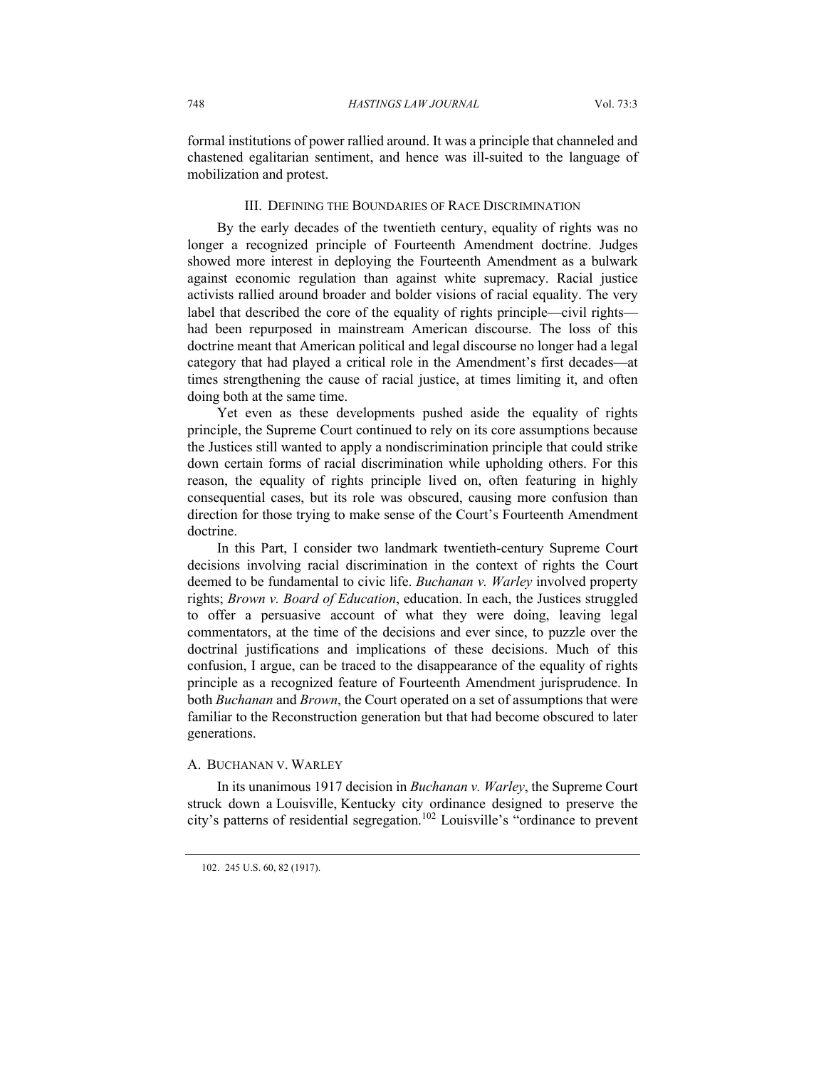formal institutions of power rallied around. It was a principle that channeled and chastened egalitarian sentiment, and hence was ill-suited to the language of mobilization and protest.

## III. Defining the Boundaries of Race Discrimination

By the early decades of the twentieth century, equality of rights was no longer a recognized principle of Fourteenth Amendment doctrine. Judges showed more interest in deploying the Fourteenth Amendment as a bulwark against economic regulation than against white supremacy. Racial justice activists rallied around broader and bolder visions of racial equality. The very label that described the core of the equality of rights principle—civil rights—had been repurposed in mainstream American discourse. The loss of this doctrine meant that American political and legal discourse no longer had a legal category that had played a critical role in the Amendment's first decades—at times strengthening the cause of racial justice, at times limiting it, and often doing both at the same time.

Yet even as these developments pushed aside the equality of rights principle, the Supreme Court continued to rely on its core assumptions because the Justices still wanted to apply a nondiscrimination principle that could strike down certain forms of racial discrimination while upholding others. For this reason, the equality of rights principle lived on, often featuring in highly consequential cases, but its role was obscured, causing more confusion than direction for those trying to make sense of the Court's Fourteenth Amendment doctrine.

In this Part, I consider two landmark twentieth-century Supreme Court decisions involving racial discrimination in the context of rights the Court deemed to be fundamental to civic life. *Buchanan v. Warley* involved property rights; *Brown v. Board of Education*, education. In each, the Justices struggled to offer a persuasive account of what they were doing, leaving legal commentators, at the time of the decisions and ever since, to puzzle over the doctrinal justifications and implications of these decisions. Much of this confusion, I argue, can be traced to the disappearance of the equality of rights principle as a recognized feature of Fourteenth Amendment jurisprudence. In both *Buchanan* and *Brown*, the Court operated on a set of assumptions that were familiar to the Reconstruction generation but that had become obscured to later generations.

### A. Buchanan v. Warley

In its unanimous 1917 decision in *Buchanan v. Warley*, the Supreme Court struck down a Louisville, Kentucky city ordinance designed to preserve the city's patterns of residential segregation.[102] Louisville's "ordinance to prevent

102. 245 U.S. 60, 82 (1917).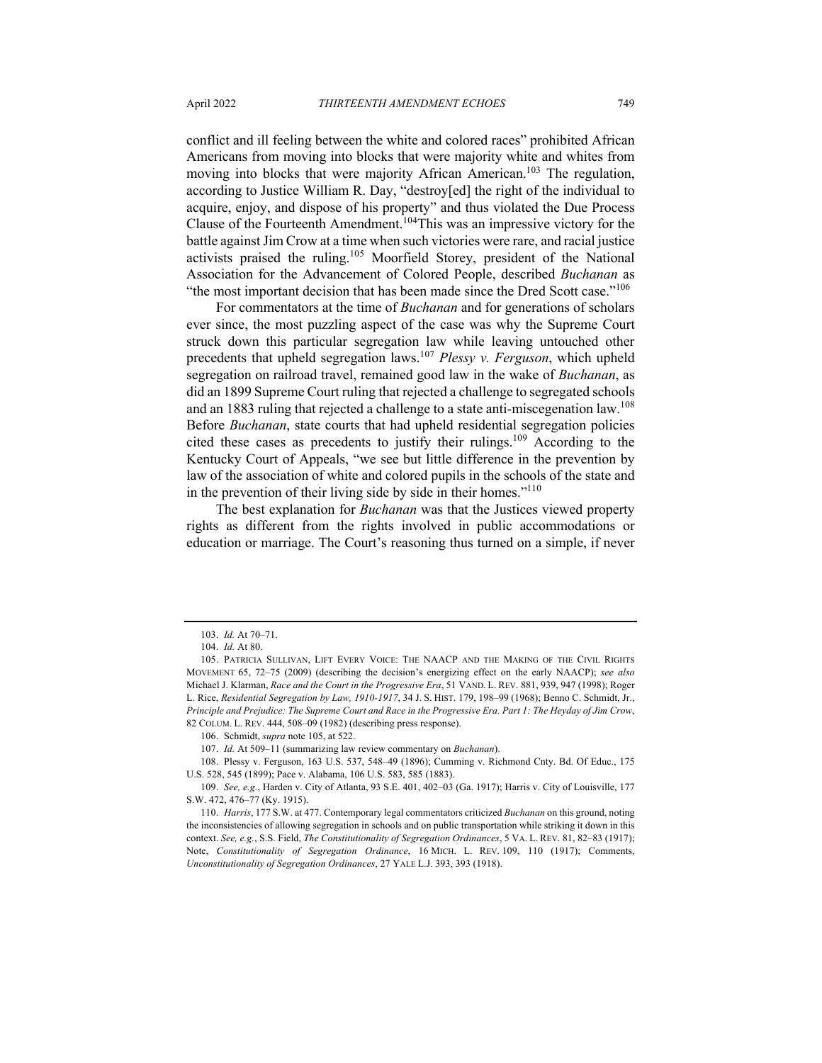conflict and ill feeling between the white and colored races" prohibited African Americans from moving into blocks that were majority white and whites from moving into blocks that were majority African American.[103] The regulation, according to Justice William R. Day, "destroy[ed] the right of the individual to acquire, enjoy, and dispose of his property" and thus violated the Due Process Clause of the Fourteenth Amendment.[104]This was an impressive victory for the battle against Jim Crow at a time when such victories were rare, and racial justice activists praised the ruling.[105] Moorfield Storey, president of the National Association for the Advancement of Colored People, described *Buchanan* as "the most important decision that has been made since the Dred Scott case."[106]

For commentators at the time of *Buchanan* and for generations of scholars ever since, the most puzzling aspect of the case was why the Supreme Court struck down this particular segregation law while leaving untouched other precedents that upheld segregation laws.[107] *Plessy v. Ferguson*, which upheld segregation on railroad travel, remained good law in the wake of *Buchanan*, as did an 1899 Supreme Court ruling that rejected a challenge to segregated schools and an 1883 ruling that rejected a challenge to a state anti-miscegenation law.[108] Before *Buchanan*, state courts that had upheld residential segregation policies cited these cases as precedents to justify their rulings.[109] According to the Kentucky Court of Appeals, "we see but little difference in the prevention by law of the association of white and colored pupils in the schools of the state and in the prevention of their living side by side in their homes."[110]

The best explanation for *Buchanan* was that the Justices viewed property rights as different from the rights involved in public accommodations or education or marriage. The Court's reasoning thus turned on a simple, if never

---

103. *Id.* At 70–71.

104. *Id.* At 80.

105. PATRICIA SULLIVAN, LIFT EVERY VOICE: THE NAACP AND THE MAKING OF THE CIVIL RIGHTS MOVEMENT 65, 72–75 (2009) (describing the decision's energizing effect on the early NAACP); *see also* Michael J. Klarman, *Race and the Court in the Progressive Era*, 51 VAND. L. REV. 881, 939, 947 (1998); Roger L. Rice, *Residential Segregation by Law, 1910-1917*, 34 J. S. HIST. 179, 198–99 (1968); Benno C. Schmidt, Jr., *Principle and Prejudice: The Supreme Court and Race in the Progressive Era. Part 1: The Heyday of Jim Crow*, 82 COLUM. L. REV. 444, 508–09 (1982) (describing press response).

106. Schmidt, *supra* note 105, at 522.

107. *Id.* At 509–11 (summarizing law review commentary on *Buchanan*).

108. Plessy v. Ferguson, 163 U.S. 537, 548–49 (1896); Cumming v. Richmond Cnty. Bd. Of Educ., 175 U.S. 528, 545 (1899); Pace v. Alabama, 106 U.S. 583, 585 (1883).

109. *See, e.g.*, Harden v. City of Atlanta, 93 S.E. 401, 402–03 (Ga. 1917); Harris v. City of Louisville, 177 S.W. 472, 476–77 (Ky. 1915).

110. *Harris*, 177 S.W. at 477. Contemporary legal commentators criticized *Buchanan* on this ground, noting the inconsistencies of allowing segregation in schools and on public transportation while striking it down in this context. *See, e.g.*, S.S. Field, *The Constitutionality of Segregation Ordinances*, 5 VA. L. REV. 81, 82–83 (1917); Note, *Constitutionality of Segregation Ordinance*, 16 MICH. L. REV. 109, 110 (1917); Comments, *Unconstitutionality of Segregation Ordinances*, 27 YALE L.J. 393, 393 (1918).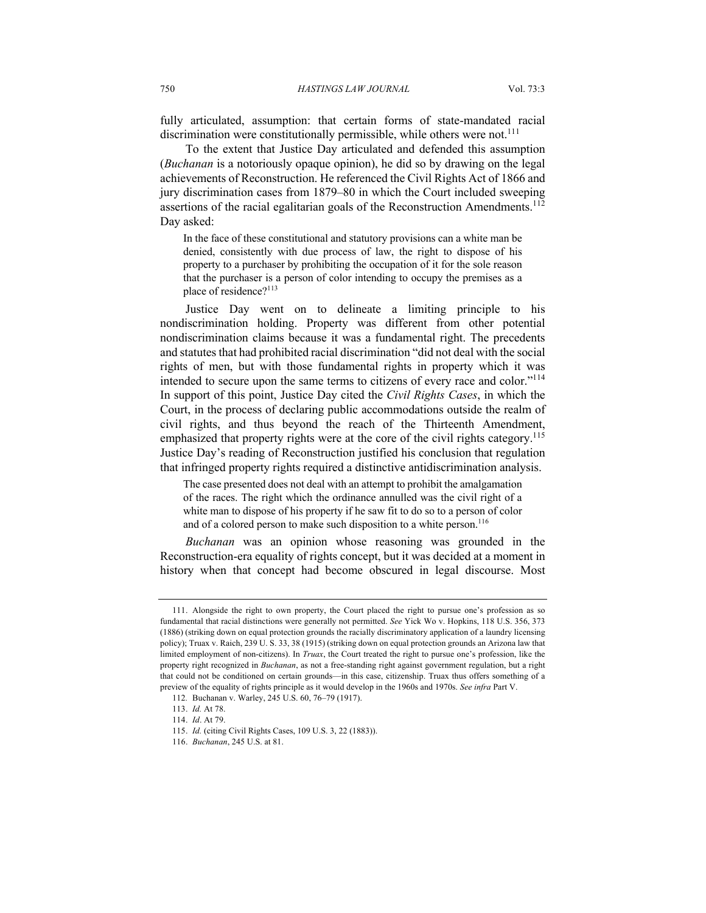fully articulated, assumption: that certain forms of state-mandated racial discrimination were constitutionally permissible, while others were not.[111]

To the extent that Justice Day articulated and defended this assumption (*Buchanan* is a notoriously opaque opinion), he did so by drawing on the legal achievements of Reconstruction. He referenced the Civil Rights Act of 1866 and jury discrimination cases from 1879–80 in which the Court included sweeping assertions of the racial egalitarian goals of the Reconstruction Amendments.[112] Day asked:

> In the face of these constitutional and statutory provisions can a white man be denied, consistently with due process of law, the right to dispose of his property to a purchaser by prohibiting the occupation of it for the sole reason that the purchaser is a person of color intending to occupy the premises as a place of residence?[113]

Justice Day went on to delineate a limiting principle to his nondiscrimination holding. Property was different from other potential nondiscrimination claims because it was a fundamental right. The precedents and statutes that had prohibited racial discrimination "did not deal with the social rights of men, but with those fundamental rights in property which it was intended to secure upon the same terms to citizens of every race and color."[114] In support of this point, Justice Day cited the *Civil Rights Cases*, in which the Court, in the process of declaring public accommodations outside the realm of civil rights, and thus beyond the reach of the Thirteenth Amendment, emphasized that property rights were at the core of the civil rights category.[115] Justice Day's reading of Reconstruction justified his conclusion that regulation that infringed property rights required a distinctive antidiscrimination analysis.

> The case presented does not deal with an attempt to prohibit the amalgamation of the races. The right which the ordinance annulled was the civil right of a white man to dispose of his property if he saw fit to do so to a person of color and of a colored person to make such disposition to a white person.[116]

*Buchanan* was an opinion whose reasoning was grounded in the Reconstruction-era equality of rights concept, but it was decided at a moment in history when that concept had become obscured in legal discourse. Most

---

111. Alongside the right to own property, the Court placed the right to pursue one's profession as so fundamental that racial distinctions were generally not permitted. *See* Yick Wo v. Hopkins, 118 U.S. 356, 373 (1886) (striking down on equal protection grounds the racially discriminatory application of a laundry licensing policy); Truax v. Raich, 239 U. S. 33, 38 (1915) (striking down on equal protection grounds an Arizona law that limited employment of non-citizens). In *Truax*, the Court treated the right to pursue one's profession, like the property right recognized in *Buchanan*, as not a free-standing right against government regulation, but a right that could not be conditioned on certain grounds—in this case, citizenship. Truax thus offers something of a preview of the equality of rights principle as it would develop in the 1960s and 1970s. *See infra* Part V.

112. Buchanan v. Warley, 245 U.S. 60, 76–79 (1917).

113. *Id.* At 78.

114. *Id*. At 79.

115. *Id.* (citing Civil Rights Cases, 109 U.S. 3, 22 (1883)).

116. *Buchanan*, 245 U.S. at 81.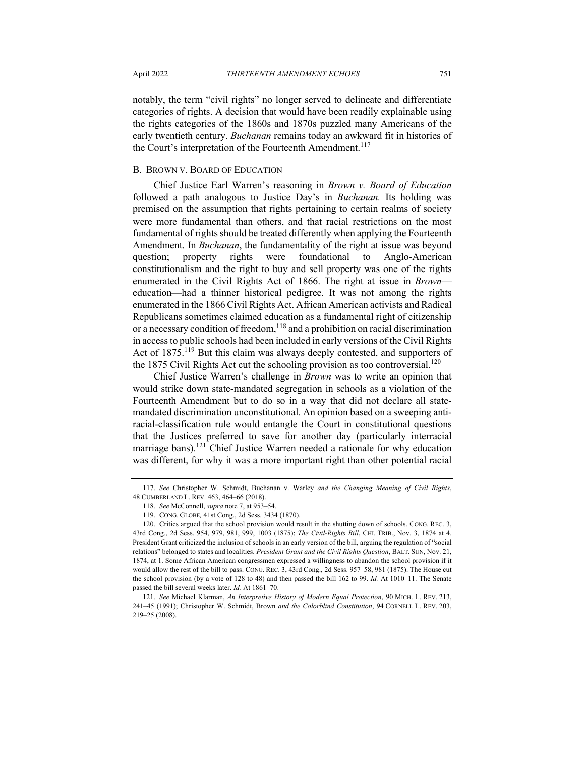notably, the term "civil rights" no longer served to delineate and differentiate categories of rights. A decision that would have been readily explainable using the rights categories of the 1860s and 1870s puzzled many Americans of the early twentieth century. *Buchanan* remains today an awkward fit in histories of the Court's interpretation of the Fourteenth Amendment.[117]

### B. BROWN V. BOARD OF EDUCATION

Chief Justice Earl Warren's reasoning in *Brown v. Board of Education* followed a path analogous to Justice Day's in *Buchanan.* Its holding was premised on the assumption that rights pertaining to certain realms of society were more fundamental than others, and that racial restrictions on the most fundamental of rights should be treated differently when applying the Fourteenth Amendment. In *Buchanan*, the fundamentality of the right at issue was beyond question; property rights were foundational to Anglo-American constitutionalism and the right to buy and sell property was one of the rights enumerated in the Civil Rights Act of 1866. The right at issue in *Brown*—education—had a thinner historical pedigree. It was not among the rights enumerated in the 1866 Civil Rights Act. African American activists and Radical Republicans sometimes claimed education as a fundamental right of citizenship or a necessary condition of freedom,[118] and a prohibition on racial discrimination in access to public schools had been included in early versions of the Civil Rights Act of 1875.[119] But this claim was always deeply contested, and supporters of the 1875 Civil Rights Act cut the schooling provision as too controversial.[120]

Chief Justice Warren's challenge in *Brown* was to write an opinion that would strike down state-mandated segregation in schools as a violation of the Fourteenth Amendment but to do so in a way that did not declare all state-mandated discrimination unconstitutional. An opinion based on a sweeping anti-racial-classification rule would entangle the Court in constitutional questions that the Justices preferred to save for another day (particularly interracial marriage bans).[121] Chief Justice Warren needed a rationale for why education was different, for why it was a more important right than other potential racial

---

117. *See* Christopher W. Schmidt, Buchanan v. Warley *and the Changing Meaning of Civil Rights*, 48 CUMBERLAND L. REV. 463, 464–66 (2018).

118. *See* McConnell, *supra* note 7, at 953–54.

119. CONG. GLOBE*,* 41st Cong., 2d Sess. 3434 (1870).

120. Critics argued that the school provision would result in the shutting down of schools. CONG. REC. 3, 43rd Cong., 2d Sess. 954, 979, 981, 999, 1003 (1875); *The Civil-Rights Bill*, CHI. TRIB., Nov. 3, 1874 at 4. President Grant criticized the inclusion of schools in an early version of the bill, arguing the regulation of "social relations" belonged to states and localities. *President Grant and the Civil Rights Question*, BALT. SUN, Nov. 21, 1874, at 1. Some African American congressmen expressed a willingness to abandon the school provision if it would allow the rest of the bill to pass. CONG. REC. 3, 43rd Cong., 2d Sess. 957–58, 981 (1875). The House cut the school provision (by a vote of 128 to 48) and then passed the bill 162 to 99. *Id.* At 1010–11. The Senate passed the bill several weeks later. *Id.* At 1861–70.

121. *See* Michael Klarman, *An Interpretive History of Modern Equal Protection*, 90 MICH. L. REV. 213, 241–45 (1991); Christopher W. Schmidt, Brown *and the Colorblind Constitution*, 94 CORNELL L. REV. 203, 219–25 (2008).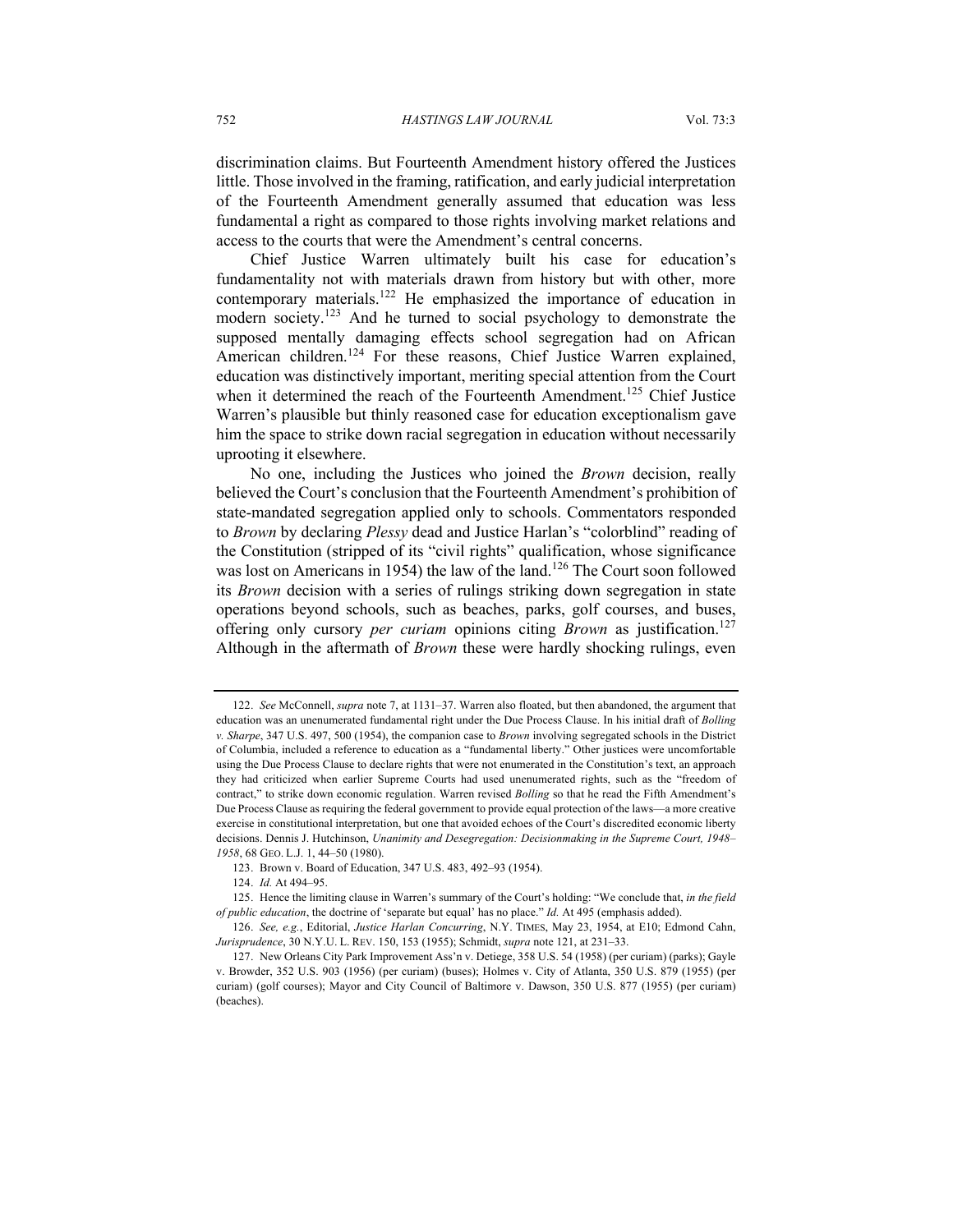discrimination claims. But Fourteenth Amendment history offered the Justices little. Those involved in the framing, ratification, and early judicial interpretation of the Fourteenth Amendment generally assumed that education was less fundamental a right as compared to those rights involving market relations and access to the courts that were the Amendment's central concerns.

Chief Justice Warren ultimately built his case for education's fundamentality not with materials drawn from history but with other, more contemporary materials.[122] He emphasized the importance of education in modern society.[123] And he turned to social psychology to demonstrate the supposed mentally damaging effects school segregation had on African American children.[124] For these reasons, Chief Justice Warren explained, education was distinctively important, meriting special attention from the Court when it determined the reach of the Fourteenth Amendment.[125] Chief Justice Warren's plausible but thinly reasoned case for education exceptionalism gave him the space to strike down racial segregation in education without necessarily uprooting it elsewhere.

No one, including the Justices who joined the *Brown* decision, really believed the Court's conclusion that the Fourteenth Amendment's prohibition of state-mandated segregation applied only to schools. Commentators responded to *Brown* by declaring *Plessy* dead and Justice Harlan's "colorblind" reading of the Constitution (stripped of its "civil rights" qualification, whose significance was lost on Americans in 1954) the law of the land.[126] The Court soon followed its *Brown* decision with a series of rulings striking down segregation in state operations beyond schools, such as beaches, parks, golf courses, and buses, offering only cursory *per curiam* opinions citing *Brown* as justification.[127] Although in the aftermath of *Brown* these were hardly shocking rulings, even

---

122. *See* McConnell, *supra* note 7, at 1131–37. Warren also floated, but then abandoned, the argument that education was an unenumerated fundamental right under the Due Process Clause. In his initial draft of *Bolling v. Sharpe*, 347 U.S. 497, 500 (1954), the companion case to *Brown* involving segregated schools in the District of Columbia, included a reference to education as a "fundamental liberty." Other justices were uncomfortable using the Due Process Clause to declare rights that were not enumerated in the Constitution's text, an approach they had criticized when earlier Supreme Courts had used unenumerated rights, such as the "freedom of contract," to strike down economic regulation. Warren revised *Bolling* so that he read the Fifth Amendment's Due Process Clause as requiring the federal government to provide equal protection of the laws—a more creative exercise in constitutional interpretation, but one that avoided echoes of the Court's discredited economic liberty decisions. Dennis J. Hutchinson, *Unanimity and Desegregation: Decisionmaking in the Supreme Court, 1948–1958*, 68 GEO. L.J. 1, 44–50 (1980).

123. Brown v. Board of Education, 347 U.S. 483, 492–93 (1954).

124. *Id.* At 494–95.

125. Hence the limiting clause in Warren's summary of the Court's holding: "We conclude that, *in the field of public education*, the doctrine of 'separate but equal' has no place." *Id.* At 495 (emphasis added).

126. *See, e.g.*, Editorial, *Justice Harlan Concurring*, N.Y. TIMES, May 23, 1954, at E10; Edmond Cahn, *Jurisprudence*, 30 N.Y.U. L. REV. 150, 153 (1955); Schmidt, *supra* note 121, at 231–33.

127. New Orleans City Park Improvement Ass'n v. Detiege, 358 U.S. 54 (1958) (per curiam) (parks); Gayle v. Browder, 352 U.S. 903 (1956) (per curiam) (buses); Holmes v. City of Atlanta, 350 U.S. 879 (1955) (per curiam) (golf courses); Mayor and City Council of Baltimore v. Dawson, 350 U.S. 877 (1955) (per curiam) (beaches).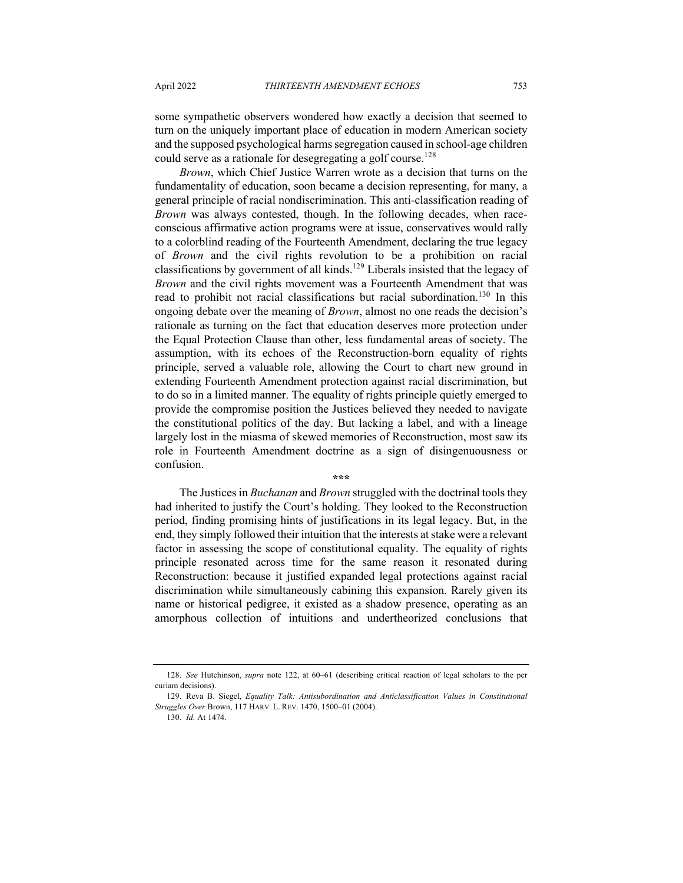some sympathetic observers wondered how exactly a decision that seemed to turn on the uniquely important place of education in modern American society and the supposed psychological harms segregation caused in school-age children could serve as a rationale for desegregating a golf course.[128]

*Brown*, which Chief Justice Warren wrote as a decision that turns on the fundamentality of education, soon became a decision representing, for many, a general principle of racial nondiscrimination. This anti-classification reading of *Brown* was always contested, though. In the following decades, when race-conscious affirmative action programs were at issue, conservatives would rally to a colorblind reading of the Fourteenth Amendment, declaring the true legacy of *Brown* and the civil rights revolution to be a prohibition on racial classifications by government of all kinds.[129] Liberals insisted that the legacy of *Brown* and the civil rights movement was a Fourteenth Amendment that was read to prohibit not racial classifications but racial subordination.[130] In this ongoing debate over the meaning of *Brown*, almost no one reads the decision's rationale as turning on the fact that education deserves more protection under the Equal Protection Clause than other, less fundamental areas of society. The assumption, with its echoes of the Reconstruction-born equality of rights principle, served a valuable role, allowing the Court to chart new ground in extending Fourteenth Amendment protection against racial discrimination, but to do so in a limited manner. The equality of rights principle quietly emerged to provide the compromise position the Justices believed they needed to navigate the constitutional politics of the day. But lacking a label, and with a lineage largely lost in the miasma of skewed memories of Reconstruction, most saw its role in Fourteenth Amendment doctrine as a sign of disingenuousness or confusion.

\*\*\*

The Justices in *Buchanan* and *Brown* struggled with the doctrinal tools they had inherited to justify the Court's holding. They looked to the Reconstruction period, finding promising hints of justifications in its legal legacy. But, in the end, they simply followed their intuition that the interests at stake were a relevant factor in assessing the scope of constitutional equality. The equality of rights principle resonated across time for the same reason it resonated during Reconstruction: because it justified expanded legal protections against racial discrimination while simultaneously cabining this expansion. Rarely given its name or historical pedigree, it existed as a shadow presence, operating as an amorphous collection of intuitions and undertheorized conclusions that

---

128. *See* Hutchinson, *supra* note 122, at 60–61 (describing critical reaction of legal scholars to the per curiam decisions).

129. Reva B. Siegel, *Equality Talk: Antisubordination and Anticlassification Values in Constitutional Struggles Over* Brown, 117 HARV. L. REV. 1470, 1500–01 (2004).

130. *Id.* At 1474.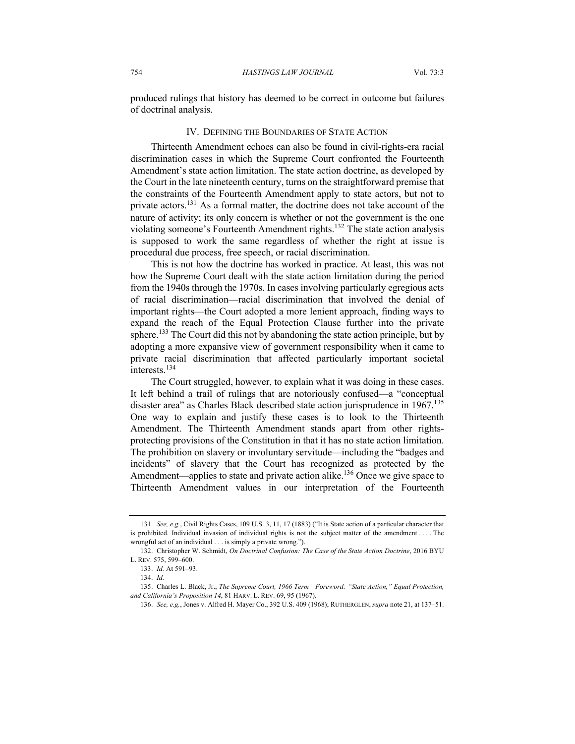produced rulings that history has deemed to be correct in outcome but failures of doctrinal analysis.

## IV. Defining the Boundaries of State Action

Thirteenth Amendment echoes can also be found in civil-rights-era racial discrimination cases in which the Supreme Court confronted the Fourteenth Amendment's state action limitation. The state action doctrine, as developed by the Court in the late nineteenth century, turns on the straightforward premise that the constraints of the Fourteenth Amendment apply to state actors, but not to private actors.[131] As a formal matter, the doctrine does not take account of the nature of activity; its only concern is whether or not the government is the one violating someone's Fourteenth Amendment rights.[132] The state action analysis is supposed to work the same regardless of whether the right at issue is procedural due process, free speech, or racial discrimination.

This is not how the doctrine has worked in practice. At least, this was not how the Supreme Court dealt with the state action limitation during the period from the 1940s through the 1970s. In cases involving particularly egregious acts of racial discrimination—racial discrimination that involved the denial of important rights—the Court adopted a more lenient approach, finding ways to expand the reach of the Equal Protection Clause further into the private sphere.[133] The Court did this not by abandoning the state action principle, but by adopting a more expansive view of government responsibility when it came to private racial discrimination that affected particularly important societal interests.[134]

The Court struggled, however, to explain what it was doing in these cases. It left behind a trail of rulings that are notoriously confused—a "conceptual disaster area" as Charles Black described state action jurisprudence in 1967.[135] One way to explain and justify these cases is to look to the Thirteenth Amendment. The Thirteenth Amendment stands apart from other rights-protecting provisions of the Constitution in that it has no state action limitation. The prohibition on slavery or involuntary servitude—including the "badges and incidents" of slavery that the Court has recognized as protected by the Amendment—applies to state and private action alike.[136] Once we give space to Thirteenth Amendment values in our interpretation of the Fourteenth

---

131. *See, e.g.*, Civil Rights Cases, 109 U.S. 3, 11, 17 (1883) ("It is State action of a particular character that is prohibited. Individual invasion of individual rights is not the subject matter of the amendment . . . . The wrongful act of an individual . . . is simply a private wrong.").

132. Christopher W. Schmidt, *On Doctrinal Confusion: The Case of the State Action Doctrine*, 2016 BYU L. Rev. 575, 599–600.

133. *Id.* At 591–93.

134. *Id.*

135. Charles L. Black, Jr., *The Supreme Court, 1966 Term—Foreword: "State Action," Equal Protection, and California's Proposition 14*, 81 Harv. L. Rev. 69, 95 (1967).

136. *See, e.g.*, Jones v. Alfred H. Mayer Co., 392 U.S. 409 (1968); Rutherglen, *supra* note 21, at 137–51.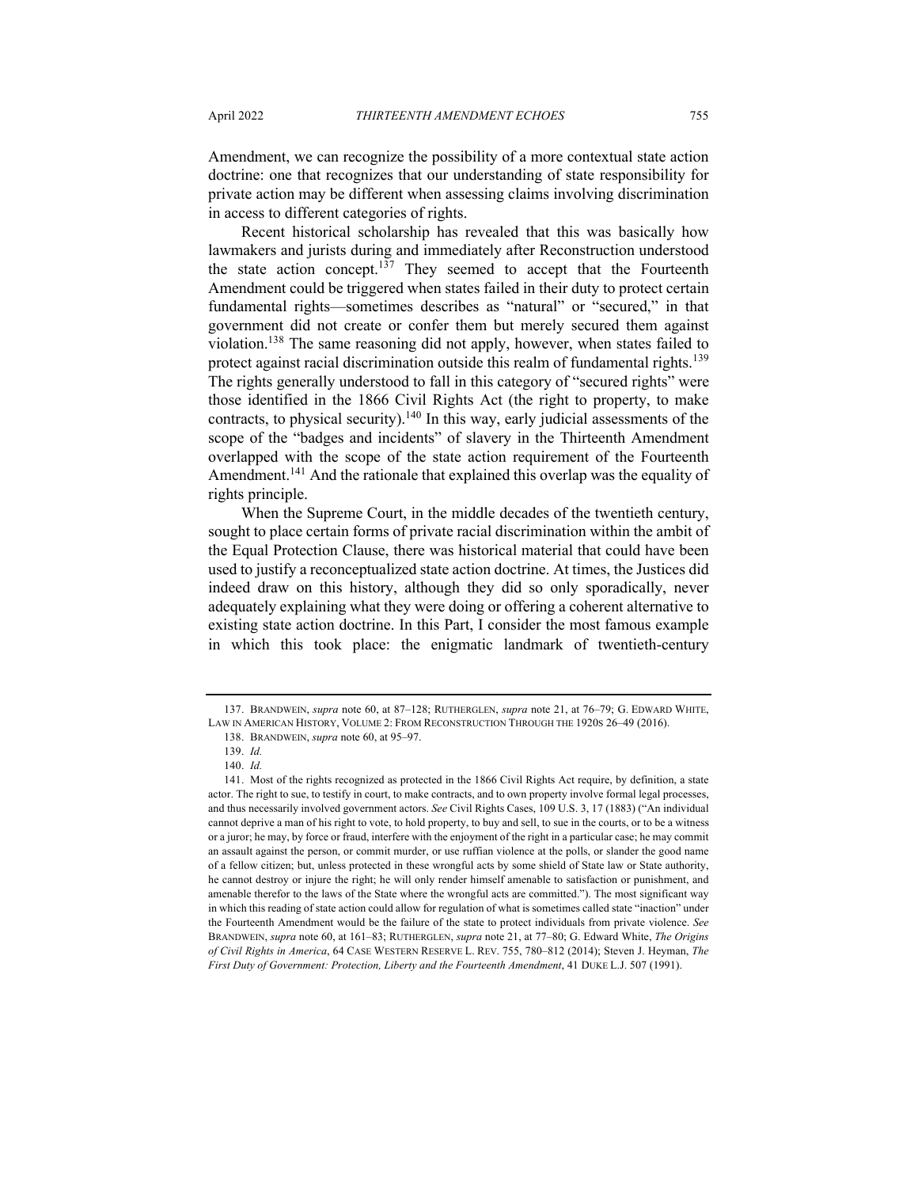Amendment, we can recognize the possibility of a more contextual state action doctrine: one that recognizes that our understanding of state responsibility for private action may be different when assessing claims involving discrimination in access to different categories of rights.

Recent historical scholarship has revealed that this was basically how lawmakers and jurists during and immediately after Reconstruction understood the state action concept.[137] They seemed to accept that the Fourteenth Amendment could be triggered when states failed in their duty to protect certain fundamental rights—sometimes describes as "natural" or "secured," in that government did not create or confer them but merely secured them against violation.[138] The same reasoning did not apply, however, when states failed to protect against racial discrimination outside this realm of fundamental rights.[139] The rights generally understood to fall in this category of "secured rights" were those identified in the 1866 Civil Rights Act (the right to property, to make contracts, to physical security).[140] In this way, early judicial assessments of the scope of the "badges and incidents" of slavery in the Thirteenth Amendment overlapped with the scope of the state action requirement of the Fourteenth Amendment.[141] And the rationale that explained this overlap was the equality of rights principle.

When the Supreme Court, in the middle decades of the twentieth century, sought to place certain forms of private racial discrimination within the ambit of the Equal Protection Clause, there was historical material that could have been used to justify a reconceptualized state action doctrine. At times, the Justices did indeed draw on this history, although they did so only sporadically, never adequately explaining what they were doing or offering a coherent alternative to existing state action doctrine. In this Part, I consider the most famous example in which this took place: the enigmatic landmark of twentieth-century

---

137. BRANDWEIN, *supra* note 60, at 87–128; RUTHERGLEN, *supra* note 21, at 76–79; G. EDWARD WHITE, LAW IN AMERICAN HISTORY, VOLUME 2: FROM RECONSTRUCTION THROUGH THE 1920S 26–49 (2016).

138. BRANDWEIN, *supra* note 60, at 95–97.

139. *Id.*

140. *Id.*

141. Most of the rights recognized as protected in the 1866 Civil Rights Act require, by definition, a state actor. The right to sue, to testify in court, to make contracts, and to own property involve formal legal processes, and thus necessarily involved government actors. *See* Civil Rights Cases, 109 U.S. 3, 17 (1883) ("An individual cannot deprive a man of his right to vote, to hold property, to buy and sell, to sue in the courts, or to be a witness or a juror; he may, by force or fraud, interfere with the enjoyment of the right in a particular case; he may commit an assault against the person, or commit murder, or use ruffian violence at the polls, or slander the good name of a fellow citizen; but, unless protected in these wrongful acts by some shield of State law or State authority, he cannot destroy or injure the right; he will only render himself amenable to satisfaction or punishment, and amenable therefor to the laws of the State where the wrongful acts are committed."). The most significant way in which this reading of state action could allow for regulation of what is sometimes called state "inaction" under the Fourteenth Amendment would be the failure of the state to protect individuals from private violence. *See* BRANDWEIN, *supra* note 60, at 161–83; RUTHERGLEN, *supra* note 21, at 77–80; G. Edward White, *The Origins of Civil Rights in America*, 64 CASE WESTERN RESERVE L. REV. 755, 780–812 (2014); Steven J. Heyman, *The First Duty of Government: Protection, Liberty and the Fourteenth Amendment*, 41 DUKE L.J. 507 (1991).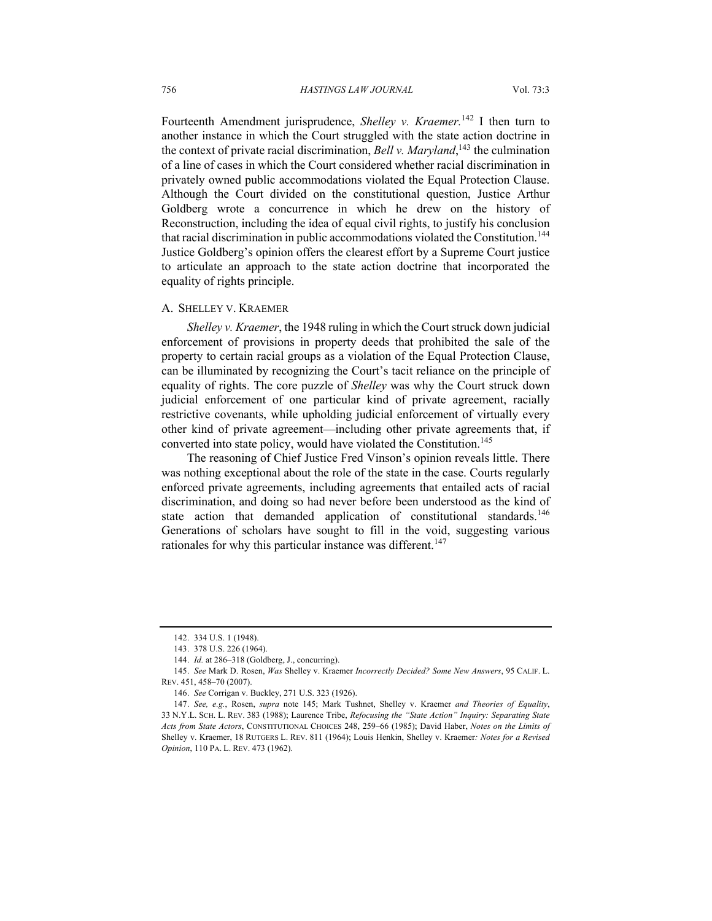Fourteenth Amendment jurisprudence, *Shelley v. Kraemer.*[142] I then turn to another instance in which the Court struggled with the state action doctrine in the context of private racial discrimination, *Bell v. Maryland*,[143] the culmination of a line of cases in which the Court considered whether racial discrimination in privately owned public accommodations violated the Equal Protection Clause. Although the Court divided on the constitutional question, Justice Arthur Goldberg wrote a concurrence in which he drew on the history of Reconstruction, including the idea of equal civil rights, to justify his conclusion that racial discrimination in public accommodations violated the Constitution.[144] Justice Goldberg's opinion offers the clearest effort by a Supreme Court justice to articulate an approach to the state action doctrine that incorporated the equality of rights principle.

## A. Shelley v. Kraemer

*Shelley v. Kraemer*, the 1948 ruling in which the Court struck down judicial enforcement of provisions in property deeds that prohibited the sale of the property to certain racial groups as a violation of the Equal Protection Clause, can be illuminated by recognizing the Court's tacit reliance on the principle of equality of rights. The core puzzle of *Shelley* was why the Court struck down judicial enforcement of one particular kind of private agreement, racially restrictive covenants, while upholding judicial enforcement of virtually every other kind of private agreement—including other private agreements that, if converted into state policy, would have violated the Constitution.[145]

The reasoning of Chief Justice Fred Vinson's opinion reveals little. There was nothing exceptional about the role of the state in the case. Courts regularly enforced private agreements, including agreements that entailed acts of racial discrimination, and doing so had never before been understood as the kind of state action that demanded application of constitutional standards.[146] Generations of scholars have sought to fill in the void, suggesting various rationales for why this particular instance was different.[147]

---

142. 334 U.S. 1 (1948).

143. 378 U.S. 226 (1964).

144. *Id.* at 286–318 (Goldberg, J., concurring).

145. *See* Mark D. Rosen, *Was* Shelley v. Kraemer *Incorrectly Decided? Some New Answers*, 95 CALIF. L. REV. 451, 458–70 (2007).

146. *See* Corrigan v. Buckley, 271 U.S. 323 (1926).

147. *See, e.g.*, Rosen, *supra* note 145; Mark Tushnet, Shelley v. Kraemer *and Theories of Equality*, 33 N.Y.L. SCH. L. REV. 383 (1988); Laurence Tribe, *Refocusing the "State Action" Inquiry: Separating State Acts from State Actors*, CONSTITUTIONAL CHOICES 248, 259–66 (1985); David Haber, *Notes on the Limits of* Shelley v. Kraemer, 18 RUTGERS L. REV. 811 (1964); Louis Henkin, Shelley v. Kraemer*: Notes for a Revised Opinion*, 110 PA. L. REV. 473 (1962).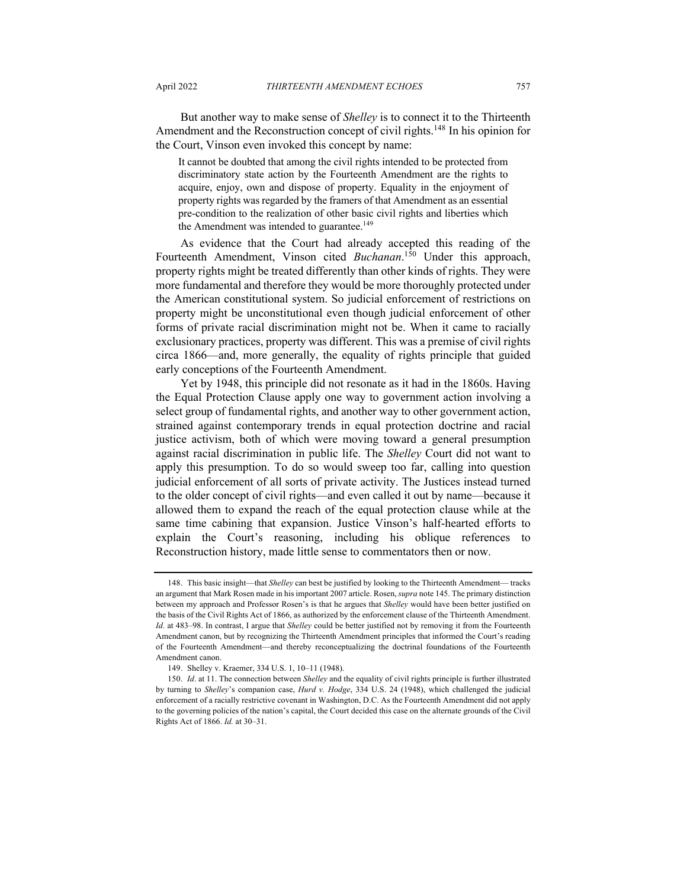But another way to make sense of *Shelley* is to connect it to the Thirteenth Amendment and the Reconstruction concept of civil rights.[148] In his opinion for the Court, Vinson even invoked this concept by name:

> It cannot be doubted that among the civil rights intended to be protected from discriminatory state action by the Fourteenth Amendment are the rights to acquire, enjoy, own and dispose of property. Equality in the enjoyment of property rights was regarded by the framers of that Amendment as an essential pre-condition to the realization of other basic civil rights and liberties which the Amendment was intended to guarantee.[149]

As evidence that the Court had already accepted this reading of the Fourteenth Amendment, Vinson cited *Buchanan*.[150] Under this approach, property rights might be treated differently than other kinds of rights. They were more fundamental and therefore they would be more thoroughly protected under the American constitutional system. So judicial enforcement of restrictions on property might be unconstitutional even though judicial enforcement of other forms of private racial discrimination might not be. When it came to racially exclusionary practices, property was different. This was a premise of civil rights circa 1866—and, more generally, the equality of rights principle that guided early conceptions of the Fourteenth Amendment.

Yet by 1948, this principle did not resonate as it had in the 1860s. Having the Equal Protection Clause apply one way to government action involving a select group of fundamental rights, and another way to other government action, strained against contemporary trends in equal protection doctrine and racial justice activism, both of which were moving toward a general presumption against racial discrimination in public life. The *Shelley* Court did not want to apply this presumption. To do so would sweep too far, calling into question judicial enforcement of all sorts of private activity. The Justices instead turned to the older concept of civil rights—and even called it out by name—because it allowed them to expand the reach of the equal protection clause while at the same time cabining that expansion. Justice Vinson's half-hearted efforts to explain the Court's reasoning, including his oblique references to Reconstruction history, made little sense to commentators then or now.

---

148. This basic insight—that *Shelley* can best be justified by looking to the Thirteenth Amendment— tracks an argument that Mark Rosen made in his important 2007 article. Rosen, *supra* note 145. The primary distinction between my approach and Professor Rosen's is that he argues that *Shelley* would have been better justified on the basis of the Civil Rights Act of 1866, as authorized by the enforcement clause of the Thirteenth Amendment. *Id.* at 483–98. In contrast, I argue that *Shelley* could be better justified not by removing it from the Fourteenth Amendment canon, but by recognizing the Thirteenth Amendment principles that informed the Court's reading of the Fourteenth Amendment—and thereby reconceptualizing the doctrinal foundations of the Fourteenth Amendment canon.

149. Shelley v. Kraemer, 334 U.S. 1, 10–11 (1948).

150. *Id*. at 11. The connection between *Shelley* and the equality of civil rights principle is further illustrated by turning to *Shelley*'s companion case, *Hurd v. Hodge*, 334 U.S. 24 (1948), which challenged the judicial enforcement of a racially restrictive covenant in Washington, D.C. As the Fourteenth Amendment did not apply to the governing policies of the nation's capital, the Court decided this case on the alternate grounds of the Civil Rights Act of 1866. *Id.* at 30–31.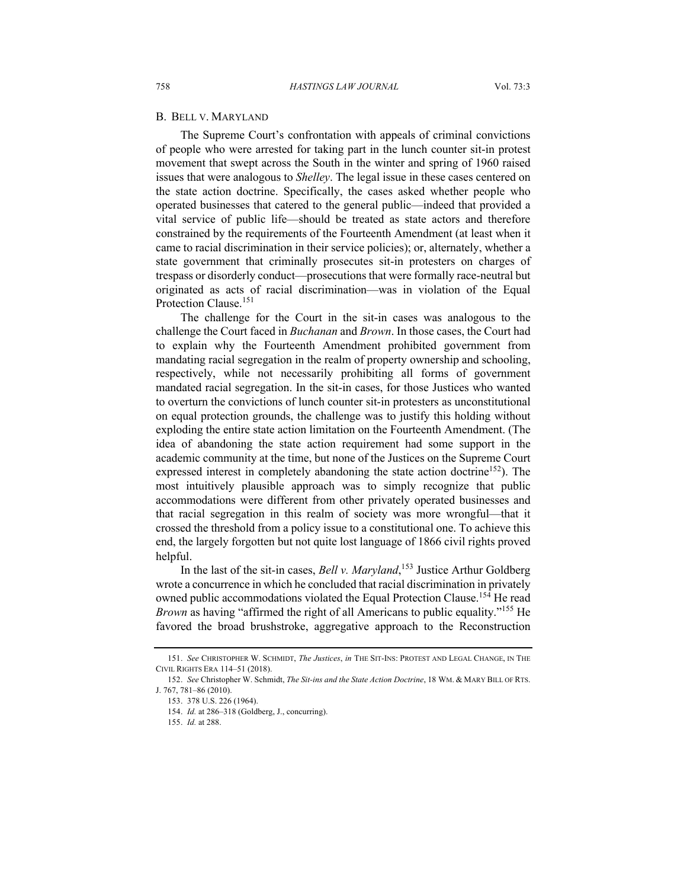### B. Bell v. Maryland

The Supreme Court's confrontation with appeals of criminal convictions of people who were arrested for taking part in the lunch counter sit-in protest movement that swept across the South in the winter and spring of 1960 raised issues that were analogous to *Shelley*. The legal issue in these cases centered on the state action doctrine. Specifically, the cases asked whether people who operated businesses that catered to the general public—indeed that provided a vital service of public life—should be treated as state actors and therefore constrained by the requirements of the Fourteenth Amendment (at least when it came to racial discrimination in their service policies); or, alternately, whether a state government that criminally prosecutes sit-in protesters on charges of trespass or disorderly conduct—prosecutions that were formally race-neutral but originated as acts of racial discrimination—was in violation of the Equal Protection Clause.[151]

The challenge for the Court in the sit-in cases was analogous to the challenge the Court faced in *Buchanan* and *Brown*. In those cases, the Court had to explain why the Fourteenth Amendment prohibited government from mandating racial segregation in the realm of property ownership and schooling, respectively, while not necessarily prohibiting all forms of government mandated racial segregation. In the sit-in cases, for those Justices who wanted to overturn the convictions of lunch counter sit-in protesters as unconstitutional on equal protection grounds, the challenge was to justify this holding without exploding the entire state action limitation on the Fourteenth Amendment. (The idea of abandoning the state action requirement had some support in the academic community at the time, but none of the Justices on the Supreme Court expressed interest in completely abandoning the state action doctrine[152]). The most intuitively plausible approach was to simply recognize that public accommodations were different from other privately operated businesses and that racial segregation in this realm of society was more wrongful—that it crossed the threshold from a policy issue to a constitutional one. To achieve this end, the largely forgotten but not quite lost language of 1866 civil rights proved helpful.

In the last of the sit-in cases, *Bell v. Maryland*,[153] Justice Arthur Goldberg wrote a concurrence in which he concluded that racial discrimination in privately owned public accommodations violated the Equal Protection Clause.[154] He read *Brown* as having "affirmed the right of all Americans to public equality."[155] He favored the broad brushstroke, aggregative approach to the Reconstruction

151. *See* Christopher W. Schmidt, *The Justices*, *in* The Sit-Ins: Protest and Legal Change, in the Civil Rights Era 114–51 (2018).

152. *See* Christopher W. Schmidt, *The Sit-ins and the State Action Doctrine*, 18 Wm. & Mary Bill of Rts. J. 767, 781–86 (2010).

153. 378 U.S. 226 (1964).

154. *Id.* at 286–318 (Goldberg, J., concurring).

155. *Id.* at 288.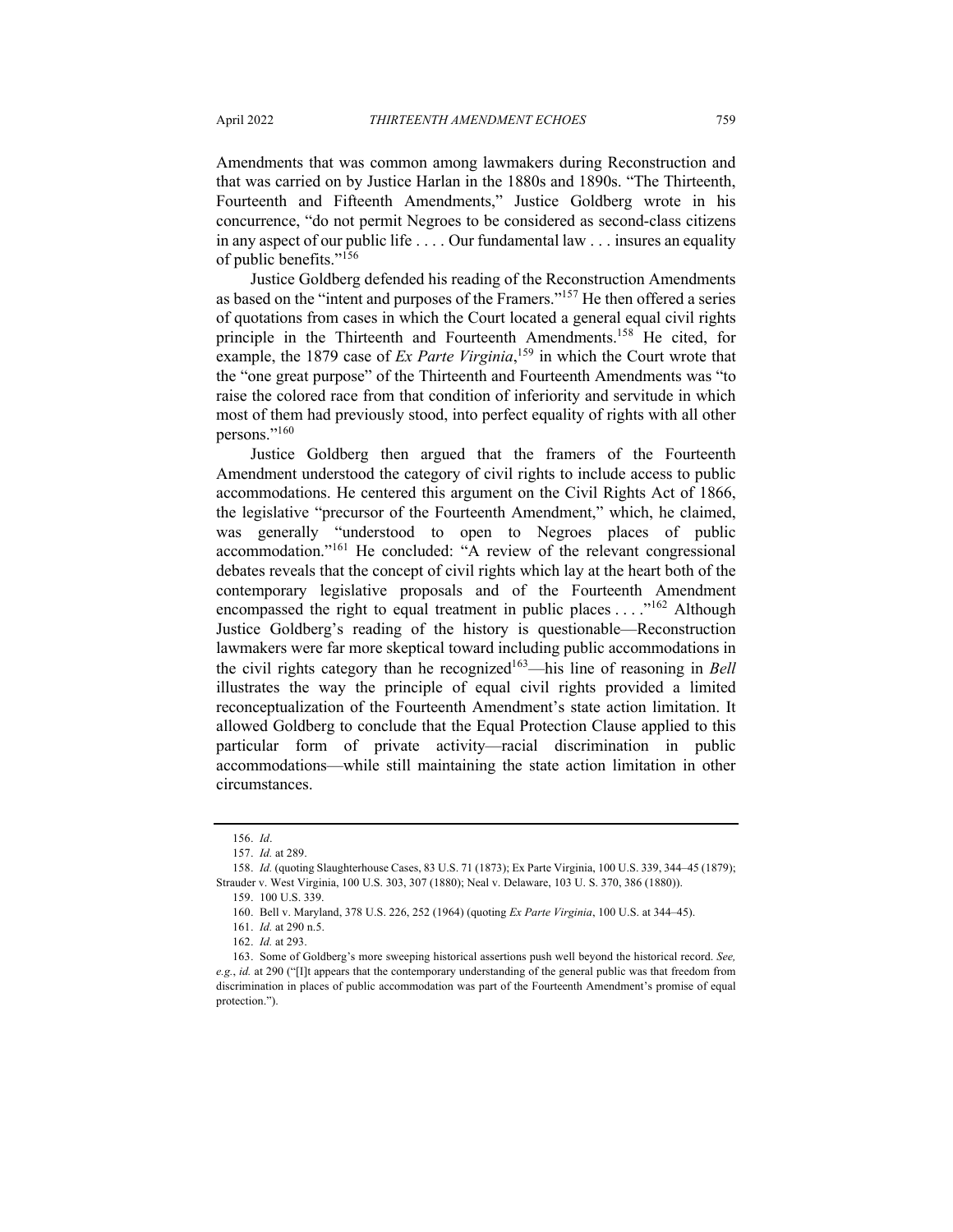Amendments that was common among lawmakers during Reconstruction and that was carried on by Justice Harlan in the 1880s and 1890s. "The Thirteenth, Fourteenth and Fifteenth Amendments," Justice Goldberg wrote in his concurrence, "do not permit Negroes to be considered as second-class citizens in any aspect of our public life . . . . Our fundamental law . . . insures an equality of public benefits."[156]

Justice Goldberg defended his reading of the Reconstruction Amendments as based on the "intent and purposes of the Framers."[157] He then offered a series of quotations from cases in which the Court located a general equal civil rights principle in the Thirteenth and Fourteenth Amendments.[158] He cited, for example, the 1879 case of *Ex Parte Virginia*,[159] in which the Court wrote that the "one great purpose" of the Thirteenth and Fourteenth Amendments was "to raise the colored race from that condition of inferiority and servitude in which most of them had previously stood, into perfect equality of rights with all other persons."[160]

Justice Goldberg then argued that the framers of the Fourteenth Amendment understood the category of civil rights to include access to public accommodations. He centered this argument on the Civil Rights Act of 1866, the legislative "precursor of the Fourteenth Amendment," which, he claimed, was generally "understood to open to Negroes places of public accommodation."[161] He concluded: "A review of the relevant congressional debates reveals that the concept of civil rights which lay at the heart both of the contemporary legislative proposals and of the Fourteenth Amendment encompassed the right to equal treatment in public places . . . ."[162] Although Justice Goldberg's reading of the history is questionable—Reconstruction lawmakers were far more skeptical toward including public accommodations in the civil rights category than he recognized[163]—his line of reasoning in *Bell* illustrates the way the principle of equal civil rights provided a limited reconceptualization of the Fourteenth Amendment's state action limitation. It allowed Goldberg to conclude that the Equal Protection Clause applied to this particular form of private activity—racial discrimination in public accommodations—while still maintaining the state action limitation in other circumstances.

---

156. *Id*.

157. *Id.* at 289.

158. *Id.* (quoting Slaughterhouse Cases, 83 U.S. 71 (1873); Ex Parte Virginia, 100 U.S. 339, 344–45 (1879); Strauder v. West Virginia, 100 U.S. 303, 307 (1880); Neal v. Delaware, 103 U. S. 370, 386 (1880)).

159. 100 U.S. 339.

160. Bell v. Maryland, 378 U.S. 226, 252 (1964) (quoting *Ex Parte Virginia*, 100 U.S. at 344–45).

161. *Id.* at 290 n.5.

162. *Id.* at 293.

163. Some of Goldberg's more sweeping historical assertions push well beyond the historical record. *See, e.g.*, *id.* at 290 ("[I]t appears that the contemporary understanding of the general public was that freedom from discrimination in places of public accommodation was part of the Fourteenth Amendment's promise of equal protection.").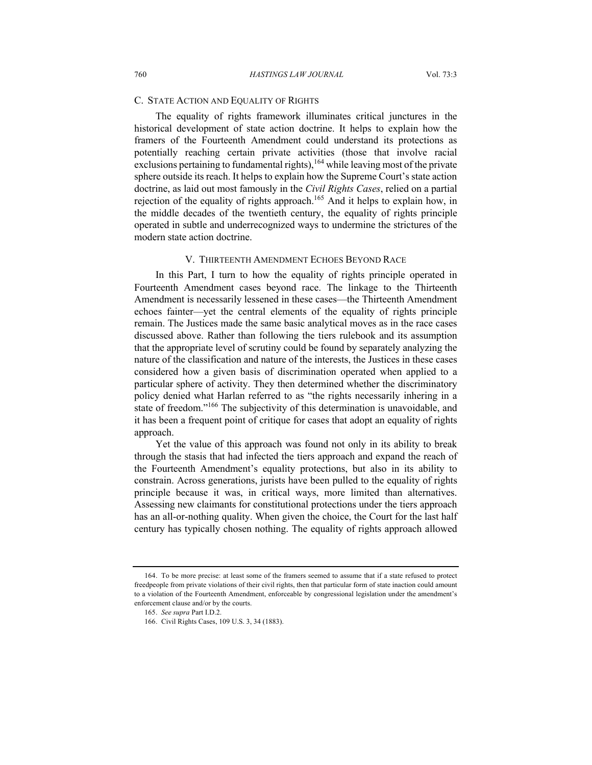### C. State Action and Equality of Rights

The equality of rights framework illuminates critical junctures in the historical development of state action doctrine. It helps to explain how the framers of the Fourteenth Amendment could understand its protections as potentially reaching certain private activities (those that involve racial exclusions pertaining to fundamental rights),[164] while leaving most of the private sphere outside its reach. It helps to explain how the Supreme Court's state action doctrine, as laid out most famously in the *Civil Rights Cases*, relied on a partial rejection of the equality of rights approach.[165] And it helps to explain how, in the middle decades of the twentieth century, the equality of rights principle operated in subtle and underrecognized ways to undermine the strictures of the modern state action doctrine.

## V. Thirteenth Amendment Echoes Beyond Race

In this Part, I turn to how the equality of rights principle operated in Fourteenth Amendment cases beyond race. The linkage to the Thirteenth Amendment is necessarily lessened in these cases—the Thirteenth Amendment echoes fainter—yet the central elements of the equality of rights principle remain. The Justices made the same basic analytical moves as in the race cases discussed above. Rather than following the tiers rulebook and its assumption that the appropriate level of scrutiny could be found by separately analyzing the nature of the classification and nature of the interests, the Justices in these cases considered how a given basis of discrimination operated when applied to a particular sphere of activity. They then determined whether the discriminatory policy denied what Harlan referred to as "the rights necessarily inhering in a state of freedom."[166] The subjectivity of this determination is unavoidable, and it has been a frequent point of critique for cases that adopt an equality of rights approach.

Yet the value of this approach was found not only in its ability to break through the stasis that had infected the tiers approach and expand the reach of the Fourteenth Amendment's equality protections, but also in its ability to constrain. Across generations, jurists have been pulled to the equality of rights principle because it was, in critical ways, more limited than alternatives. Assessing new claimants for constitutional protections under the tiers approach has an all-or-nothing quality. When given the choice, the Court for the last half century has typically chosen nothing. The equality of rights approach allowed

---

164. To be more precise: at least some of the framers seemed to assume that if a state refused to protect freedpeople from private violations of their civil rights, then that particular form of state inaction could amount to a violation of the Fourteenth Amendment, enforceable by congressional legislation under the amendment's enforcement clause and/or by the courts.

165. *See supra* Part I.D.2.

166. Civil Rights Cases, 109 U.S. 3, 34 (1883).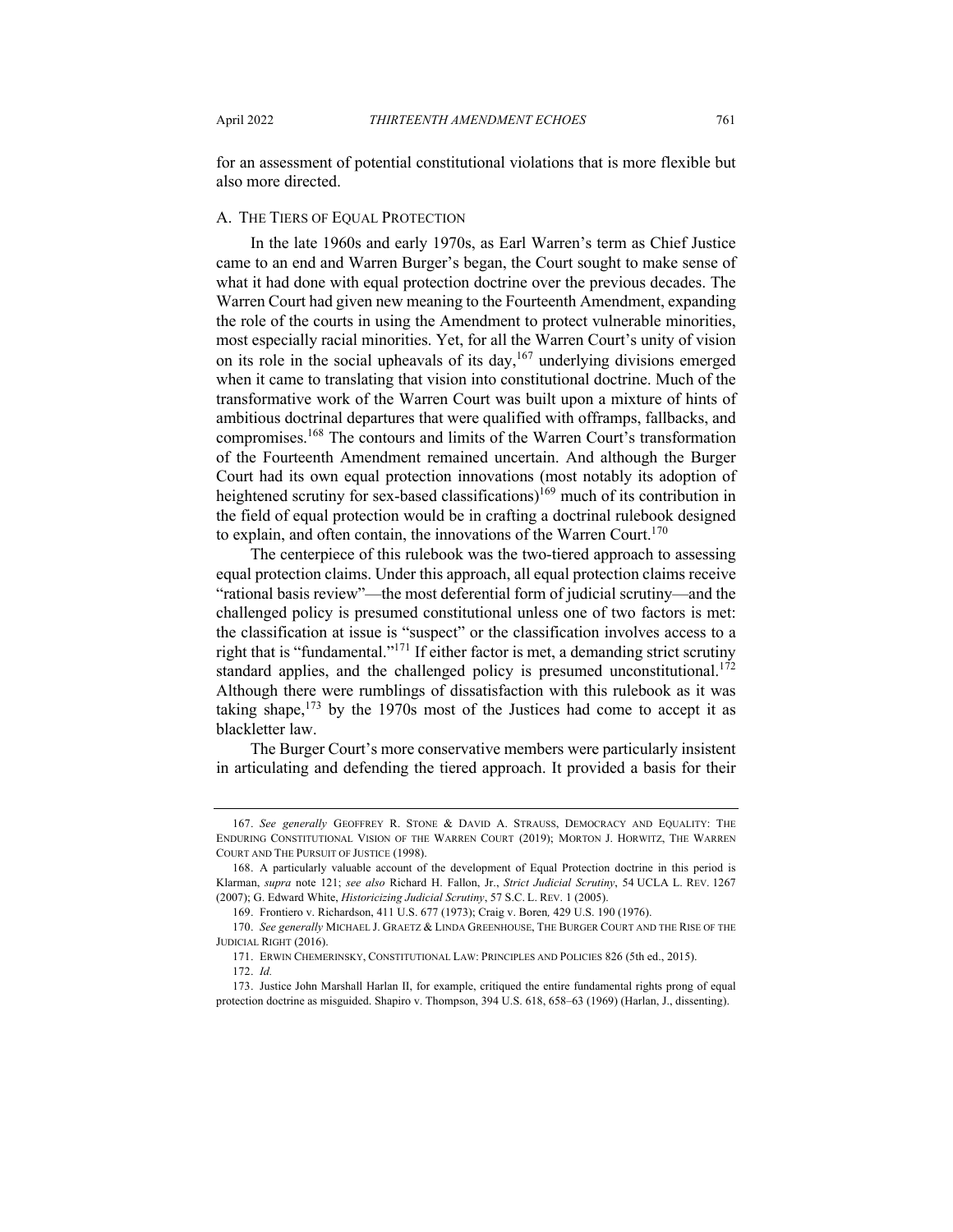for an assessment of potential constitutional violations that is more flexible but also more directed.

### A. The Tiers of Equal Protection

In the late 1960s and early 1970s, as Earl Warren's term as Chief Justice came to an end and Warren Burger's began, the Court sought to make sense of what it had done with equal protection doctrine over the previous decades. The Warren Court had given new meaning to the Fourteenth Amendment, expanding the role of the courts in using the Amendment to protect vulnerable minorities, most especially racial minorities. Yet, for all the Warren Court's unity of vision on its role in the social upheavals of its day,[167] underlying divisions emerged when it came to translating that vision into constitutional doctrine. Much of the transformative work of the Warren Court was built upon a mixture of hints of ambitious doctrinal departures that were qualified with offramps, fallbacks, and compromises.[168] The contours and limits of the Warren Court's transformation of the Fourteenth Amendment remained uncertain. And although the Burger Court had its own equal protection innovations (most notably its adoption of heightened scrutiny for sex-based classifications)[169] much of its contribution in the field of equal protection would be in crafting a doctrinal rulebook designed to explain, and often contain, the innovations of the Warren Court.[170]

The centerpiece of this rulebook was the two-tiered approach to assessing equal protection claims. Under this approach, all equal protection claims receive "rational basis review"—the most deferential form of judicial scrutiny—and the challenged policy is presumed constitutional unless one of two factors is met: the classification at issue is "suspect" or the classification involves access to a right that is "fundamental."[171] If either factor is met, a demanding strict scrutiny standard applies, and the challenged policy is presumed unconstitutional.[172] Although there were rumblings of dissatisfaction with this rulebook as it was taking shape,[173] by the 1970s most of the Justices had come to accept it as blackletter law.

The Burger Court's more conservative members were particularly insistent in articulating and defending the tiered approach. It provided a basis for their

---

167. *See generally* Geoffrey R. Stone & David A. Strauss, Democracy and Equality: The Enduring Constitutional Vision of the Warren Court (2019); Morton J. Horwitz, The Warren Court and The Pursuit of Justice (1998).

168. A particularly valuable account of the development of Equal Protection doctrine in this period is Klarman, *supra* note 121; *see also* Richard H. Fallon, Jr., *Strict Judicial Scrutiny*, 54 UCLA L. Rev. 1267 (2007); G. Edward White, *Historicizing Judicial Scrutiny*, 57 S.C. L. Rev. 1 (2005).

169. Frontiero v. Richardson, 411 U.S. 677 (1973); Craig v. Boren*,* 429 U.S. 190 (1976).

170. *See generally* Michael J. Graetz & Linda Greenhouse, The Burger Court and the Rise of the Judicial Right (2016).

171. Erwin Chemerinsky, Constitutional Law: Principles and Policies 826 (5th ed., 2015).

172. *Id.*

173. Justice John Marshall Harlan II, for example, critiqued the entire fundamental rights prong of equal protection doctrine as misguided. Shapiro v. Thompson, 394 U.S. 618, 658–63 (1969) (Harlan, J., dissenting).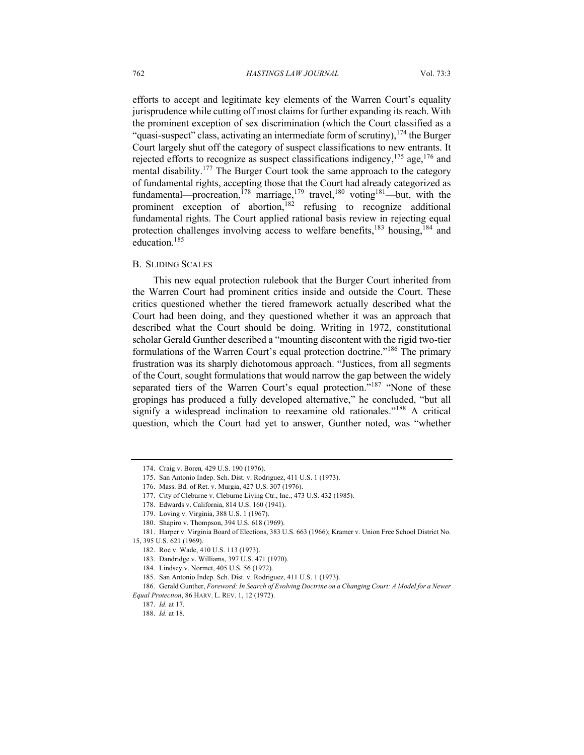efforts to accept and legitimate key elements of the Warren Court's equality jurisprudence while cutting off most claims for further expanding its reach. With the prominent exception of sex discrimination (which the Court classified as a "quasi-suspect" class, activating an intermediate form of scrutiny),[174] the Burger Court largely shut off the category of suspect classifications to new entrants. It rejected efforts to recognize as suspect classifications indigency,[175] age,[176] and mental disability.[177] The Burger Court took the same approach to the category of fundamental rights, accepting those that the Court had already categorized as fundamental—procreation,[178] marriage,[179] travel,[180] voting[181]—but, with the prominent exception of abortion,[182] refusing to recognize additional fundamental rights. The Court applied rational basis review in rejecting equal protection challenges involving access to welfare benefits,[183] housing,[184] and education.[185]

### B. Sliding Scales

This new equal protection rulebook that the Burger Court inherited from the Warren Court had prominent critics inside and outside the Court. These critics questioned whether the tiered framework actually described what the Court had been doing, and they questioned whether it was an approach that described what the Court should be doing. Writing in 1972, constitutional scholar Gerald Gunther described a "mounting discontent with the rigid two-tier formulations of the Warren Court's equal protection doctrine."[186] The primary frustration was its sharply dichotomous approach. "Justices, from all segments of the Court, sought formulations that would narrow the gap between the widely separated tiers of the Warren Court's equal protection."[187] "None of these gropings has produced a fully developed alternative," he concluded, "but all signify a widespread inclination to reexamine old rationales."[188] A critical question, which the Court had yet to answer, Gunther noted, was "whether

---

174. Craig v. Boren*,* 429 U.S. 190 (1976).

175. San Antonio Indep. Sch. Dist. v. Rodriguez, 411 U.S. 1 (1973).

176. Mass. Bd. of Ret. v. Murgia, 427 U.S. 307 (1976).

177. City of Cleburne v. Cleburne Living Ctr., Inc., 473 U.S. 432 (1985).

178. Edwards v. California, 814 U.S. 160 (1941).

179. Loving v. Virginia, 388 U.S. 1 (1967).

180. Shapiro v. Thompson, 394 U.S. 618 (1969).

181. Harper v. Virginia Board of Elections, 383 U.S. 663 (1966); Kramer v. Union Free School District No. 15, 395 U.S. 621 (1969).

182. Roe v. Wade, 410 U.S. 113 (1973).

183. Dandridge v. Williams, 397 U.S. 471 (1970).

184. Lindsey v. Normet, 405 U.S. 56 (1972).

185. San Antonio Indep. Sch. Dist. v. Rodriguez, 411 U.S. 1 (1973).

186. Gerald Gunther, *Foreword: In Search of Evolving Doctrine on a Changing Court: A Model for a Newer Equal Protection*, 86 Harv. L. Rev. 1, 12 (1972).

187. *Id.* at 17.

188. *Id.* at 18.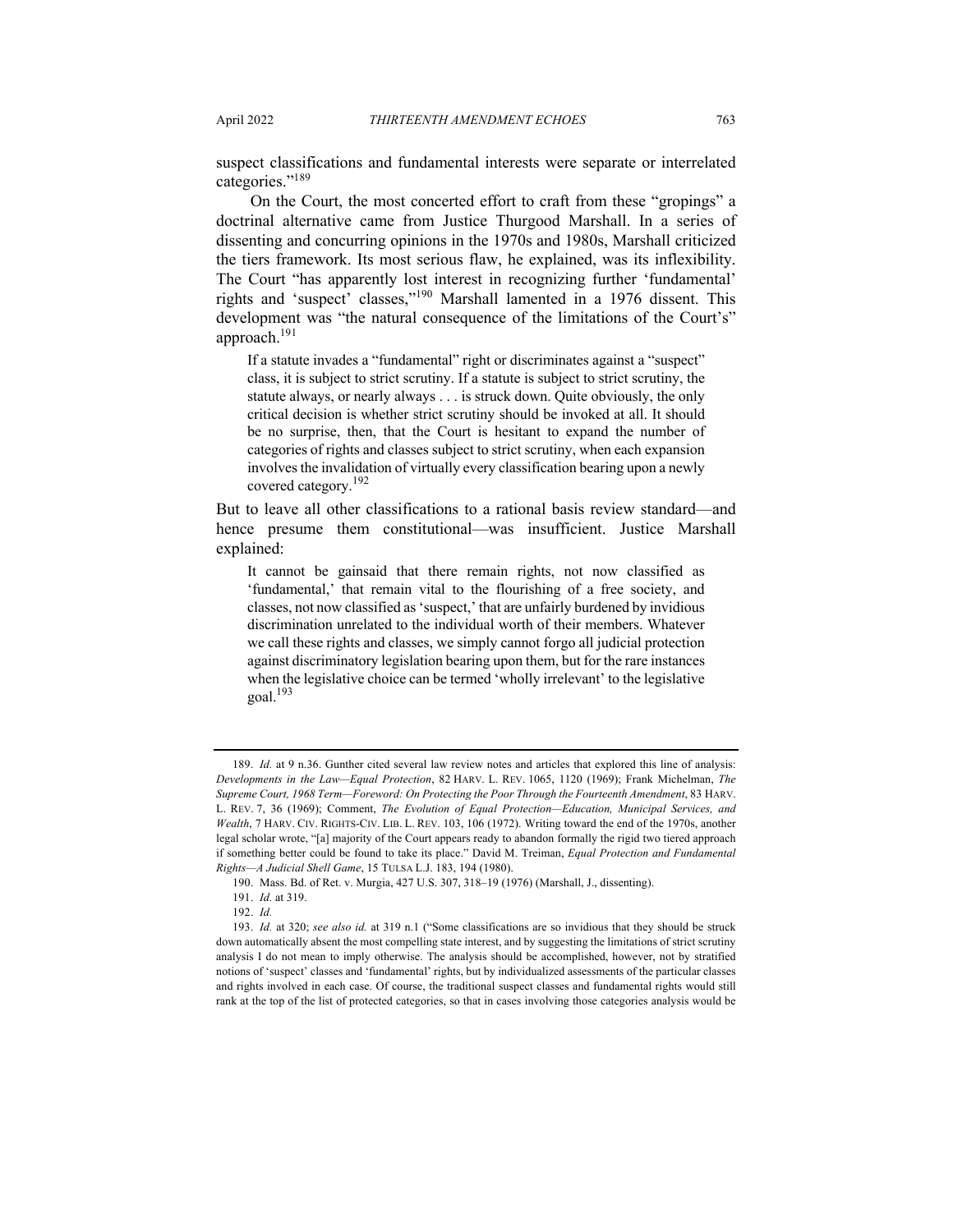suspect classifications and fundamental interests were separate or interrelated categories."[189]

On the Court, the most concerted effort to craft from these "gropings" a doctrinal alternative came from Justice Thurgood Marshall. In a series of dissenting and concurring opinions in the 1970s and 1980s, Marshall criticized the tiers framework. Its most serious flaw, he explained, was its inflexibility. The Court "has apparently lost interest in recognizing further 'fundamental' rights and 'suspect' classes,"[190] Marshall lamented in a 1976 dissent. This development was "the natural consequence of the limitations of the Court's" approach.[191]

> If a statute invades a "fundamental" right or discriminates against a "suspect" class, it is subject to strict scrutiny. If a statute is subject to strict scrutiny, the statute always, or nearly always . . . is struck down. Quite obviously, the only critical decision is whether strict scrutiny should be invoked at all. It should be no surprise, then, that the Court is hesitant to expand the number of categories of rights and classes subject to strict scrutiny, when each expansion involves the invalidation of virtually every classification bearing upon a newly covered category.[192]

But to leave all other classifications to a rational basis review standard—and hence presume them constitutional—was insufficient. Justice Marshall explained:

> It cannot be gainsaid that there remain rights, not now classified as 'fundamental,' that remain vital to the flourishing of a free society, and classes, not now classified as 'suspect,' that are unfairly burdened by invidious discrimination unrelated to the individual worth of their members. Whatever we call these rights and classes, we simply cannot forgo all judicial protection against discriminatory legislation bearing upon them, but for the rare instances when the legislative choice can be termed 'wholly irrelevant' to the legislative goal.[193]

---

189. *Id.* at 9 n.36. Gunther cited several law review notes and articles that explored this line of analysis: *Developments in the Law—Equal Protection*, 82 HARV. L. REV. 1065, 1120 (1969); Frank Michelman, *The Supreme Court, 1968 Term—Foreword: On Protecting the Poor Through the Fourteenth Amendment*, 83 HARV. L. REV. 7, 36 (1969); Comment, *The Evolution of Equal Protection—Education, Municipal Services, and Wealth*, 7 HARV. CIV. RIGHTS-CIV. LIB. L. REV. 103, 106 (1972). Writing toward the end of the 1970s, another legal scholar wrote, "[a] majority of the Court appears ready to abandon formally the rigid two tiered approach if something better could be found to take its place." David M. Treiman, *Equal Protection and Fundamental Rights—A Judicial Shell Game*, 15 TULSA L.J. 183, 194 (1980).

190. Mass. Bd. of Ret. v. Murgia, 427 U.S. 307, 318–19 (1976) (Marshall, J., dissenting).

191. *Id.* at 319.

192. *Id.*

193. *Id.* at 320; *see also id.* at 319 n.1 ("Some classifications are so invidious that they should be struck down automatically absent the most compelling state interest, and by suggesting the limitations of strict scrutiny analysis I do not mean to imply otherwise. The analysis should be accomplished, however, not by stratified notions of 'suspect' classes and 'fundamental' rights, but by individualized assessments of the particular classes and rights involved in each case. Of course, the traditional suspect classes and fundamental rights would still rank at the top of the list of protected categories, so that in cases involving those categories analysis would be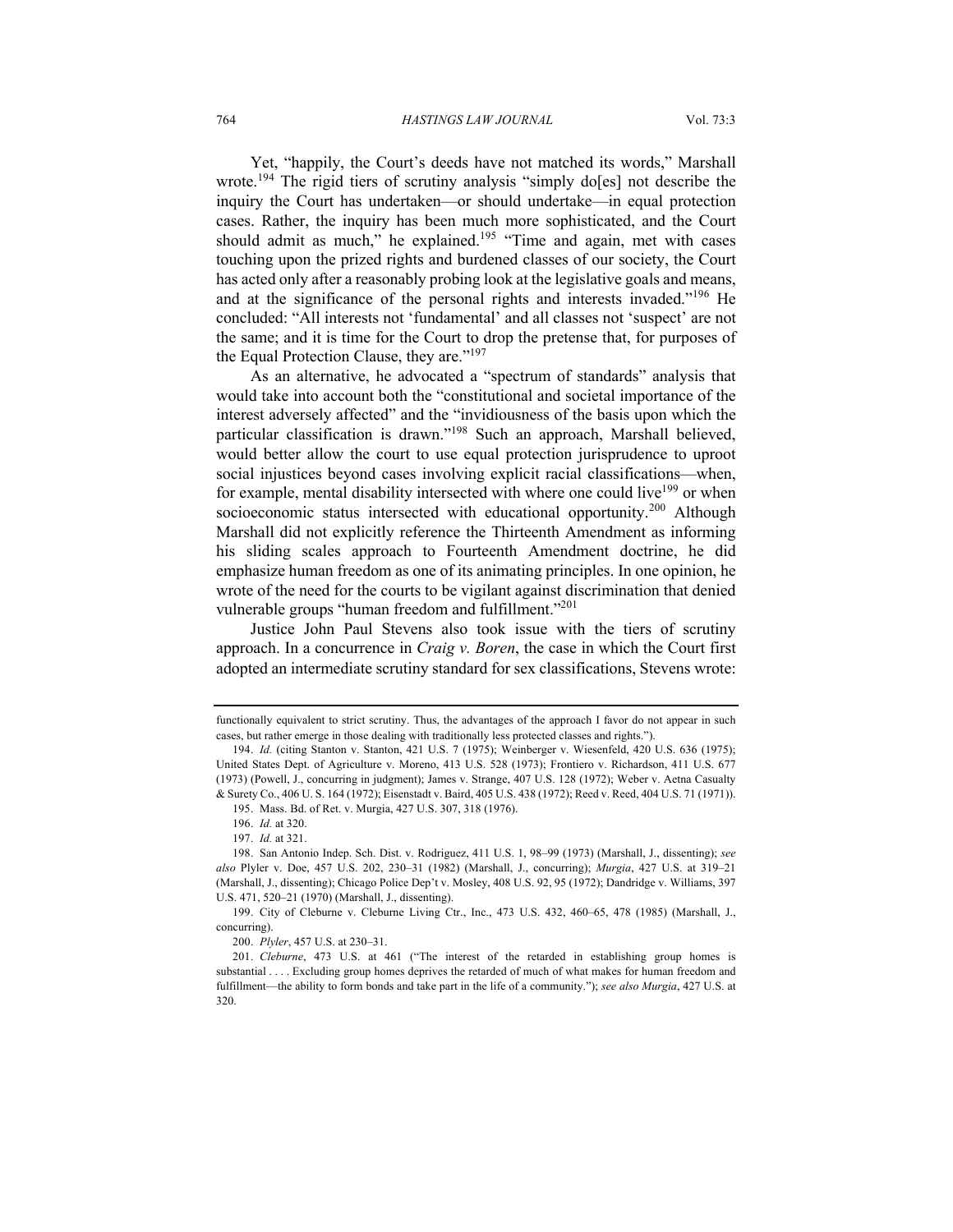Yet, "happily, the Court's deeds have not matched its words," Marshall wrote.[194] The rigid tiers of scrutiny analysis "simply do[es] not describe the inquiry the Court has undertaken—or should undertake—in equal protection cases. Rather, the inquiry has been much more sophisticated, and the Court should admit as much," he explained.[195] "Time and again, met with cases touching upon the prized rights and burdened classes of our society, the Court has acted only after a reasonably probing look at the legislative goals and means, and at the significance of the personal rights and interests invaded."[196] He concluded: "All interests not 'fundamental' and all classes not 'suspect' are not the same; and it is time for the Court to drop the pretense that, for purposes of the Equal Protection Clause, they are."[197]

As an alternative, he advocated a "spectrum of standards" analysis that would take into account both the "constitutional and societal importance of the interest adversely affected" and the "invidiousness of the basis upon which the particular classification is drawn."[198] Such an approach, Marshall believed, would better allow the court to use equal protection jurisprudence to uproot social injustices beyond cases involving explicit racial classifications—when, for example, mental disability intersected with where one could live[199] or when socioeconomic status intersected with educational opportunity.[200] Although Marshall did not explicitly reference the Thirteenth Amendment as informing his sliding scales approach to Fourteenth Amendment doctrine, he did emphasize human freedom as one of its animating principles. In one opinion, he wrote of the need for the courts to be vigilant against discrimination that denied vulnerable groups "human freedom and fulfillment."[201]

Justice John Paul Stevens also took issue with the tiers of scrutiny approach. In a concurrence in *Craig v. Boren*, the case in which the Court first adopted an intermediate scrutiny standard for sex classifications, Stevens wrote:

---

functionally equivalent to strict scrutiny. Thus, the advantages of the approach I favor do not appear in such cases, but rather emerge in those dealing with traditionally less protected classes and rights.").

194. *Id.* (citing Stanton v. Stanton, 421 U.S. 7 (1975); Weinberger v. Wiesenfeld, 420 U.S. 636 (1975); United States Dept. of Agriculture v. Moreno, 413 U.S. 528 (1973); Frontiero v. Richardson, 411 U.S. 677 (1973) (Powell, J., concurring in judgment); James v. Strange, 407 U.S. 128 (1972); Weber v. Aetna Casualty & Surety Co., 406 U. S. 164 (1972); Eisenstadt v. Baird, 405 U.S. 438 (1972); Reed v. Reed, 404 U.S. 71 (1971)).

195. Mass. Bd. of Ret. v. Murgia, 427 U.S. 307, 318 (1976).

196. *Id.* at 320.

197. *Id.* at 321.

198. San Antonio Indep. Sch. Dist. v. Rodriguez, 411 U.S. 1, 98–99 (1973) (Marshall, J., dissenting); *see also* Plyler v. Doe, 457 U.S. 202, 230–31 (1982) (Marshall, J., concurring); *Murgia*, 427 U.S. at 319–21 (Marshall, J., dissenting); Chicago Police Dep't v. Mosley, 408 U.S. 92, 95 (1972); Dandridge v. Williams, 397 U.S. 471, 520–21 (1970) (Marshall, J., dissenting).

199. City of Cleburne v. Cleburne Living Ctr., Inc., 473 U.S. 432, 460–65, 478 (1985) (Marshall, J., concurring).

200. *Plyler*, 457 U.S. at 230–31.

201. *Cleburne*, 473 U.S. at 461 ("The interest of the retarded in establishing group homes is substantial . . . . Excluding group homes deprives the retarded of much of what makes for human freedom and fulfillment—the ability to form bonds and take part in the life of a community."); *see also Murgia*, 427 U.S. at 320.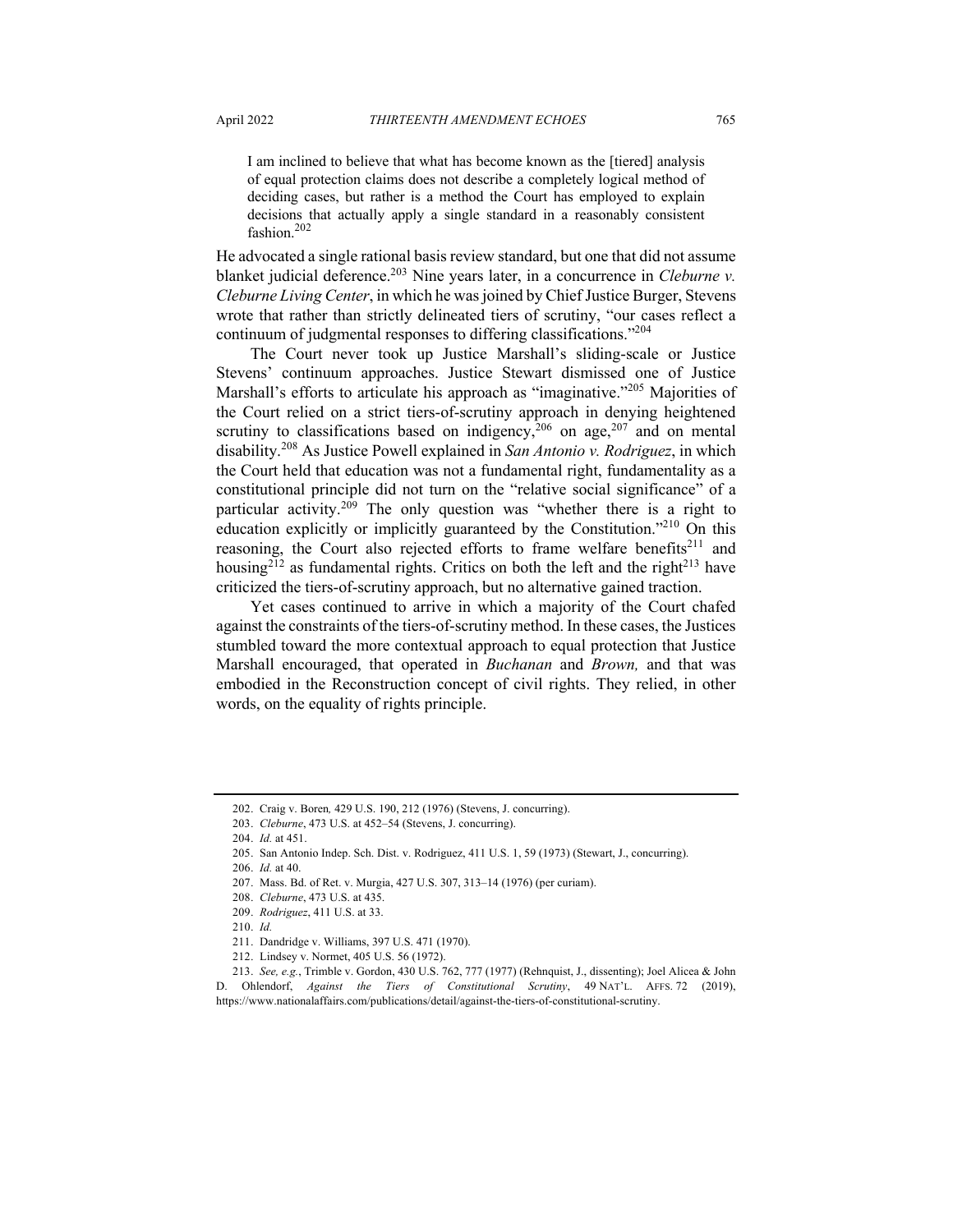> I am inclined to believe that what has become known as the [tiered] analysis of equal protection claims does not describe a completely logical method of deciding cases, but rather is a method the Court has employed to explain decisions that actually apply a single standard in a reasonably consistent fashion.[202]

He advocated a single rational basis review standard, but one that did not assume blanket judicial deference.[203] Nine years later, in a concurrence in *Cleburne v. Cleburne Living Center*, in which he was joined by Chief Justice Burger, Stevens wrote that rather than strictly delineated tiers of scrutiny, "our cases reflect a continuum of judgmental responses to differing classifications."[204]

The Court never took up Justice Marshall's sliding-scale or Justice Stevens' continuum approaches. Justice Stewart dismissed one of Justice Marshall's efforts to articulate his approach as "imaginative."[205] Majorities of the Court relied on a strict tiers-of-scrutiny approach in denying heightened scrutiny to classifications based on indigency,[206] on age,[207] and on mental disability.[208] As Justice Powell explained in *San Antonio v. Rodriguez*, in which the Court held that education was not a fundamental right, fundamentality as a constitutional principle did not turn on the "relative social significance" of a particular activity.[209] The only question was "whether there is a right to education explicitly or implicitly guaranteed by the Constitution."[210] On this reasoning, the Court also rejected efforts to frame welfare benefits[211] and housing[212] as fundamental rights. Critics on both the left and the right[213] have criticized the tiers-of-scrutiny approach, but no alternative gained traction.

Yet cases continued to arrive in which a majority of the Court chafed against the constraints of the tiers-of-scrutiny method. In these cases, the Justices stumbled toward the more contextual approach to equal protection that Justice Marshall encouraged, that operated in *Buchanan* and *Brown,* and that was embodied in the Reconstruction concept of civil rights. They relied, in other words, on the equality of rights principle.

---

202. Craig v. Boren*,* 429 U.S. 190, 212 (1976) (Stevens, J. concurring).

203. *Cleburne*, 473 U.S. at 452–54 (Stevens, J. concurring).

204. *Id.* at 451.

205. San Antonio Indep. Sch. Dist. v. Rodriguez, 411 U.S. 1, 59 (1973) (Stewart, J., concurring).

206. *Id.* at 40.

207. Mass. Bd. of Ret. v. Murgia, 427 U.S. 307, 313–14 (1976) (per curiam).

208. *Cleburne*, 473 U.S. at 435.

209. *Rodriguez*, 411 U.S. at 33.

210. *Id.*

211. Dandridge v. Williams, 397 U.S. 471 (1970).

212. Lindsey v. Normet, 405 U.S. 56 (1972).

213. *See, e.g.*, Trimble v. Gordon, 430 U.S. 762, 777 (1977) (Rehnquist, J., dissenting); Joel Alicea & John D. Ohlendorf, *Against the Tiers of Constitutional Scrutiny*, 49 NAT'L. AFFS. 72 (2019), https://www.nationalaffairs.com/publications/detail/against-the-tiers-of-constitutional-scrutiny.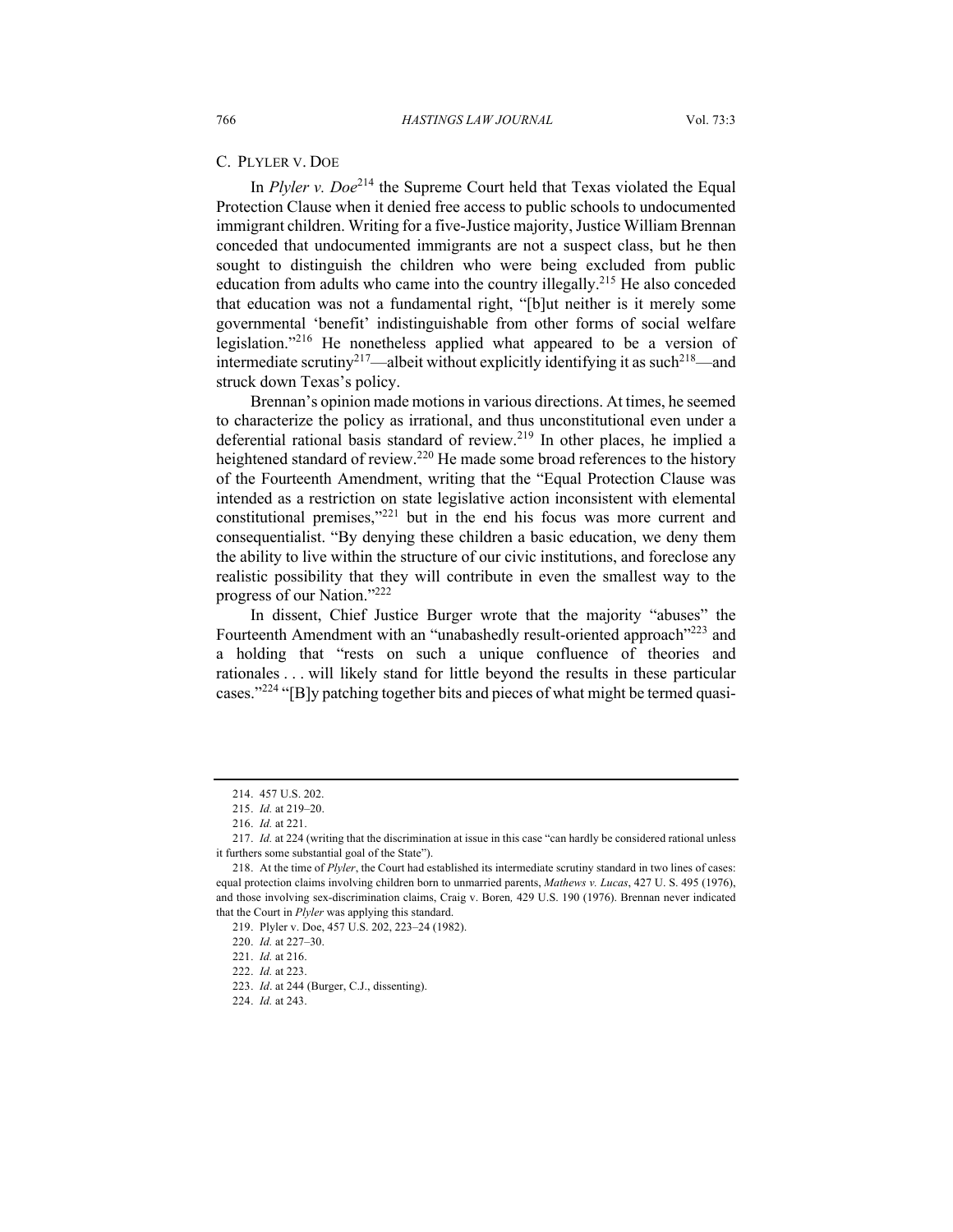### C. PLYLER V. DOE

In *Plyler v. Doe*[214] the Supreme Court held that Texas violated the Equal Protection Clause when it denied free access to public schools to undocumented immigrant children. Writing for a five-Justice majority, Justice William Brennan conceded that undocumented immigrants are not a suspect class, but he then sought to distinguish the children who were being excluded from public education from adults who came into the country illegally.[215] He also conceded that education was not a fundamental right, "[b]ut neither is it merely some governmental 'benefit' indistinguishable from other forms of social welfare legislation."[216] He nonetheless applied what appeared to be a version of intermediate scrutiny[217]—albeit without explicitly identifying it as such[218]—and struck down Texas's policy.

Brennan's opinion made motions in various directions. At times, he seemed to characterize the policy as irrational, and thus unconstitutional even under a deferential rational basis standard of review.[219] In other places, he implied a heightened standard of review.[220] He made some broad references to the history of the Fourteenth Amendment, writing that the "Equal Protection Clause was intended as a restriction on state legislative action inconsistent with elemental constitutional premises,"[221] but in the end his focus was more current and consequentialist. "By denying these children a basic education, we deny them the ability to live within the structure of our civic institutions, and foreclose any realistic possibility that they will contribute in even the smallest way to the progress of our Nation."[222]

In dissent, Chief Justice Burger wrote that the majority "abuses" the Fourteenth Amendment with an "unabashedly result-oriented approach"[223] and a holding that "rests on such a unique confluence of theories and rationales . . . will likely stand for little beyond the results in these particular cases."[224] "[B]y patching together bits and pieces of what might be termed quasi-

---

214. 457 U.S. 202.

215. *Id.* at 219–20.

216. *Id.* at 221.

217. *Id.* at 224 (writing that the discrimination at issue in this case "can hardly be considered rational unless it furthers some substantial goal of the State").

218. At the time of *Plyler*, the Court had established its intermediate scrutiny standard in two lines of cases: equal protection claims involving children born to unmarried parents, *Mathews v. Lucas*, 427 U. S. 495 (1976), and those involving sex-discrimination claims, Craig v. Boren*,* 429 U.S. 190 (1976). Brennan never indicated that the Court in *Plyler* was applying this standard.

219. Plyler v. Doe, 457 U.S. 202, 223–24 (1982).

220. *Id.* at 227–30.

221. *Id.* at 216.

222. *Id.* at 223.

223. *Id*. at 244 (Burger, C.J., dissenting).

224. *Id.* at 243.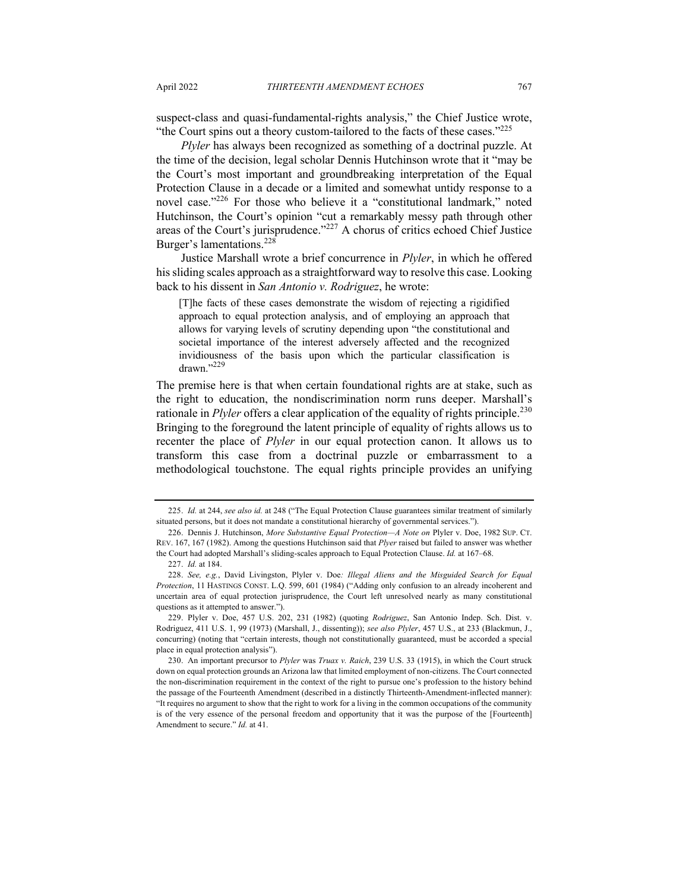suspect-class and quasi-fundamental-rights analysis," the Chief Justice wrote, "the Court spins out a theory custom-tailored to the facts of these cases."[225]

*Plyler* has always been recognized as something of a doctrinal puzzle. At the time of the decision, legal scholar Dennis Hutchinson wrote that it "may be the Court's most important and groundbreaking interpretation of the Equal Protection Clause in a decade or a limited and somewhat untidy response to a novel case."[226] For those who believe it a "constitutional landmark," noted Hutchinson, the Court's opinion "cut a remarkably messy path through other areas of the Court's jurisprudence."[227] A chorus of critics echoed Chief Justice Burger's lamentations.[228]

Justice Marshall wrote a brief concurrence in *Plyler*, in which he offered his sliding scales approach as a straightforward way to resolve this case. Looking back to his dissent in *San Antonio v. Rodriguez*, he wrote:

> [T]he facts of these cases demonstrate the wisdom of rejecting a rigidified approach to equal protection analysis, and of employing an approach that allows for varying levels of scrutiny depending upon "the constitutional and societal importance of the interest adversely affected and the recognized invidiousness of the basis upon which the particular classification is drawn."[229]

The premise here is that when certain foundational rights are at stake, such as the right to education, the nondiscrimination norm runs deeper. Marshall's rationale in *Plyler* offers a clear application of the equality of rights principle.[230] Bringing to the foreground the latent principle of equality of rights allows us to recenter the place of *Plyler* in our equal protection canon. It allows us to transform this case from a doctrinal puzzle or embarrassment to a methodological touchstone. The equal rights principle provides an unifying

---

225. *Id.* at 244, *see also id.* at 248 ("The Equal Protection Clause guarantees similar treatment of similarly situated persons, but it does not mandate a constitutional hierarchy of governmental services.").

226. Dennis J. Hutchinson, *More Substantive Equal Protection—A Note on* Plyler v. Doe, 1982 SUP. CT. REV. 167, 167 (1982). Among the questions Hutchinson said that *Plyer* raised but failed to answer was whether the Court had adopted Marshall's sliding-scales approach to Equal Protection Clause. *Id.* at 167–68.

227. *Id.* at 184.

228. *See, e.g.*, David Livingston, Plyler v. Doe*: Illegal Aliens and the Misguided Search for Equal Protection*, 11 HASTINGS CONST. L.Q. 599, 601 (1984) ("Adding only confusion to an already incoherent and uncertain area of equal protection jurisprudence, the Court left unresolved nearly as many constitutional questions as it attempted to answer.").

229. Plyler v. Doe, 457 U.S. 202, 231 (1982) (quoting *Rodriguez*, San Antonio Indep. Sch. Dist. v. Rodriguez, 411 U.S. 1, 99 (1973) (Marshall, J., dissenting)); *see also Plyler*, 457 U.S., at 233 (Blackmun, J., concurring) (noting that "certain interests, though not constitutionally guaranteed, must be accorded a special place in equal protection analysis").

230. An important precursor to *Plyler* was *Truax v. Raich*, 239 U.S. 33 (1915), in which the Court struck down on equal protection grounds an Arizona law that limited employment of non-citizens. The Court connected the non-discrimination requirement in the context of the right to pursue one's profession to the history behind the passage of the Fourteenth Amendment (described in a distinctly Thirteenth-Amendment-inflected manner): "It requires no argument to show that the right to work for a living in the common occupations of the community is of the very essence of the personal freedom and opportunity that it was the purpose of the [Fourteenth] Amendment to secure." *Id.* at 41.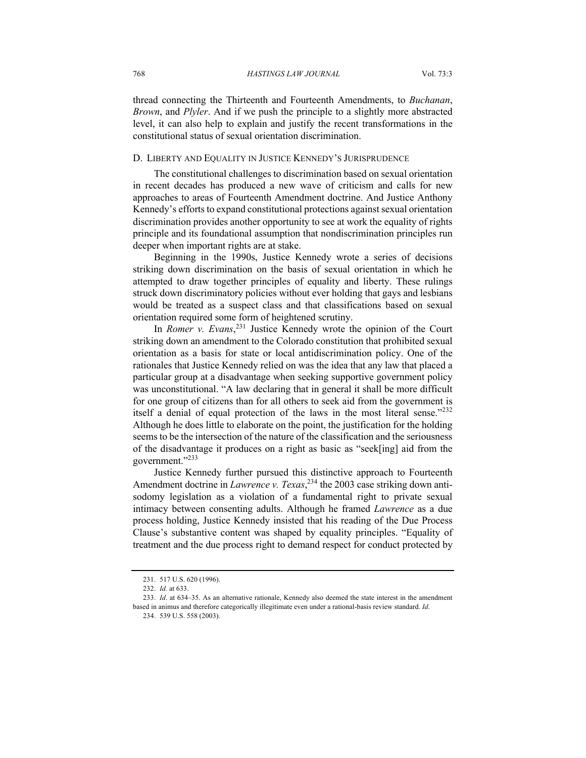thread connecting the Thirteenth and Fourteenth Amendments, to *Buchanan*, *Brown*, and *Plyler*. And if we push the principle to a slightly more abstracted level, it can also help to explain and justify the recent transformations in the constitutional status of sexual orientation discrimination.

### D. Liberty and Equality in Justice Kennedy's Jurisprudence

The constitutional challenges to discrimination based on sexual orientation in recent decades has produced a new wave of criticism and calls for new approaches to areas of Fourteenth Amendment doctrine. And Justice Anthony Kennedy's efforts to expand constitutional protections against sexual orientation discrimination provides another opportunity to see at work the equality of rights principle and its foundational assumption that nondiscrimination principles run deeper when important rights are at stake.

Beginning in the 1990s, Justice Kennedy wrote a series of decisions striking down discrimination on the basis of sexual orientation in which he attempted to draw together principles of equality and liberty. These rulings struck down discriminatory policies without ever holding that gays and lesbians would be treated as a suspect class and that classifications based on sexual orientation required some form of heightened scrutiny.

In *Romer v. Evans*,[231] Justice Kennedy wrote the opinion of the Court striking down an amendment to the Colorado constitution that prohibited sexual orientation as a basis for state or local antidiscrimination policy. One of the rationales that Justice Kennedy relied on was the idea that any law that placed a particular group at a disadvantage when seeking supportive government policy was unconstitutional. "A law declaring that in general it shall be more difficult for one group of citizens than for all others to seek aid from the government is itself a denial of equal protection of the laws in the most literal sense."[232] Although he does little to elaborate on the point, the justification for the holding seems to be the intersection of the nature of the classification and the seriousness of the disadvantage it produces on a right as basic as "seek[ing] aid from the government."[233]

Justice Kennedy further pursued this distinctive approach to Fourteenth Amendment doctrine in *Lawrence v. Texas*,[234] the 2003 case striking down anti-sodomy legislation as a violation of a fundamental right to private sexual intimacy between consenting adults. Although he framed *Lawrence* as a due process holding, Justice Kennedy insisted that his reading of the Due Process Clause's substantive content was shaped by equality principles. "Equality of treatment and the due process right to demand respect for conduct protected by

---

231. 517 U.S. 620 (1996).

232. *Id.* at 633.

233. *Id*. at 634–35. As an alternative rationale, Kennedy also deemed the state interest in the amendment based in animus and therefore categorically illegitimate even under a rational-basis review standard. *Id*.

234. 539 U.S. 558 (2003).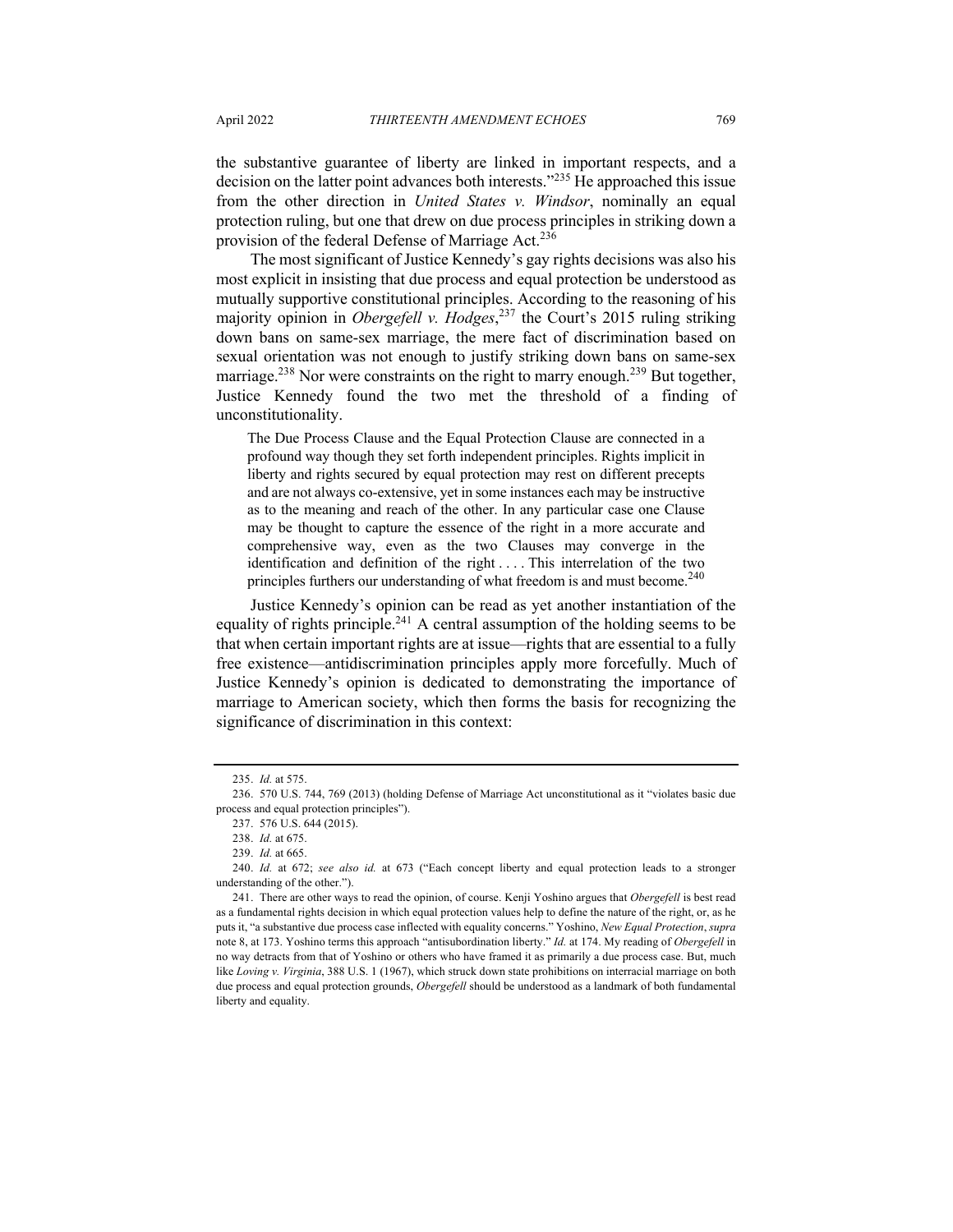the substantive guarantee of liberty are linked in important respects, and a decision on the latter point advances both interests."[235] He approached this issue from the other direction in *United States v. Windsor*, nominally an equal protection ruling, but one that drew on due process principles in striking down a provision of the federal Defense of Marriage Act.[236]

The most significant of Justice Kennedy's gay rights decisions was also his most explicit in insisting that due process and equal protection be understood as mutually supportive constitutional principles. According to the reasoning of his majority opinion in *Obergefell v. Hodges*,[237] the Court's 2015 ruling striking down bans on same-sex marriage, the mere fact of discrimination based on sexual orientation was not enough to justify striking down bans on same-sex marriage.[238] Nor were constraints on the right to marry enough.[239] But together, Justice Kennedy found the two met the threshold of a finding of unconstitutionality.

> The Due Process Clause and the Equal Protection Clause are connected in a profound way though they set forth independent principles. Rights implicit in liberty and rights secured by equal protection may rest on different precepts and are not always co-extensive, yet in some instances each may be instructive as to the meaning and reach of the other. In any particular case one Clause may be thought to capture the essence of the right in a more accurate and comprehensive way, even as the two Clauses may converge in the identification and definition of the right . . . . This interrelation of the two principles furthers our understanding of what freedom is and must become.[240]

Justice Kennedy's opinion can be read as yet another instantiation of the equality of rights principle.[241] A central assumption of the holding seems to be that when certain important rights are at issue—rights that are essential to a fully free existence—antidiscrimination principles apply more forcefully. Much of Justice Kennedy's opinion is dedicated to demonstrating the importance of marriage to American society, which then forms the basis for recognizing the significance of discrimination in this context:

---

235. *Id.* at 575.

236. 570 U.S. 744, 769 (2013) (holding Defense of Marriage Act unconstitutional as it "violates basic due process and equal protection principles").

237. 576 U.S. 644 (2015).

238. *Id.* at 675.

239. *Id.* at 665.

240. *Id.* at 672; *see also id.* at 673 ("Each concept liberty and equal protection leads to a stronger understanding of the other.").

241. There are other ways to read the opinion, of course. Kenji Yoshino argues that *Obergefell* is best read as a fundamental rights decision in which equal protection values help to define the nature of the right, or, as he puts it, "a substantive due process case inflected with equality concerns." Yoshino, *New Equal Protection*, *supra* note 8, at 173. Yoshino terms this approach "antisubordination liberty." *Id.* at 174. My reading of *Obergefell* in no way detracts from that of Yoshino or others who have framed it as primarily a due process case. But, much like *Loving v. Virginia*, 388 U.S. 1 (1967), which struck down state prohibitions on interracial marriage on both due process and equal protection grounds, *Obergefell* should be understood as a landmark of both fundamental liberty and equality.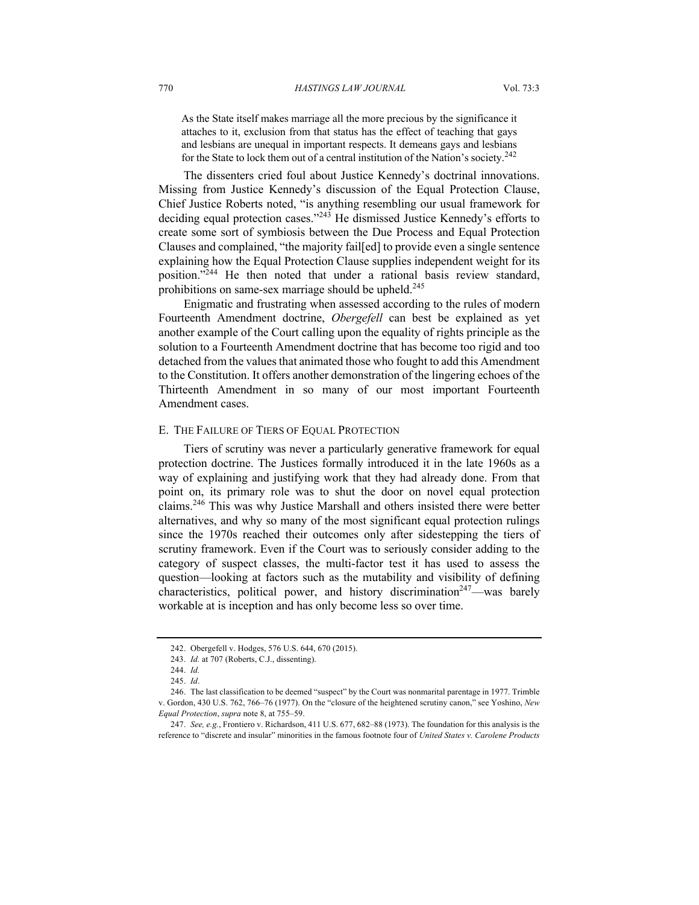As the State itself makes marriage all the more precious by the significance it attaches to it, exclusion from that status has the effect of teaching that gays and lesbians are unequal in important respects. It demeans gays and lesbians for the State to lock them out of a central institution of the Nation's society.[242]

The dissenters cried foul about Justice Kennedy's doctrinal innovations. Missing from Justice Kennedy's discussion of the Equal Protection Clause, Chief Justice Roberts noted, "is anything resembling our usual framework for deciding equal protection cases."[243] He dismissed Justice Kennedy's efforts to create some sort of symbiosis between the Due Process and Equal Protection Clauses and complained, "the majority fail[ed] to provide even a single sentence explaining how the Equal Protection Clause supplies independent weight for its position."[244] He then noted that under a rational basis review standard, prohibitions on same-sex marriage should be upheld.[245]

Enigmatic and frustrating when assessed according to the rules of modern Fourteenth Amendment doctrine, *Obergefell* can best be explained as yet another example of the Court calling upon the equality of rights principle as the solution to a Fourteenth Amendment doctrine that has become too rigid and too detached from the values that animated those who fought to add this Amendment to the Constitution. It offers another demonstration of the lingering echoes of the Thirteenth Amendment in so many of our most important Fourteenth Amendment cases.

### E. The Failure of Tiers of Equal Protection

Tiers of scrutiny was never a particularly generative framework for equal protection doctrine. The Justices formally introduced it in the late 1960s as a way of explaining and justifying work that they had already done. From that point on, its primary role was to shut the door on novel equal protection claims.[246] This was why Justice Marshall and others insisted there were better alternatives, and why so many of the most significant equal protection rulings since the 1970s reached their outcomes only after sidestepping the tiers of scrutiny framework. Even if the Court was to seriously consider adding to the category of suspect classes, the multi-factor test it has used to assess the question—looking at factors such as the mutability and visibility of defining characteristics, political power, and history discrimination[247]—was barely workable at is inception and has only become less so over time.

---

242. Obergefell v. Hodges, 576 U.S. 644, 670 (2015).

243. *Id.* at 707 (Roberts, C.J., dissenting).

244. *Id.*

245. *Id*.

246. The last classification to be deemed "suspect" by the Court was nonmarital parentage in 1977. Trimble v. Gordon, 430 U.S. 762, 766–76 (1977). On the "closure of the heightened scrutiny canon," see Yoshino, *New Equal Protection*, *supra* note 8, at 755–59.

247. *See, e.g.*, Frontiero v. Richardson, 411 U.S. 677, 682–88 (1973). The foundation for this analysis is the reference to "discrete and insular" minorities in the famous footnote four of *United States v. Carolene Products*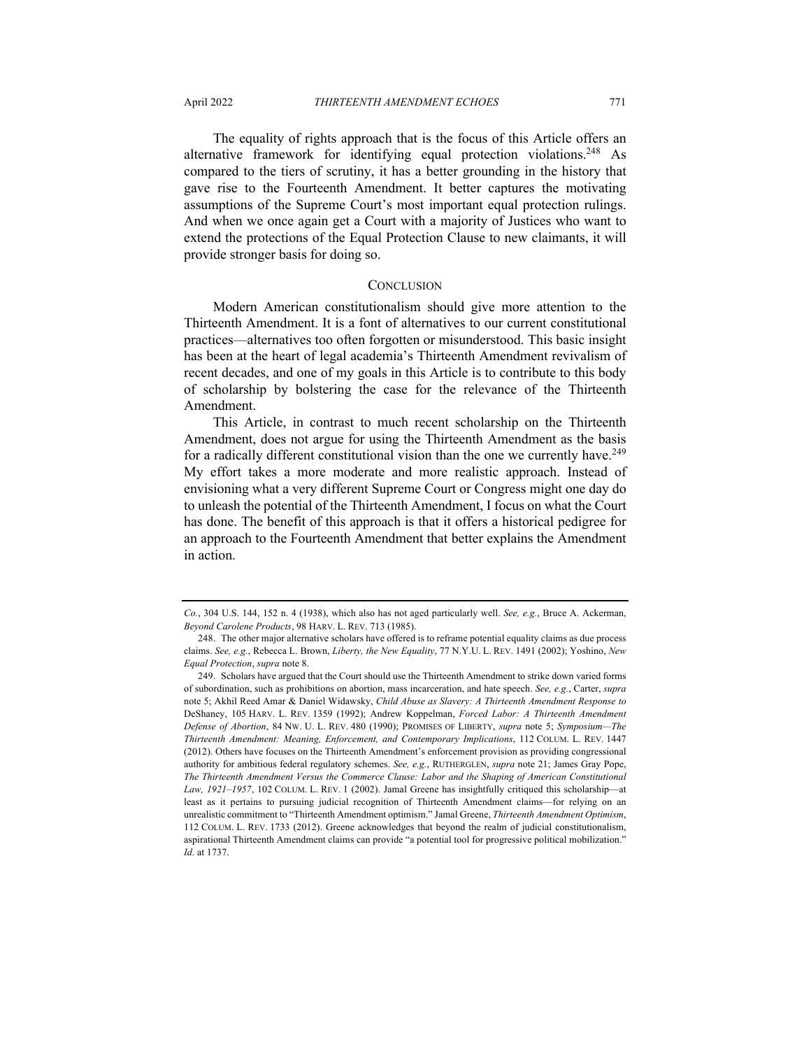The equality of rights approach that is the focus of this Article offers an alternative framework for identifying equal protection violations.[248] As compared to the tiers of scrutiny, it has a better grounding in the history that gave rise to the Fourteenth Amendment. It better captures the motivating assumptions of the Supreme Court's most important equal protection rulings. And when we once again get a Court with a majority of Justices who want to extend the protections of the Equal Protection Clause to new claimants, it will provide stronger basis for doing so.

## CONCLUSION

Modern American constitutionalism should give more attention to the Thirteenth Amendment. It is a font of alternatives to our current constitutional practices—alternatives too often forgotten or misunderstood. This basic insight has been at the heart of legal academia's Thirteenth Amendment revivalism of recent decades, and one of my goals in this Article is to contribute to this body of scholarship by bolstering the case for the relevance of the Thirteenth Amendment.

This Article, in contrast to much recent scholarship on the Thirteenth Amendment, does not argue for using the Thirteenth Amendment as the basis for a radically different constitutional vision than the one we currently have.[249] My effort takes a more moderate and more realistic approach. Instead of envisioning what a very different Supreme Court or Congress might one day do to unleash the potential of the Thirteenth Amendment, I focus on what the Court has done. The benefit of this approach is that it offers a historical pedigree for an approach to the Fourteenth Amendment that better explains the Amendment in action.

---

*Co.*, 304 U.S. 144, 152 n. 4 (1938), which also has not aged particularly well. *See, e.g.*, Bruce A. Ackerman, *Beyond Carolene Products*, 98 HARV. L. REV. 713 (1985).

248. The other major alternative scholars have offered is to reframe potential equality claims as due process claims. *See, e.g.*, Rebecca L. Brown, *Liberty, the New Equality*, 77 N.Y.U. L. REV. 1491 (2002); Yoshino, *New Equal Protection*, *supra* note 8.

249. Scholars have argued that the Court should use the Thirteenth Amendment to strike down varied forms of subordination, such as prohibitions on abortion, mass incarceration, and hate speech. *See, e.g.*, Carter, *supra* note 5; Akhil Reed Amar & Daniel Widawsky, *Child Abuse as Slavery: A Thirteenth Amendment Response to* DeShaney, 105 HARV. L. REV. 1359 (1992); Andrew Koppelman, *Forced Labor: A Thirteenth Amendment Defense of Abortion*, 84 NW. U. L. REV. 480 (1990); PROMISES OF LIBERTY, *supra* note 5; *Symposium—The Thirteenth Amendment: Meaning, Enforcement, and Contemporary Implications*, 112 COLUM. L. REV. 1447 (2012). Others have focuses on the Thirteenth Amendment's enforcement provision as providing congressional authority for ambitious federal regulatory schemes. *See, e.g.*, RUTHERGLEN, *supra* note 21; James Gray Pope, *The Thirteenth Amendment Versus the Commerce Clause: Labor and the Shaping of American Constitutional Law, 1921–1957*, 102 COLUM. L. REV. 1 (2002). Jamal Greene has insightfully critiqued this scholarship—at least as it pertains to pursuing judicial recognition of Thirteenth Amendment claims—for relying on an unrealistic commitment to "Thirteenth Amendment optimism." Jamal Greene, *Thirteenth Amendment Optimism*, 112 COLUM. L. REV. 1733 (2012). Greene acknowledges that beyond the realm of judicial constitutionalism, aspirational Thirteenth Amendment claims can provide "a potential tool for progressive political mobilization." *Id.* at 1737.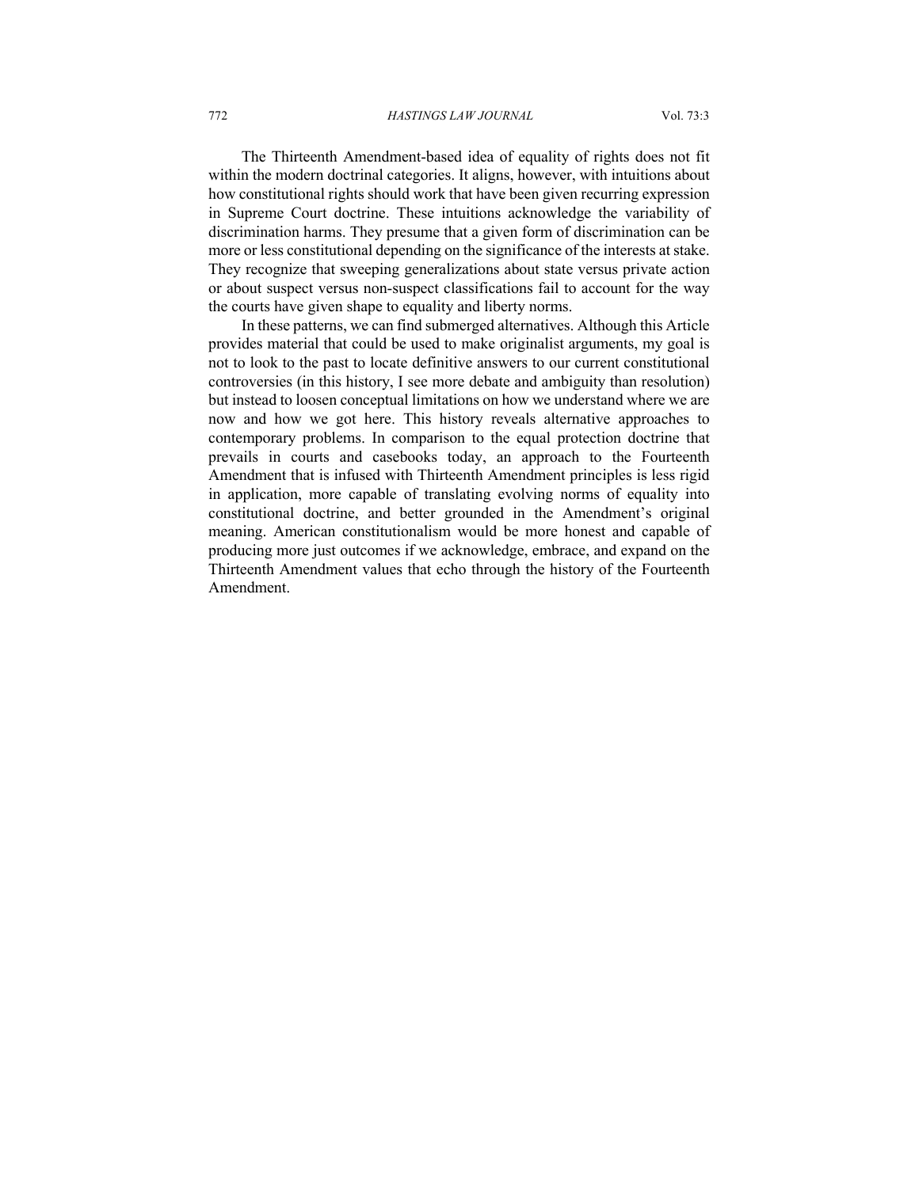The Thirteenth Amendment-based idea of equality of rights does not fit within the modern doctrinal categories. It aligns, however, with intuitions about how constitutional rights should work that have been given recurring expression in Supreme Court doctrine. These intuitions acknowledge the variability of discrimination harms. They presume that a given form of discrimination can be more or less constitutional depending on the significance of the interests at stake. They recognize that sweeping generalizations about state versus private action or about suspect versus non-suspect classifications fail to account for the way the courts have given shape to equality and liberty norms.

In these patterns, we can find submerged alternatives. Although this Article provides material that could be used to make originalist arguments, my goal is not to look to the past to locate definitive answers to our current constitutional controversies (in this history, I see more debate and ambiguity than resolution) but instead to loosen conceptual limitations on how we understand where we are now and how we got here. This history reveals alternative approaches to contemporary problems. In comparison to the equal protection doctrine that prevails in courts and casebooks today, an approach to the Fourteenth Amendment that is infused with Thirteenth Amendment principles is less rigid in application, more capable of translating evolving norms of equality into constitutional doctrine, and better grounded in the Amendment's original meaning. American constitutionalism would be more honest and capable of producing more just outcomes if we acknowledge, embrace, and expand on the Thirteenth Amendment values that echo through the history of the Fourteenth Amendment.